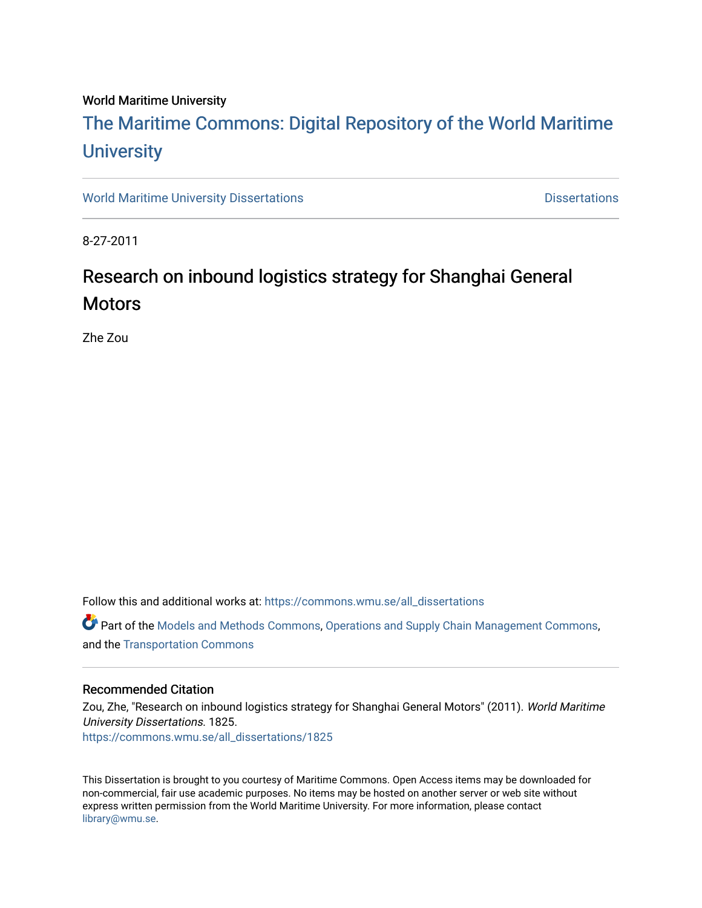World Maritime University

# The Maritime Commons: Digital Repository of the World Maritime University

World Maritime University Dissertations | Dissertations

8-27-2011

## Research on inbound logistics strategy for Shanghai General Motors

Zhe Zou

Follow this and additional works at: https://commons.wmu.se/all_dissertations

Part of the Models and Methods Commons, Operations and Supply Chain Management Commons, and the Transportation Commons

### Recommended Citation

Zou, Zhe, "Research on inbound logistics strategy for Shanghai General Motors" (2011). *World Maritime University Dissertations*. 1825.
https://commons.wmu.se/all_dissertations/1825

This Dissertation is brought to you courtesy of Maritime Commons. Open Access items may be downloaded for non-commercial, fair use academic purposes. No items may be hosted on another server or web site without express written permission from the World Maritime University. For more information, please contact library@wmu.se.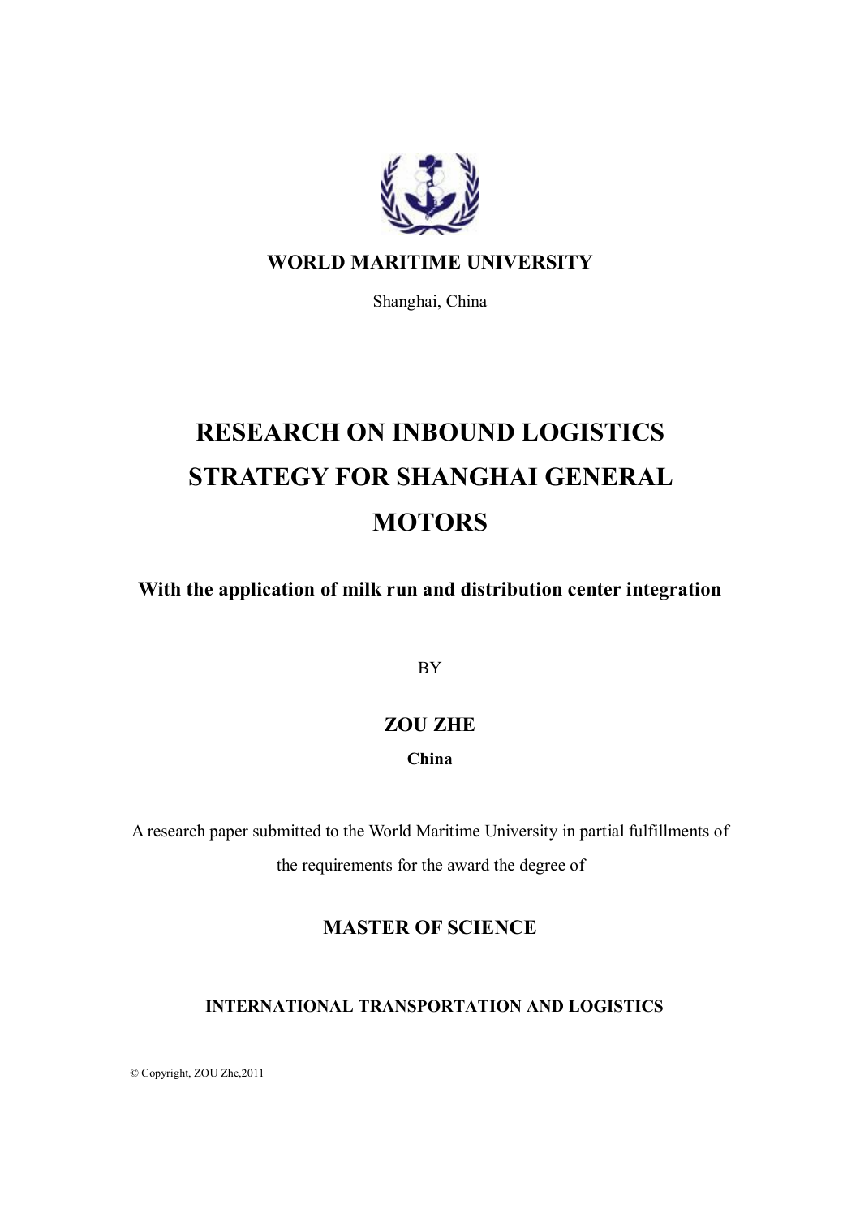**WORLD MARITIME UNIVERSITY**

Shanghai, China

# RESEARCH ON INBOUND LOGISTICS STRATEGY FOR SHANGHAI GENERAL MOTORS

**With the application of milk run and distribution center integration**

BY

**ZOU ZHE**

**China**

A research paper submitted to the World Maritime University in partial fulfillments of the requirements for the award the degree of

**MASTER OF SCIENCE**

**INTERNATIONAL TRANSPORTATION AND LOGISTICS**

© Copyright, ZOU Zhe,2011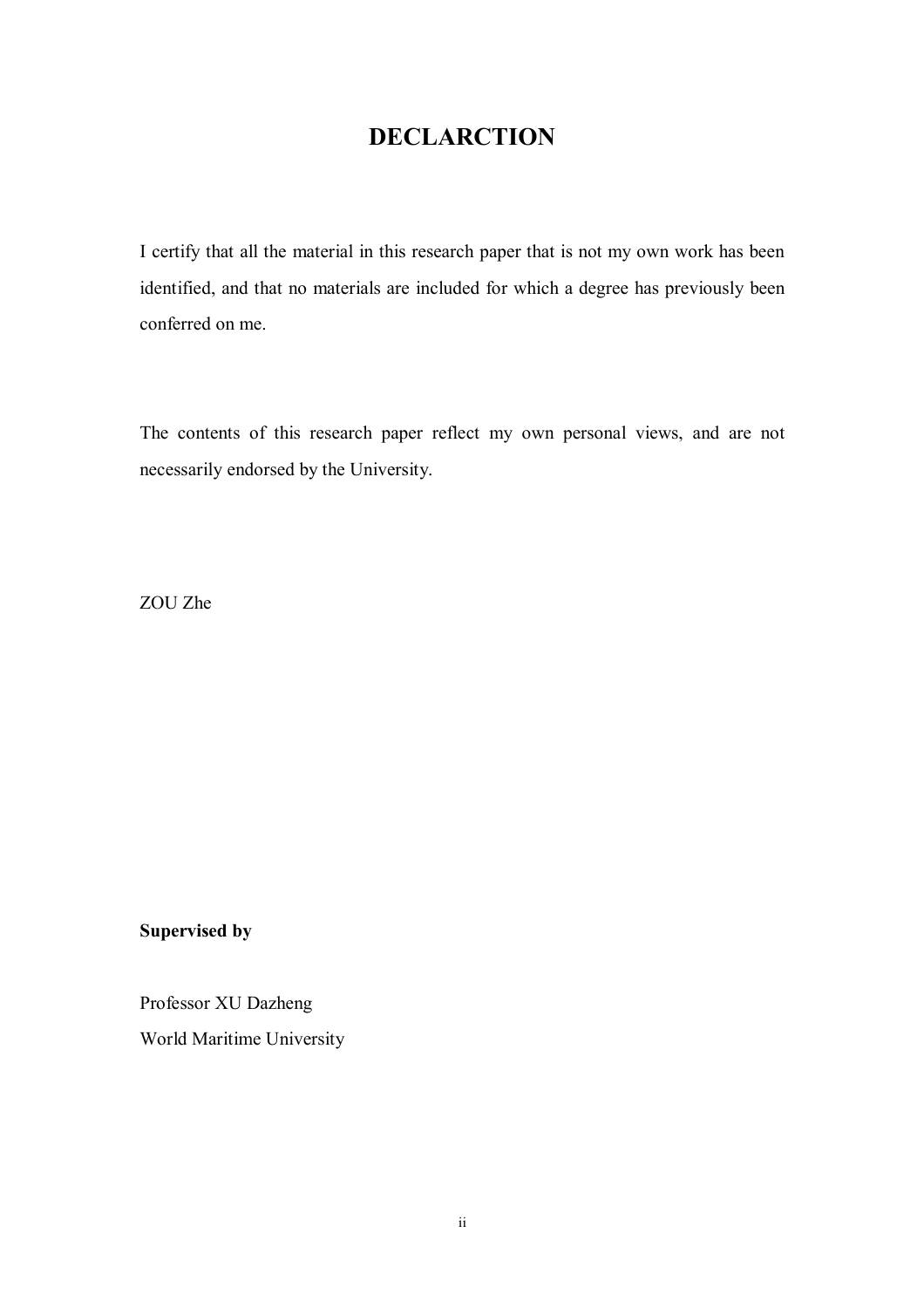# DECLARCTION

I certify that all the material in this research paper that is not my own work has been identified, and that no materials are included for which a degree has previously been conferred on me.

The contents of this research paper reflect my own personal views, and are not necessarily endorsed by the University.

ZOU Zhe

**Supervised by**

Professor XU Dazheng
World Maritime University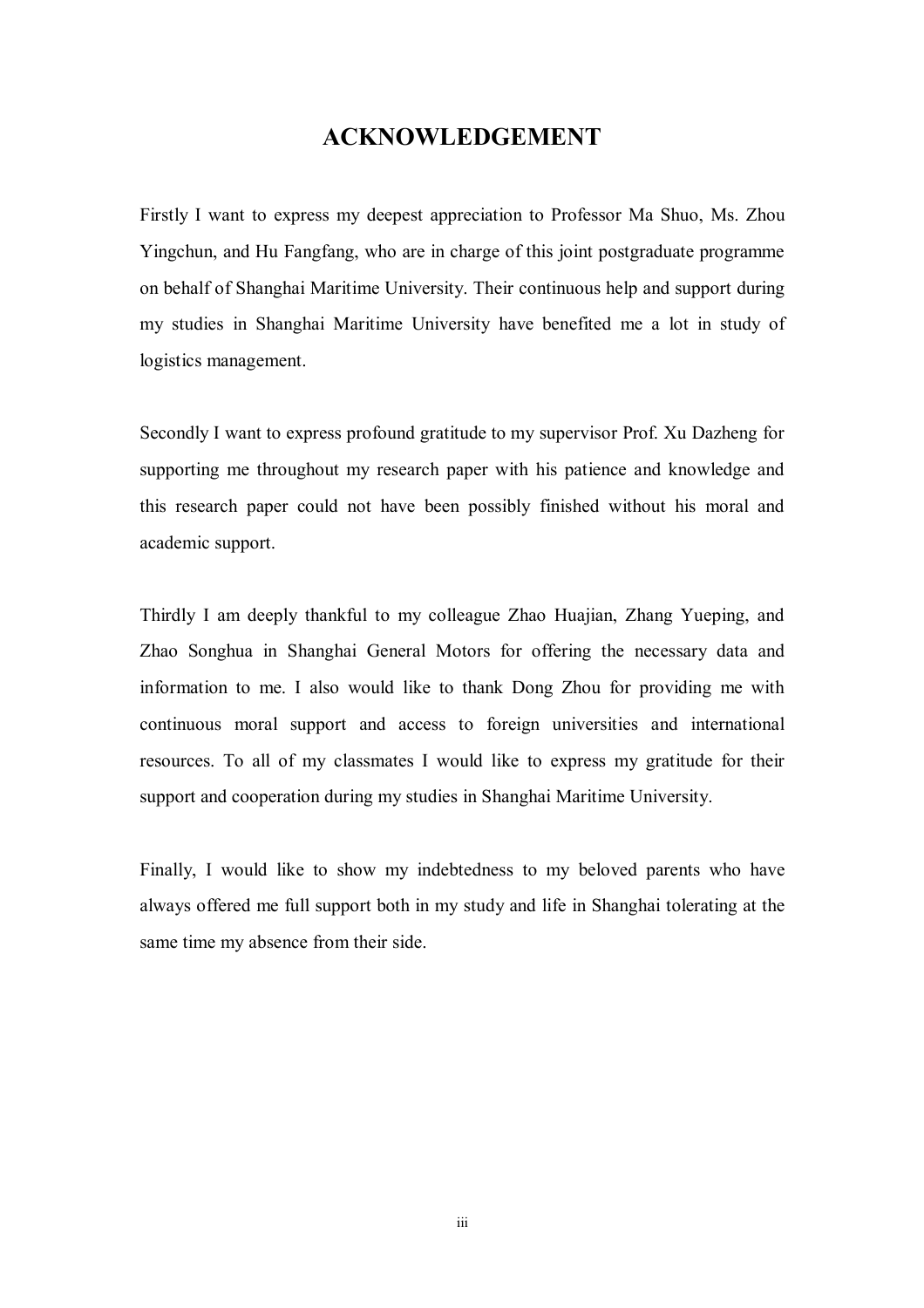# ACKNOWLEDGEMENT

Firstly I want to express my deepest appreciation to Professor Ma Shuo, Ms. Zhou Yingchun, and Hu Fangfang, who are in charge of this joint postgraduate programme on behalf of Shanghai Maritime University. Their continuous help and support during my studies in Shanghai Maritime University have benefited me a lot in study of logistics management.

Secondly I want to express profound gratitude to my supervisor Prof. Xu Dazheng for supporting me throughout my research paper with his patience and knowledge and this research paper could not have been possibly finished without his moral and academic support.

Thirdly I am deeply thankful to my colleague Zhao Huajian, Zhang Yueping, and Zhao Songhua in Shanghai General Motors for offering the necessary data and information to me. I also would like to thank Dong Zhou for providing me with continuous moral support and access to foreign universities and international resources. To all of my classmates I would like to express my gratitude for their support and cooperation during my studies in Shanghai Maritime University.

Finally, I would like to show my indebtedness to my beloved parents who have always offered me full support both in my study and life in Shanghai tolerating at the same time my absence from their side.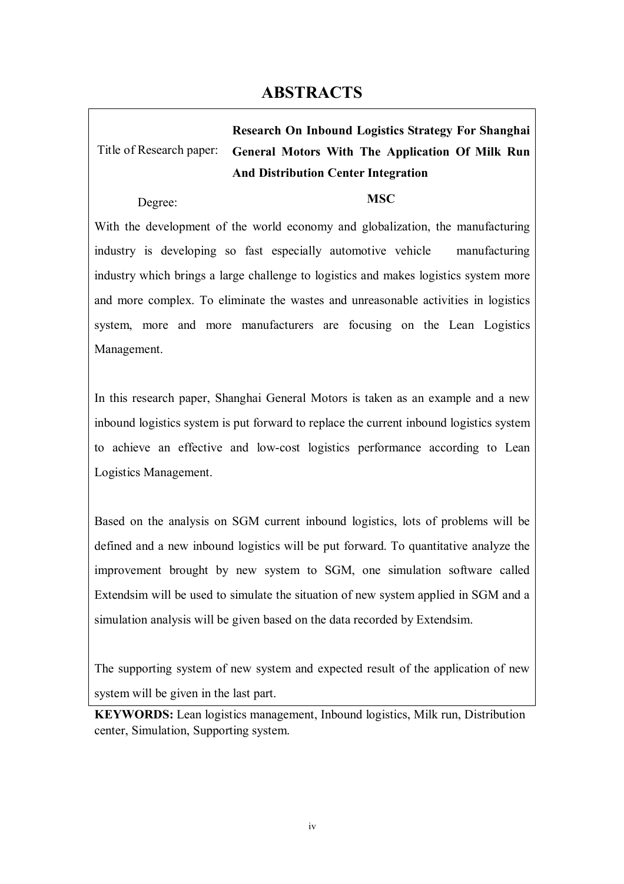# ABSTRACTS

| Title of Research paper: | **Research On Inbound Logistics Strategy For Shanghai General Motors With The Application Of Milk Run And Distribution Center Integration** |
|---|---|
| Degree: | **MSC** |

With the development of the world economy and globalization, the manufacturing industry is developing so fast especially automotive vehicle manufacturing industry which brings a large challenge to logistics and makes logistics system more and more complex. To eliminate the wastes and unreasonable activities in logistics system, more and more manufacturers are focusing on the Lean Logistics Management.

In this research paper, Shanghai General Motors is taken as an example and a new inbound logistics system is put forward to replace the current inbound logistics system to achieve an effective and low-cost logistics performance according to Lean Logistics Management.

Based on the analysis on SGM current inbound logistics, lots of problems will be defined and a new inbound logistics will be put forward. To quantitative analyze the improvement brought by new system to SGM, one simulation software called Extendsim will be used to simulate the situation of new system applied in SGM and a simulation analysis will be given based on the data recorded by Extendsim.

The supporting system of new system and expected result of the application of new system will be given in the last part.

**KEYWORDS:** Lean logistics management, Inbound logistics, Milk run, Distribution center, Simulation, Supporting system.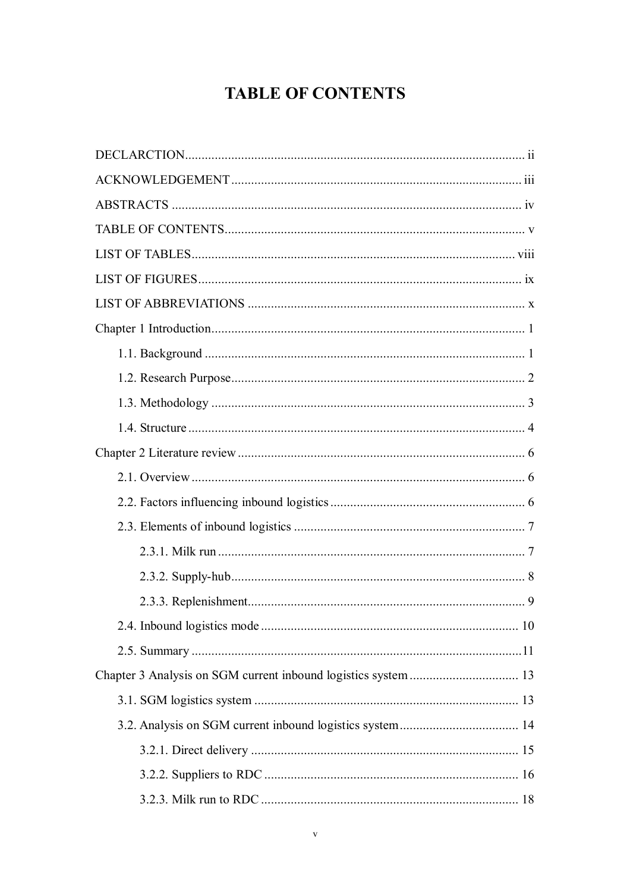# TABLE OF CONTENTS

DECLARCTION ........ ii

ACKNOWLEDGEMENT ........ iii

ABSTRACTS ........ iv

TABLE OF CONTENTS ........ v

LIST OF TABLES ........ viii

LIST OF FIGURES ........ ix

LIST OF ABBREVIATIONS ........ x

Chapter 1 Introduction ........ 1

- 1.1. Background ........ 1
- 1.2. Research Purpose ........ 2
- 1.3. Methodology ........ 3
- 1.4. Structure ........ 4

Chapter 2 Literature review ........ 6

- 2.1. Overview ........ 6
- 2.2. Factors influencing inbound logistics ........ 6
- 2.3. Elements of inbound logistics ........ 7
  - 2.3.1. Milk run ........ 7
  - 2.3.2. Supply-hub ........ 8
  - 2.3.3. Replenishment ........ 9
- 2.4. Inbound logistics mode ........ 10
- 2.5. Summary ........ 11

Chapter 3 Analysis on SGM current inbound logistics system ........ 13

- 3.1. SGM logistics system ........ 13
- 3.2. Analysis on SGM current inbound logistics system ........ 14
  - 3.2.1. Direct delivery ........ 15
  - 3.2.2. Suppliers to RDC ........ 16
  - 3.2.3. Milk run to RDC ........ 18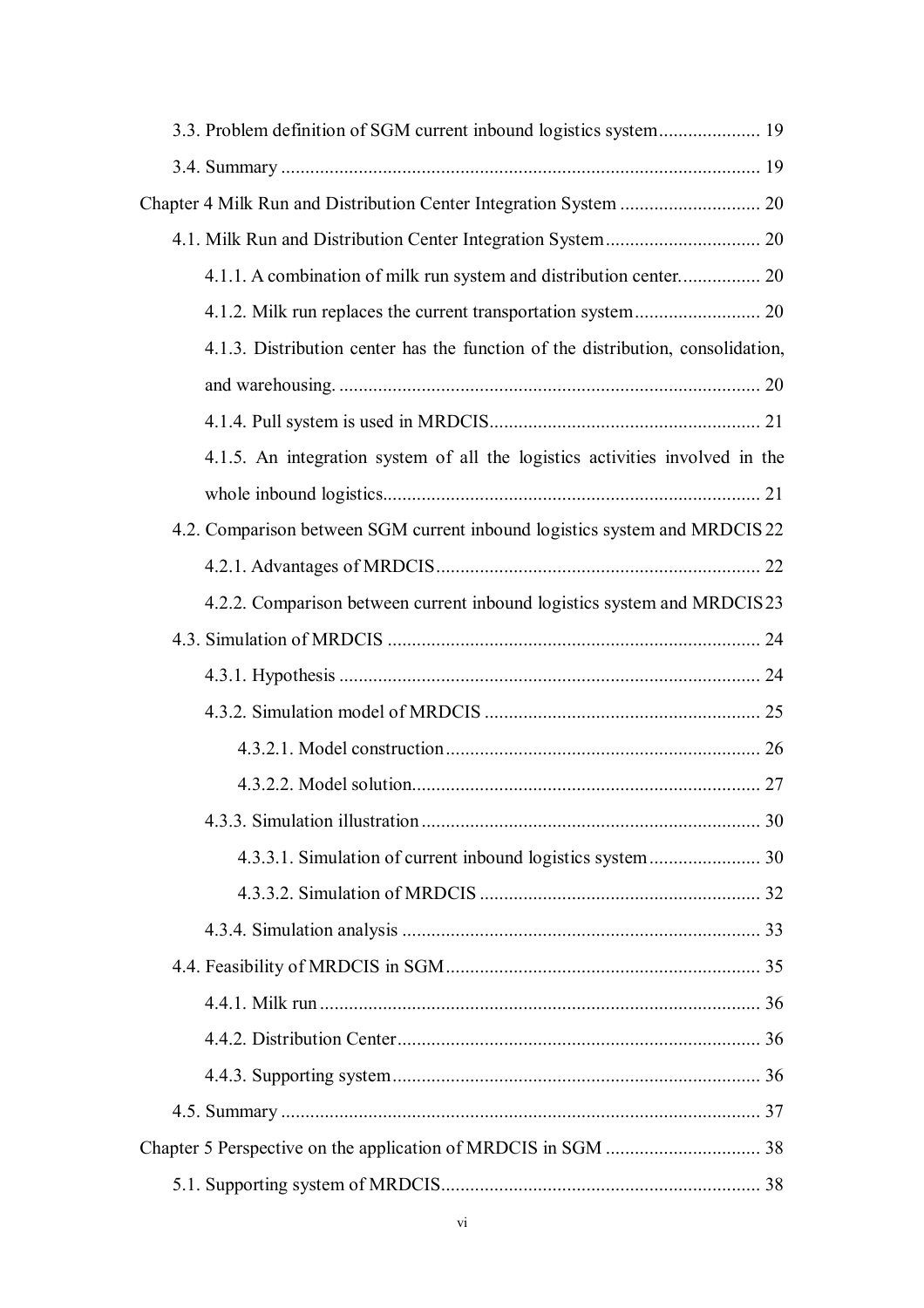3.3. Problem definition of SGM current inbound logistics system ..................... 19

3.4. Summary ..................................................................................................... 19

Chapter 4 Milk Run and Distribution Center Integration System ............................. 20

4.1. Milk Run and Distribution Center Integration System ................................ 20

4.1.1. A combination of milk run system and distribution center................. 20

4.1.2. Milk run replaces the current transportation system .......................... 20

4.1.3. Distribution center has the function of the distribution, consolidation, and warehousing. ....................................................................................... 20

4.1.4. Pull system is used in MRDCIS........................................................ 21

4.1.5. An integration system of all the logistics activities involved in the whole inbound logistics............................................................................. 21

4.2. Comparison between SGM current inbound logistics system and MRDCIS 22

4.2.1. Advantages of MRDCIS................................................................... 22

4.2.2. Comparison between current inbound logistics system and MRDCIS 23

4.3. Simulation of MRDCIS ............................................................................. 24

4.3.1. Hypothesis ....................................................................................... 24

4.3.2. Simulation model of MRDCIS ......................................................... 25

4.3.2.1. Model construction ................................................................. 26

4.3.2.2. Model solution........................................................................ 27

4.3.3. Simulation illustration ...................................................................... 30

4.3.3.1. Simulation of current inbound logistics system ....................... 30

4.3.3.2. Simulation of MRDCIS .......................................................... 32

4.3.4. Simulation analysis .......................................................................... 33

4.4. Feasibility of MRDCIS in SGM................................................................. 35

4.4.1. Milk run ........................................................................................... 36

4.4.2. Distribution Center ........................................................................... 36

4.4.3. Supporting system............................................................................ 36

4.5. Summary ................................................................................................... 37

Chapter 5 Perspective on the application of MRDCIS in SGM ................................ 38

5.1. Supporting system of MRDCIS.................................................................. 38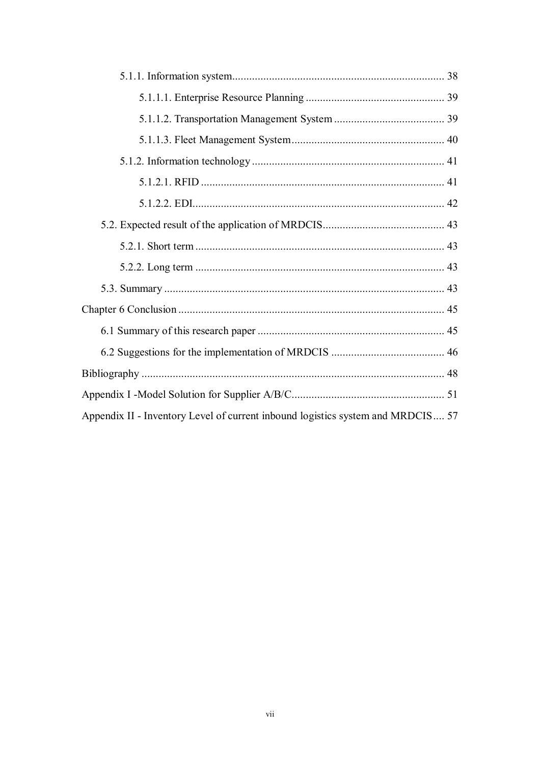5.1.1. Information system........................................................................... 38

5.1.1.1. Enterprise Resource Planning ................................................. 39

5.1.1.2. Transportation Management System ....................................... 39

5.1.1.3. Fleet Management System...................................................... 40

5.1.2. Information technology .................................................................... 41

5.1.2.1. RFID ...................................................................................... 41

5.1.2.2. EDI......................................................................................... 42

5.2. Expected result of the application of MRDCIS........................................... 43

5.2.1. Short term ........................................................................................ 43

5.2.2. Long term ........................................................................................ 43

5.3. Summary ................................................................................................... 43

Chapter 6 Conclusion .............................................................................................. 45

6.1 Summary of this research paper .................................................................. 45

6.2 Suggestions for the implementation of MRDCIS ........................................ 46

Bibliography ........................................................................................................... 48

Appendix I -Model Solution for Supplier A/B/C...................................................... 51

Appendix II - Inventory Level of current inbound logistics system and MRDCIS.... 57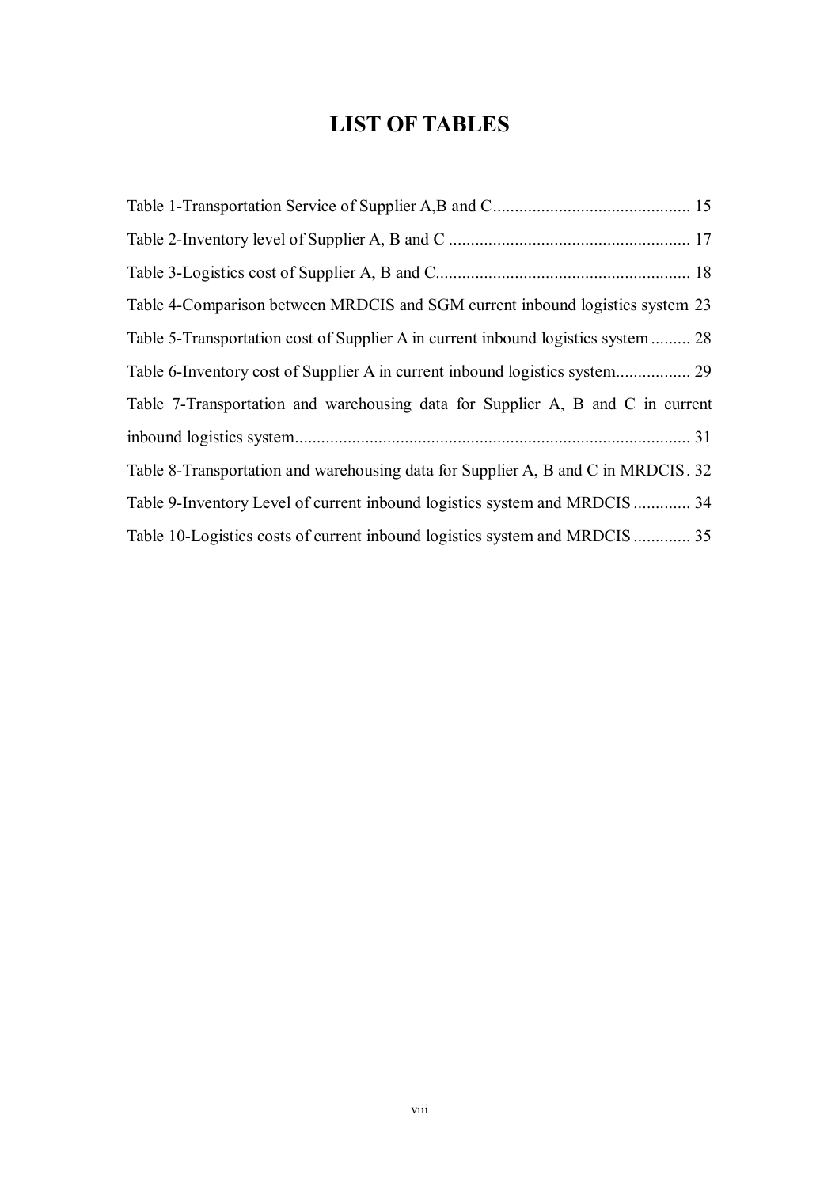# LIST OF TABLES

Table 1-Transportation Service of Supplier A,B and C ............................................. 15

Table 2-Inventory level of Supplier A, B and C ....................................................... 17

Table 3-Logistics cost of Supplier A, B and C.......................................................... 18

Table 4-Comparison between MRDCIS and SGM current inbound logistics system 23

Table 5-Transportation cost of Supplier A in current inbound logistics system ......... 28

Table 6-Inventory cost of Supplier A in current inbound logistics system................. 29

Table 7-Transportation and warehousing data for Supplier A, B and C in current inbound logistics system.......................................................................................... 31

Table 8-Transportation and warehousing data for Supplier A, B and C in MRDCIS. 32

Table 9-Inventory Level of current inbound logistics system and MRDCIS ............. 34

Table 10-Logistics costs of current inbound logistics system and MRDCIS ............. 35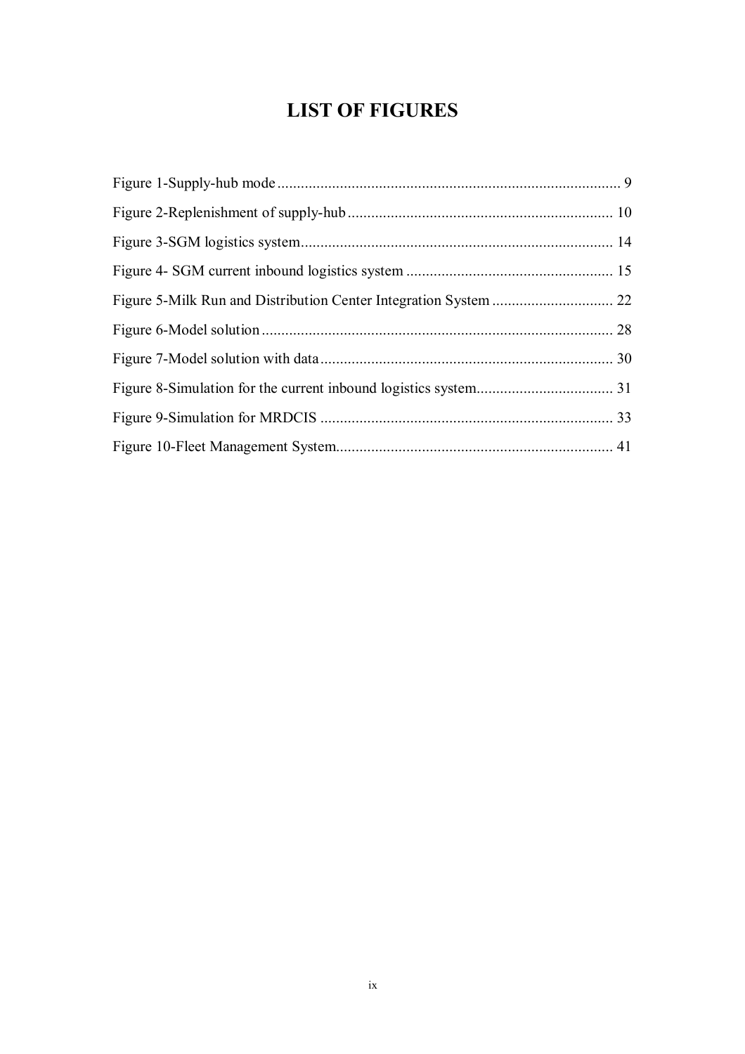# LIST OF FIGURES

Figure 1-Supply-hub mode ........................................................................................ 9

Figure 2-Replenishment of supply-hub .................................................................... 10

Figure 3-SGM logistics system................................................................................ 14

Figure 4- SGM current inbound logistics system ..................................................... 15

Figure 5-Milk Run and Distribution Center Integration System ............................... 22

Figure 6-Model solution .......................................................................................... 28

Figure 7-Model solution with data........................................................................... 30

Figure 8-Simulation for the current inbound logistics system................................... 31

Figure 9-Simulation for MRDCIS ........................................................................... 33

Figure 10-Fleet Management System....................................................................... 41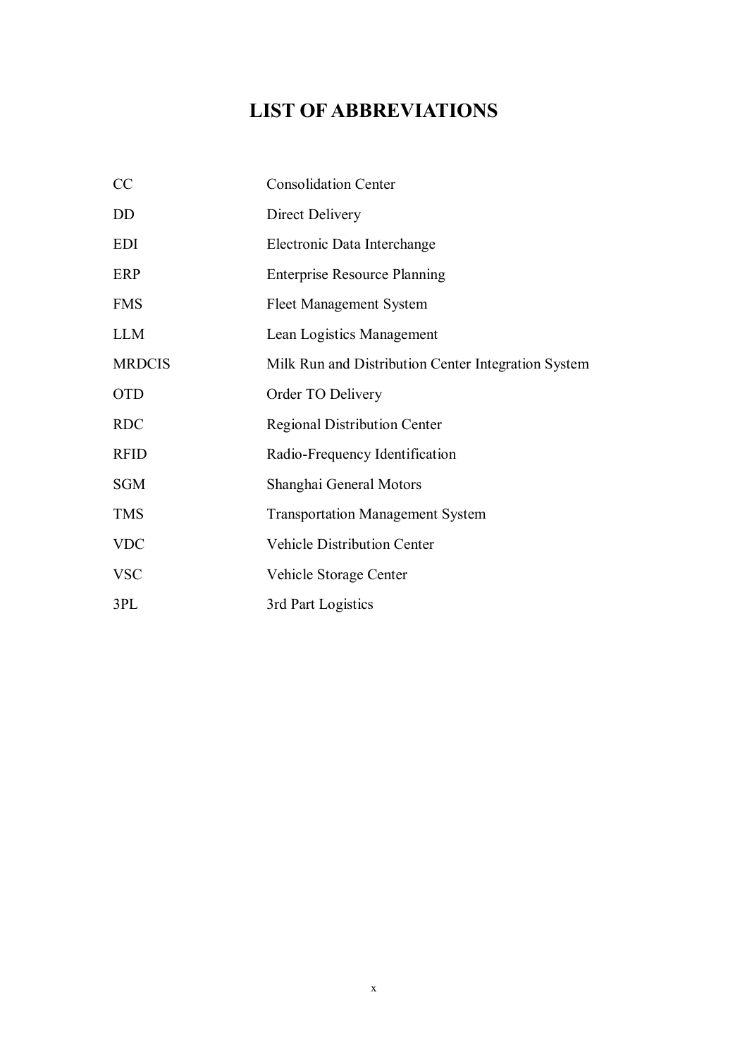# LIST OF ABBREVIATIONS

| | |
|---|---|
| CC | Consolidation Center |
| DD | Direct Delivery |
| EDI | Electronic Data Interchange |
| ERP | Enterprise Resource Planning |
| FMS | Fleet Management System |
| LLM | Lean Logistics Management |
| MRDCIS | Milk Run and Distribution Center Integration System |
| OTD | Order TO Delivery |
| RDC | Regional Distribution Center |
| RFID | Radio-Frequency Identification |
| SGM | Shanghai General Motors |
| TMS | Transportation Management System |
| VDC | Vehicle Distribution Center |
| VSC | Vehicle Storage Center |
| 3PL | 3rd Part Logistics |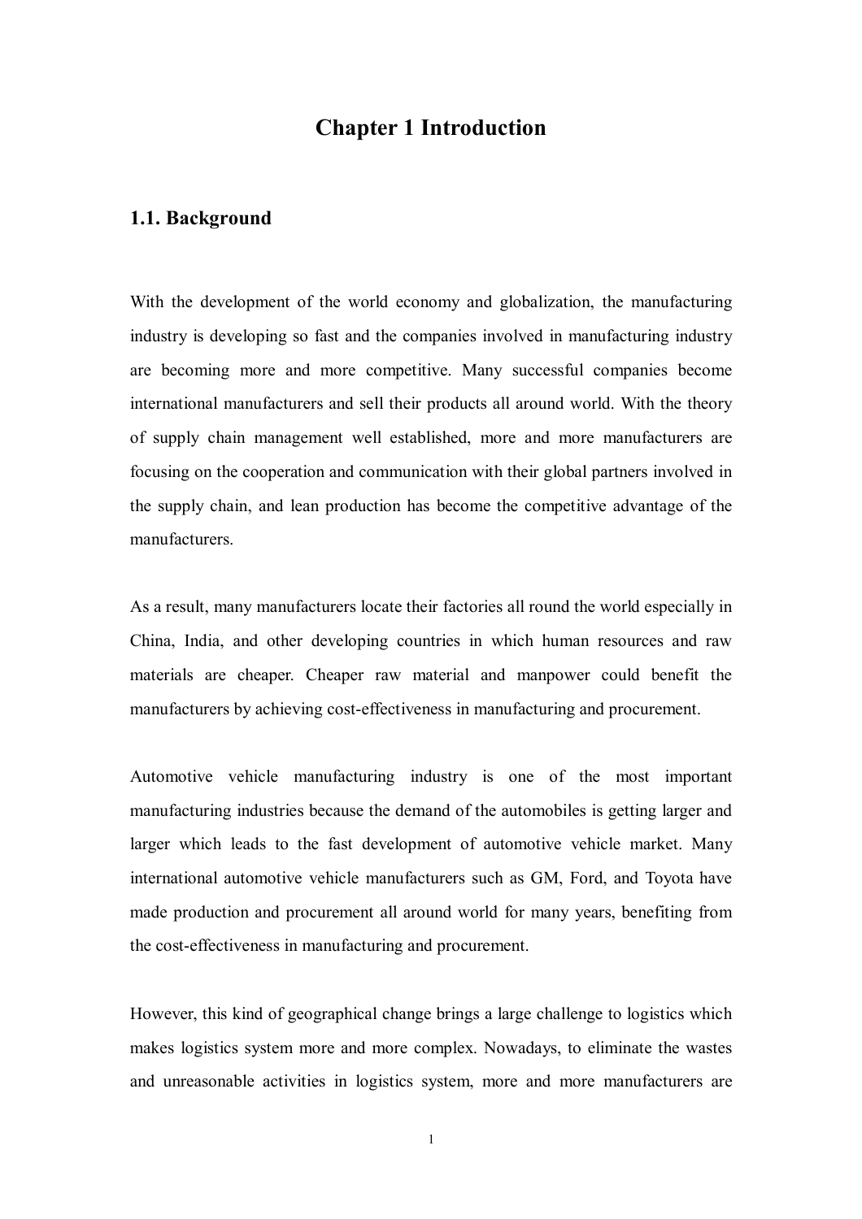# Chapter 1 Introduction

## 1.1. Background

With the development of the world economy and globalization, the manufacturing industry is developing so fast and the companies involved in manufacturing industry are becoming more and more competitive. Many successful companies become international manufacturers and sell their products all around world. With the theory of supply chain management well established, more and more manufacturers are focusing on the cooperation and communication with their global partners involved in the supply chain, and lean production has become the competitive advantage of the manufacturers.

As a result, many manufacturers locate their factories all round the world especially in China, India, and other developing countries in which human resources and raw materials are cheaper. Cheaper raw material and manpower could benefit the manufacturers by achieving cost-effectiveness in manufacturing and procurement.

Automotive vehicle manufacturing industry is one of the most important manufacturing industries because the demand of the automobiles is getting larger and larger which leads to the fast development of automotive vehicle market. Many international automotive vehicle manufacturers such as GM, Ford, and Toyota have made production and procurement all around world for many years, benefiting from the cost-effectiveness in manufacturing and procurement.

However, this kind of geographical change brings a large challenge to logistics which makes logistics system more and more complex. Nowadays, to eliminate the wastes and unreasonable activities in logistics system, more and more manufacturers are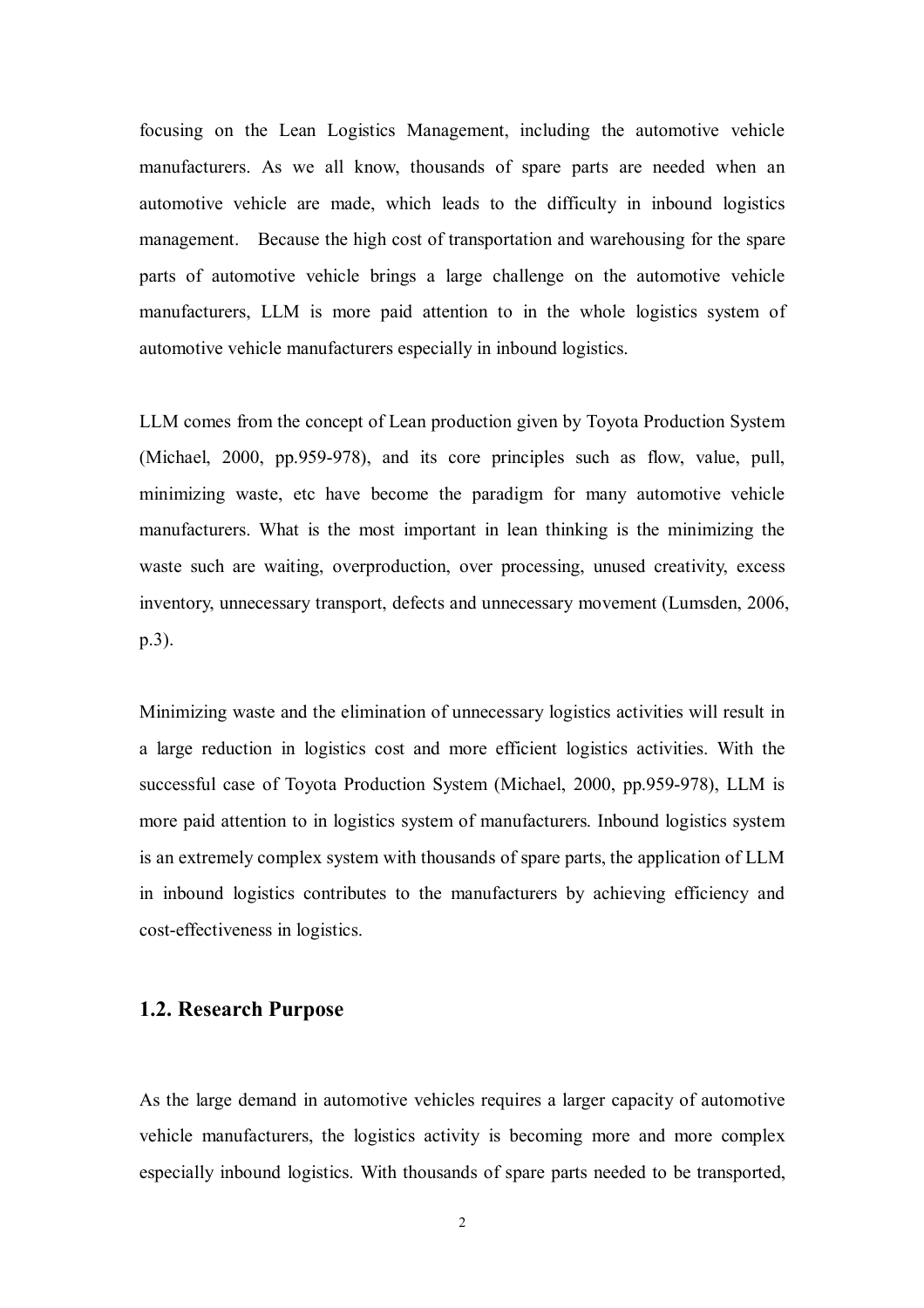focusing on the Lean Logistics Management, including the automotive vehicle manufacturers. As we all know, thousands of spare parts are needed when an automotive vehicle are made, which leads to the difficulty in inbound logistics management. Because the high cost of transportation and warehousing for the spare parts of automotive vehicle brings a large challenge on the automotive vehicle manufacturers, LLM is more paid attention to in the whole logistics system of automotive vehicle manufacturers especially in inbound logistics.

LLM comes from the concept of Lean production given by Toyota Production System (Michael, 2000, pp.959-978), and its core principles such as flow, value, pull, minimizing waste, etc have become the paradigm for many automotive vehicle manufacturers. What is the most important in lean thinking is the minimizing the waste such are waiting, overproduction, over processing, unused creativity, excess inventory, unnecessary transport, defects and unnecessary movement (Lumsden, 2006, p.3).

Minimizing waste and the elimination of unnecessary logistics activities will result in a large reduction in logistics cost and more efficient logistics activities. With the successful case of Toyota Production System (Michael, 2000, pp.959-978), LLM is more paid attention to in logistics system of manufacturers. Inbound logistics system is an extremely complex system with thousands of spare parts, the application of LLM in inbound logistics contributes to the manufacturers by achieving efficiency and cost-effectiveness in logistics.

## 1.2. Research Purpose

As the large demand in automotive vehicles requires a larger capacity of automotive vehicle manufacturers, the logistics activity is becoming more and more complex especially inbound logistics. With thousands of spare parts needed to be transported,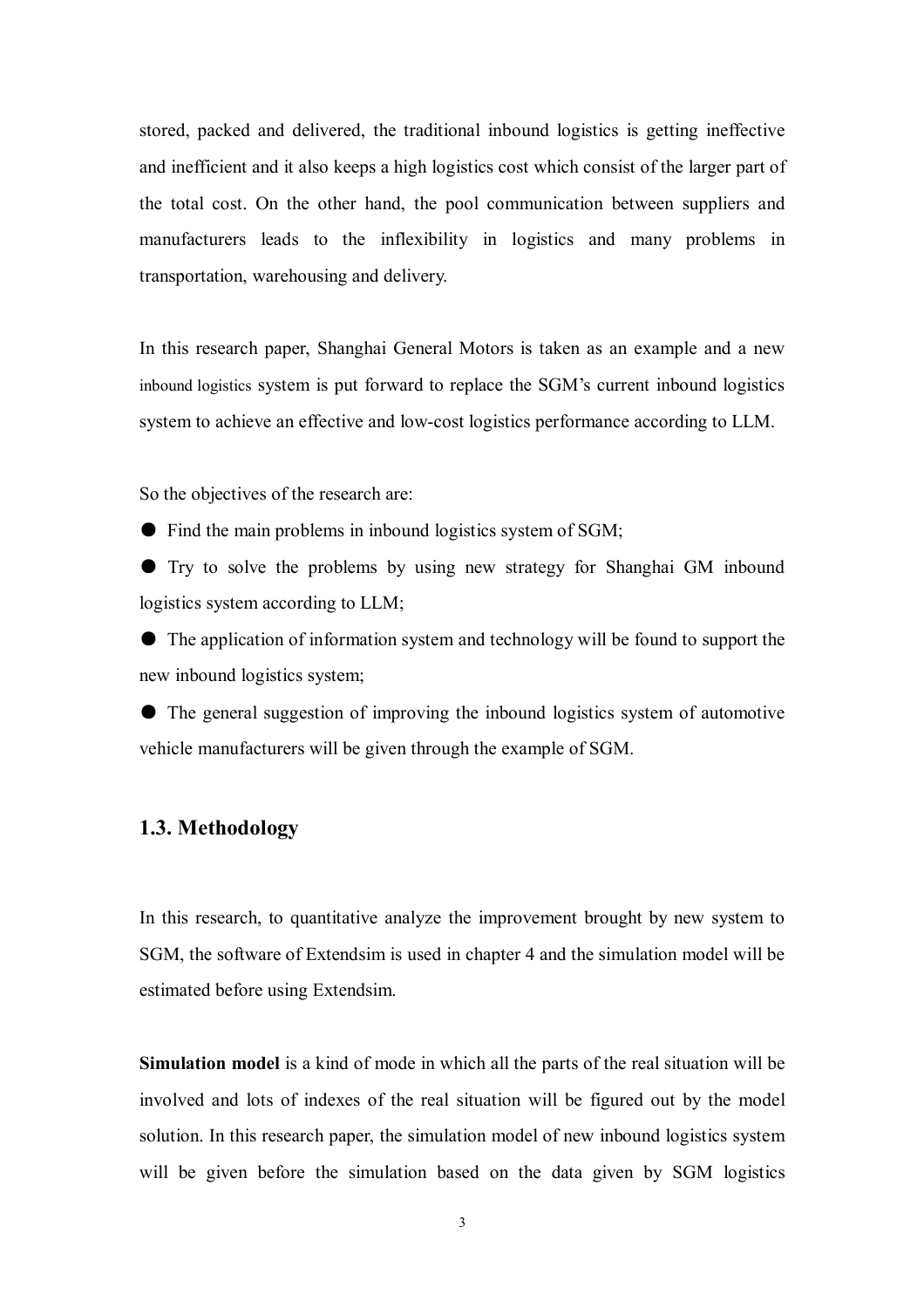stored, packed and delivered, the traditional inbound logistics is getting ineffective and inefficient and it also keeps a high logistics cost which consist of the larger part of the total cost. On the other hand, the pool communication between suppliers and manufacturers leads to the inflexibility in logistics and many problems in transportation, warehousing and delivery.

In this research paper, Shanghai General Motors is taken as an example and a new inbound logistics system is put forward to replace the SGM's current inbound logistics system to achieve an effective and low-cost logistics performance according to LLM.

So the objectives of the research are:

- Find the main problems in inbound logistics system of SGM;
- Try to solve the problems by using new strategy for Shanghai GM inbound logistics system according to LLM;
- The application of information system and technology will be found to support the new inbound logistics system;
- The general suggestion of improving the inbound logistics system of automotive vehicle manufacturers will be given through the example of SGM.

## 1.3. Methodology

In this research, to quantitative analyze the improvement brought by new system to SGM, the software of Extendsim is used in chapter 4 and the simulation model will be estimated before using Extendsim.

**Simulation model** is a kind of mode in which all the parts of the real situation will be involved and lots of indexes of the real situation will be figured out by the model solution. In this research paper, the simulation model of new inbound logistics system will be given before the simulation based on the data given by SGM logistics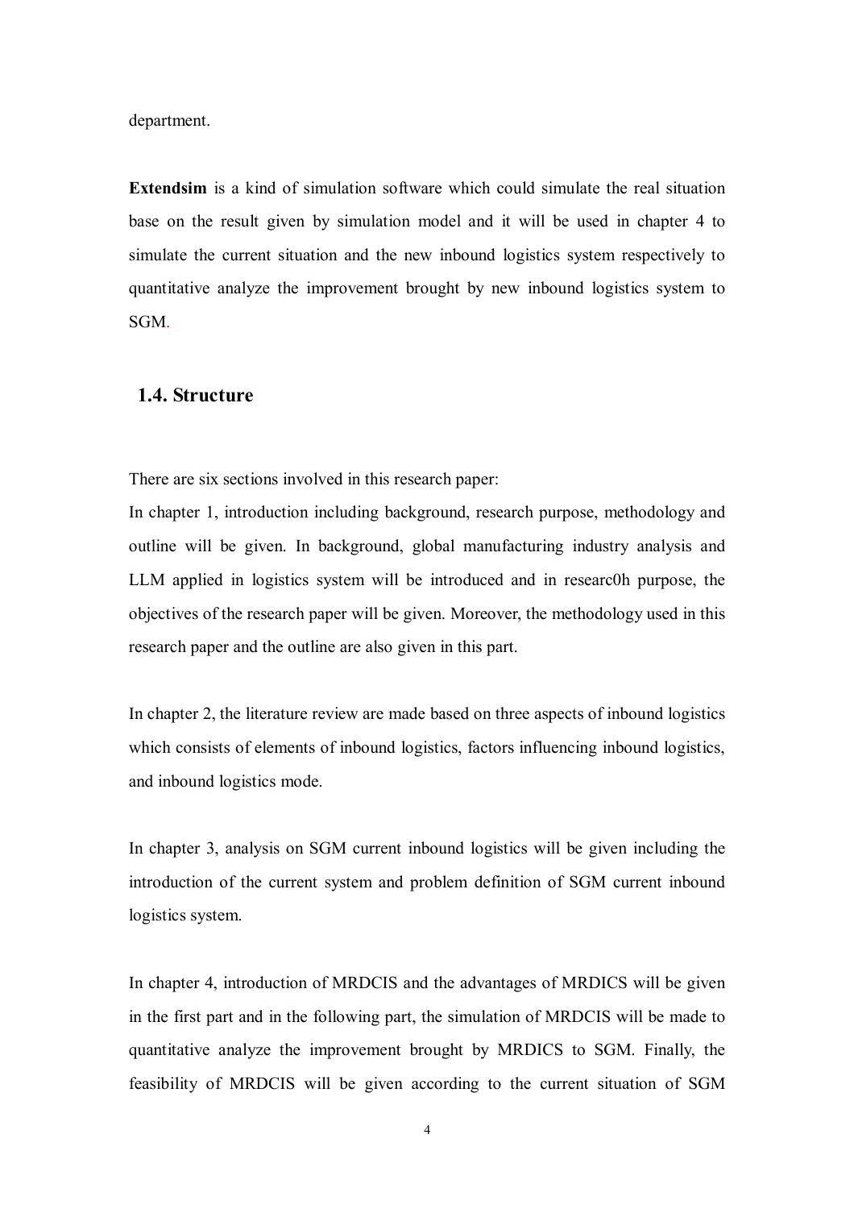department.

**Extendsim** is a kind of simulation software which could simulate the real situation base on the result given by simulation model and it will be used in chapter 4 to simulate the current situation and the new inbound logistics system respectively to quantitative analyze the improvement brought by new inbound logistics system to SGM.

## 1.4. Structure

There are six sections involved in this research paper:

In chapter 1, introduction including background, research purpose, methodology and outline will be given. In background, global manufacturing industry analysis and LLM applied in logistics system will be introduced and in researc0h purpose, the objectives of the research paper will be given. Moreover, the methodology used in this research paper and the outline are also given in this part.

In chapter 2, the literature review are made based on three aspects of inbound logistics which consists of elements of inbound logistics, factors influencing inbound logistics, and inbound logistics mode.

In chapter 3, analysis on SGM current inbound logistics will be given including the introduction of the current system and problem definition of SGM current inbound logistics system.

In chapter 4, introduction of MRDCIS and the advantages of MRDICS will be given in the first part and in the following part, the simulation of MRDCIS will be made to quantitative analyze the improvement brought by MRDICS to SGM. Finally, the feasibility of MRDCIS will be given according to the current situation of SGM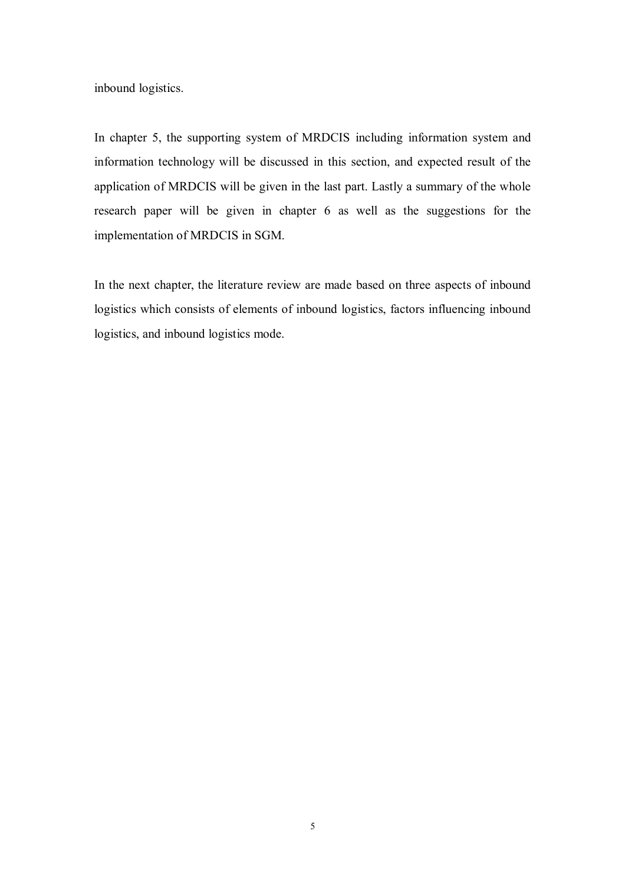inbound logistics.

In chapter 5, the supporting system of MRDCIS including information system and information technology will be discussed in this section, and expected result of the application of MRDCIS will be given in the last part. Lastly a summary of the whole research paper will be given in chapter 6 as well as the suggestions for the implementation of MRDCIS in SGM.

In the next chapter, the literature review are made based on three aspects of inbound logistics which consists of elements of inbound logistics, factors influencing inbound logistics, and inbound logistics mode.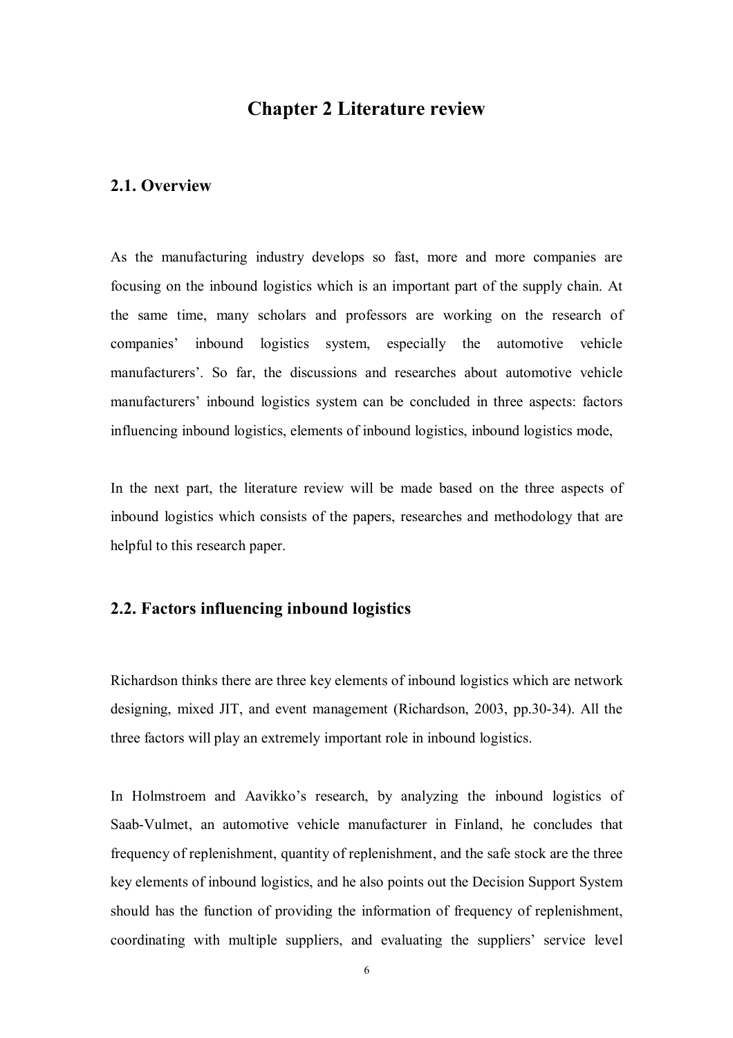# Chapter 2 Literature review

## 2.1. Overview

As the manufacturing industry develops so fast, more and more companies are focusing on the inbound logistics which is an important part of the supply chain. At the same time, many scholars and professors are working on the research of companies' inbound logistics system, especially the automotive vehicle manufacturers'. So far, the discussions and researches about automotive vehicle manufacturers' inbound logistics system can be concluded in three aspects: factors influencing inbound logistics, elements of inbound logistics, inbound logistics mode,

In the next part, the literature review will be made based on the three aspects of inbound logistics which consists of the papers, researches and methodology that are helpful to this research paper.

## 2.2. Factors influencing inbound logistics

Richardson thinks there are three key elements of inbound logistics which are network designing, mixed JIT, and event management (Richardson, 2003, pp.30-34). All the three factors will play an extremely important role in inbound logistics.

In Holmstroem and Aavikko's research, by analyzing the inbound logistics of Saab-Vulmet, an automotive vehicle manufacturer in Finland, he concludes that frequency of replenishment, quantity of replenishment, and the safe stock are the three key elements of inbound logistics, and he also points out the Decision Support System should has the function of providing the information of frequency of replenishment, coordinating with multiple suppliers, and evaluating the suppliers' service level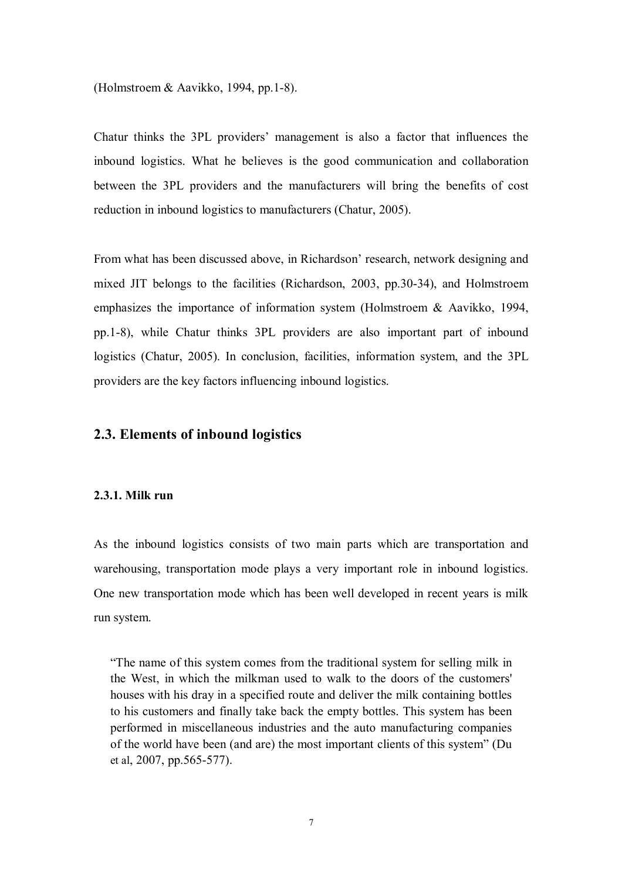(Holmstroem & Aavikko, 1994, pp.1-8).

Chatur thinks the 3PL providers' management is also a factor that influences the inbound logistics. What he believes is the good communication and collaboration between the 3PL providers and the manufacturers will bring the benefits of cost reduction in inbound logistics to manufacturers (Chatur, 2005).

From what has been discussed above, in Richardson' research, network designing and mixed JIT belongs to the facilities (Richardson, 2003, pp.30-34), and Holmstroem emphasizes the importance of information system (Holmstroem & Aavikko, 1994, pp.1-8), while Chatur thinks 3PL providers are also important part of inbound logistics (Chatur, 2005). In conclusion, facilities, information system, and the 3PL providers are the key factors influencing inbound logistics.

## 2.3. Elements of inbound logistics

### 2.3.1. Milk run

As the inbound logistics consists of two main parts which are transportation and warehousing, transportation mode plays a very important role in inbound logistics. One new transportation mode which has been well developed in recent years is milk run system.

> "The name of this system comes from the traditional system for selling milk in the West, in which the milkman used to walk to the doors of the customers' houses with his dray in a specified route and deliver the milk containing bottles to his customers and finally take back the empty bottles. This system has been performed in miscellaneous industries and the auto manufacturing companies of the world have been (and are) the most important clients of this system" (Du et al, 2007, pp.565-577).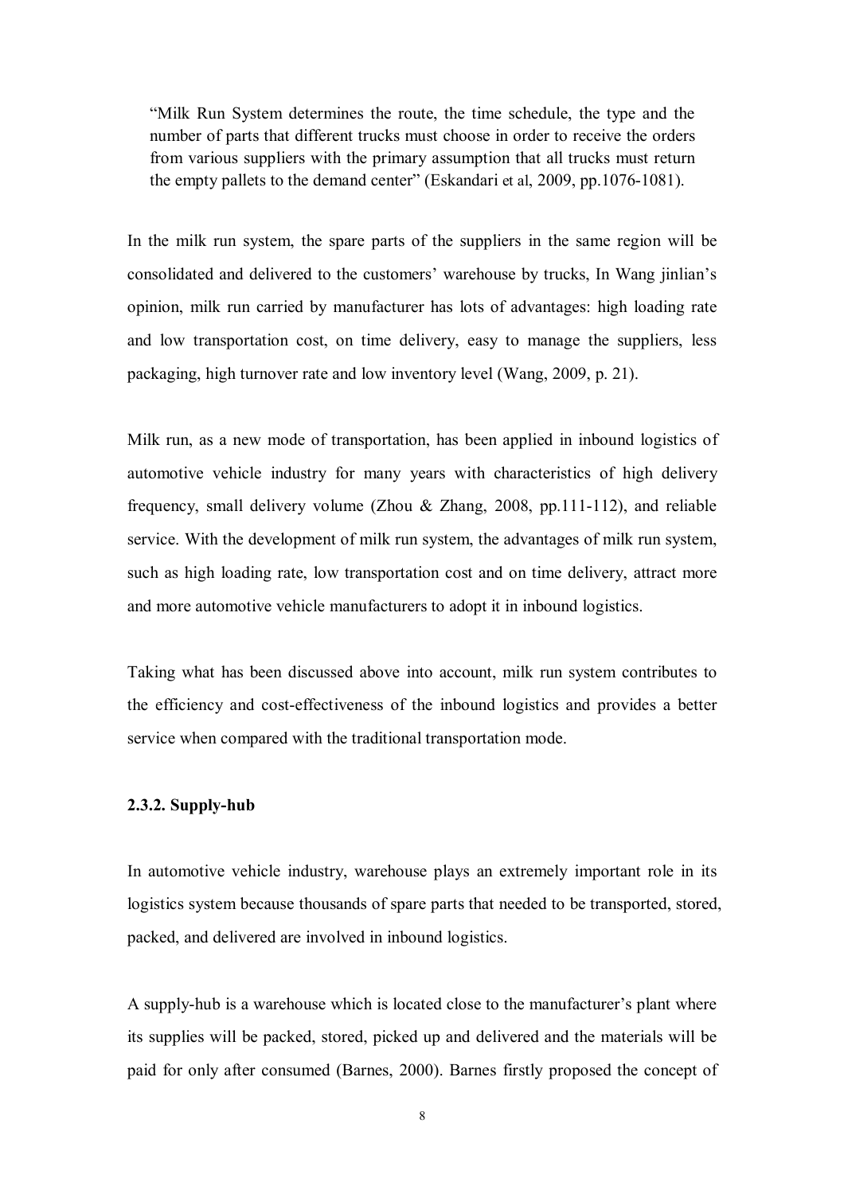> "Milk Run System determines the route, the time schedule, the type and the number of parts that different trucks must choose in order to receive the orders from various suppliers with the primary assumption that all trucks must return the empty pallets to the demand center" (Eskandari et al, 2009, pp.1076-1081).

In the milk run system, the spare parts of the suppliers in the same region will be consolidated and delivered to the customers' warehouse by trucks, In Wang jinlian's opinion, milk run carried by manufacturer has lots of advantages: high loading rate and low transportation cost, on time delivery, easy to manage the suppliers, less packaging, high turnover rate and low inventory level (Wang, 2009, p. 21).

Milk run, as a new mode of transportation, has been applied in inbound logistics of automotive vehicle industry for many years with characteristics of high delivery frequency, small delivery volume (Zhou & Zhang, 2008, pp.111-112), and reliable service. With the development of milk run system, the advantages of milk run system, such as high loading rate, low transportation cost and on time delivery, attract more and more automotive vehicle manufacturers to adopt it in inbound logistics.

Taking what has been discussed above into account, milk run system contributes to the efficiency and cost-effectiveness of the inbound logistics and provides a better service when compared with the traditional transportation mode.

### 2.3.2. Supply-hub

In automotive vehicle industry, warehouse plays an extremely important role in its logistics system because thousands of spare parts that needed to be transported, stored, packed, and delivered are involved in inbound logistics.

A supply-hub is a warehouse which is located close to the manufacturer's plant where its supplies will be packed, stored, picked up and delivered and the materials will be paid for only after consumed (Barnes, 2000). Barnes firstly proposed the concept of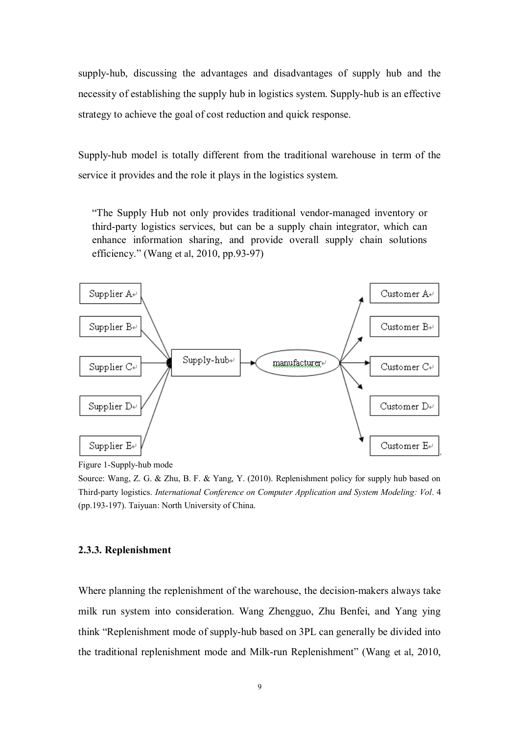supply-hub, discussing the advantages and disadvantages of supply hub and the necessity of establishing the supply hub in logistics system. Supply-hub is an effective strategy to achieve the goal of cost reduction and quick response.

Supply-hub model is totally different from the traditional warehouse in term of the service it provides and the role it plays in the logistics system.

> "The Supply Hub not only provides traditional vendor-managed inventory or third-party logistics services, but can be a supply chain integrator, which can enhance information sharing, and provide overall supply chain solutions efficiency." (Wang et al, 2010, pp.93-97)

Supplier A
Supplier B
Supplier C
Supplier D
Supplier E
Supply-hub
manufacturer
Customer A
Customer B
Customer C
Customer D
Customer E

Figure 1-Supply-hub mode

Source: Wang, Z. G. & Zhu, B. F. & Yang, Y. (2010). Replenishment policy for supply hub based on Third-party logistics. *International Conference on Computer Application and System Modeling: Vol*. 4 (pp.193-197). Taiyuan: North University of China.

### 2.3.3. Replenishment

Where planning the replenishment of the warehouse, the decision-makers always take milk run system into consideration. Wang Zhengguo, Zhu Benfei, and Yang ying think "Replenishment mode of supply-hub based on 3PL can generally be divided into the traditional replenishment mode and Milk-run Replenishment" (Wang et al, 2010,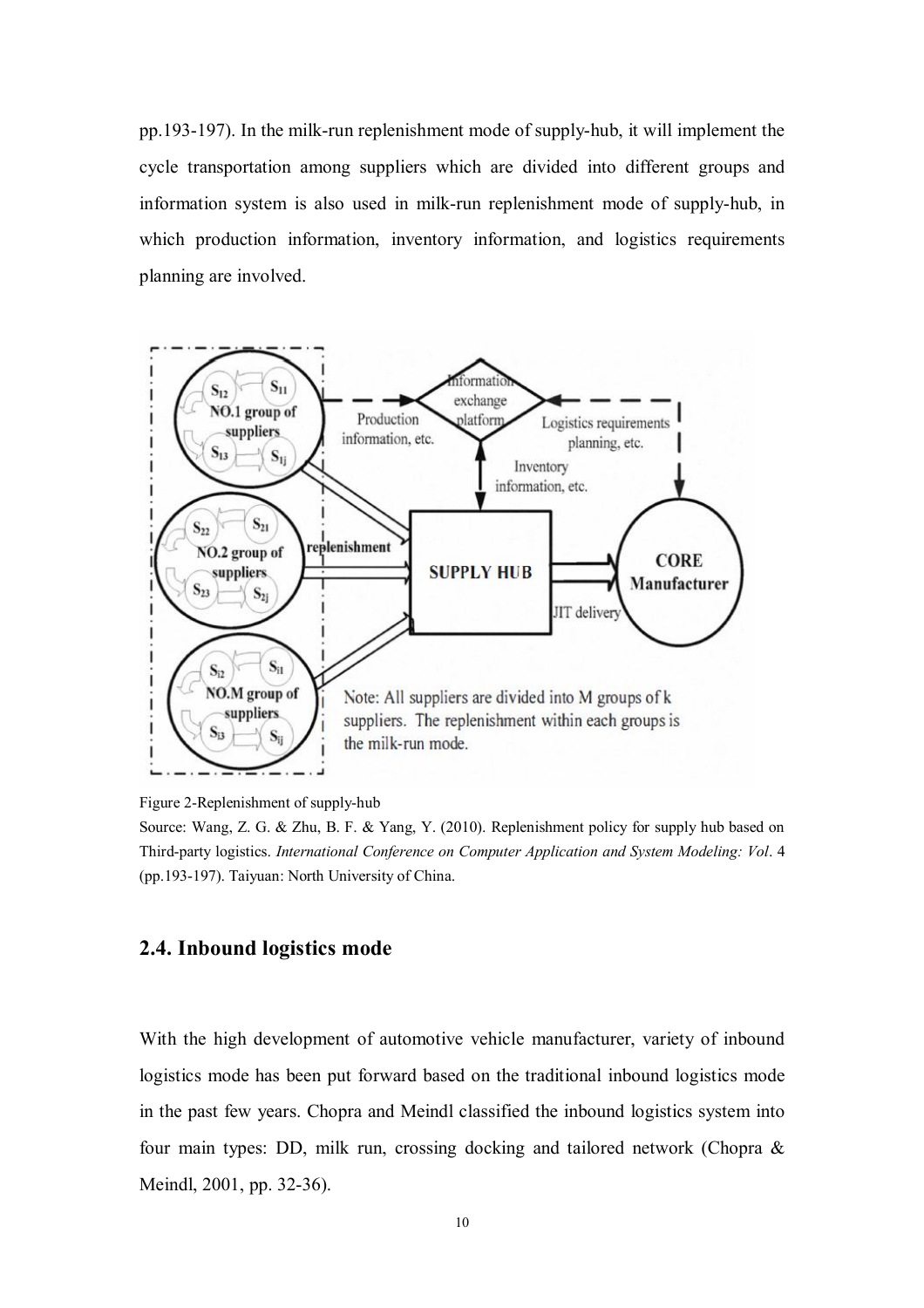pp.193-197). In the milk-run replenishment mode of supply-hub, it will implement the cycle transportation among suppliers which are divided into different groups and information system is also used in milk-run replenishment mode of supply-hub, in which production information, inventory information, and logistics requirements planning are involved.

Figure 2-Replenishment of supply-hub

Source: Wang, Z. G. & Zhu, B. F. & Yang, Y. (2010). Replenishment policy for supply hub based on Third-party logistics. *International Conference on Computer Application and System Modeling: Vol*. 4 (pp.193-197). Taiyuan: North University of China.

## 2.4. Inbound logistics mode

With the high development of automotive vehicle manufacturer, variety of inbound logistics mode has been put forward based on the traditional inbound logistics mode in the past few years. Chopra and Meindl classified the inbound logistics system into four main types: DD, milk run, crossing docking and tailored network (Chopra & Meindl, 2001, pp. 32-36).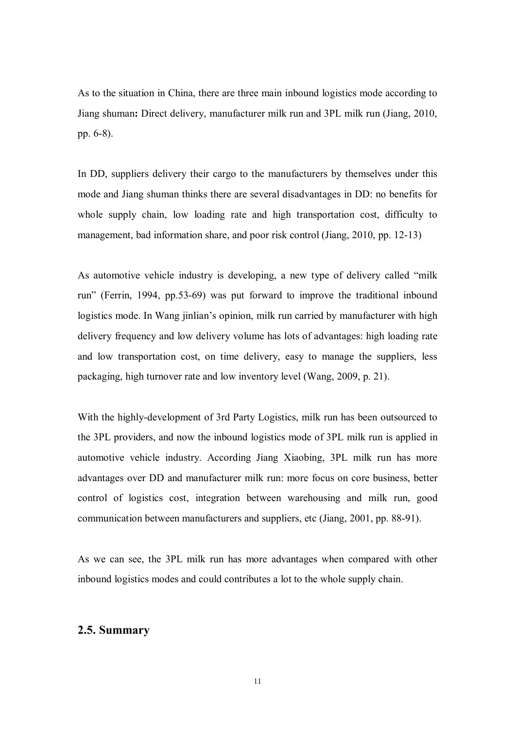As to the situation in China, there are three main inbound logistics mode according to Jiang shuman**:** Direct delivery, manufacturer milk run and 3PL milk run (Jiang, 2010, pp. 6-8).

In DD, suppliers delivery their cargo to the manufacturers by themselves under this mode and Jiang shuman thinks there are several disadvantages in DD: no benefits for whole supply chain, low loading rate and high transportation cost, difficulty to management, bad information share, and poor risk control (Jiang, 2010, pp. 12-13)

As automotive vehicle industry is developing, a new type of delivery called "milk run" (Ferrin, 1994, pp.53-69) was put forward to improve the traditional inbound logistics mode. In Wang jinlian's opinion, milk run carried by manufacturer with high delivery frequency and low delivery volume has lots of advantages: high loading rate and low transportation cost, on time delivery, easy to manage the suppliers, less packaging, high turnover rate and low inventory level (Wang, 2009, p. 21).

With the highly-development of 3rd Party Logistics, milk run has been outsourced to the 3PL providers, and now the inbound logistics mode of 3PL milk run is applied in automotive vehicle industry. According Jiang Xiaobing, 3PL milk run has more advantages over DD and manufacturer milk run: more focus on core business, better control of logistics cost, integration between warehousing and milk run, good communication between manufacturers and suppliers, etc (Jiang, 2001, pp. 88-91).

As we can see, the 3PL milk run has more advantages when compared with other inbound logistics modes and could contributes a lot to the whole supply chain.

## 2.5. Summary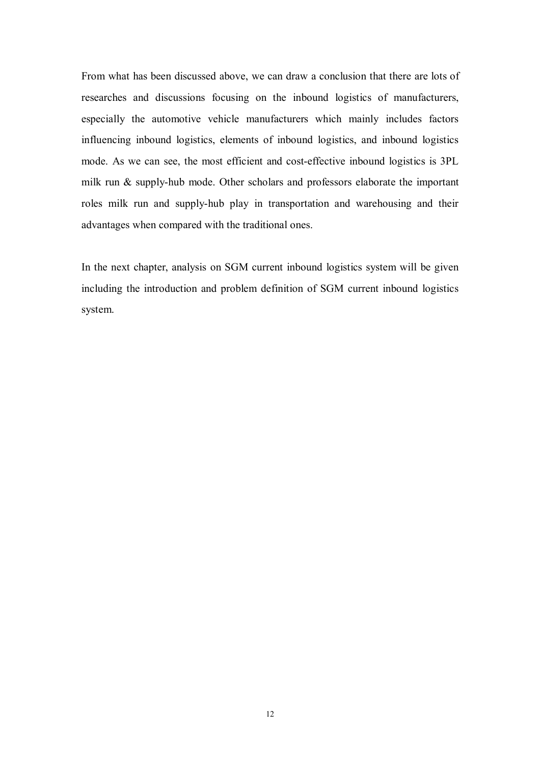From what has been discussed above, we can draw a conclusion that there are lots of researches and discussions focusing on the inbound logistics of manufacturers, especially the automotive vehicle manufacturers which mainly includes factors influencing inbound logistics, elements of inbound logistics, and inbound logistics mode. As we can see, the most efficient and cost-effective inbound logistics is 3PL milk run & supply-hub mode. Other scholars and professors elaborate the important roles milk run and supply-hub play in transportation and warehousing and their advantages when compared with the traditional ones.

In the next chapter, analysis on SGM current inbound logistics system will be given including the introduction and problem definition of SGM current inbound logistics system.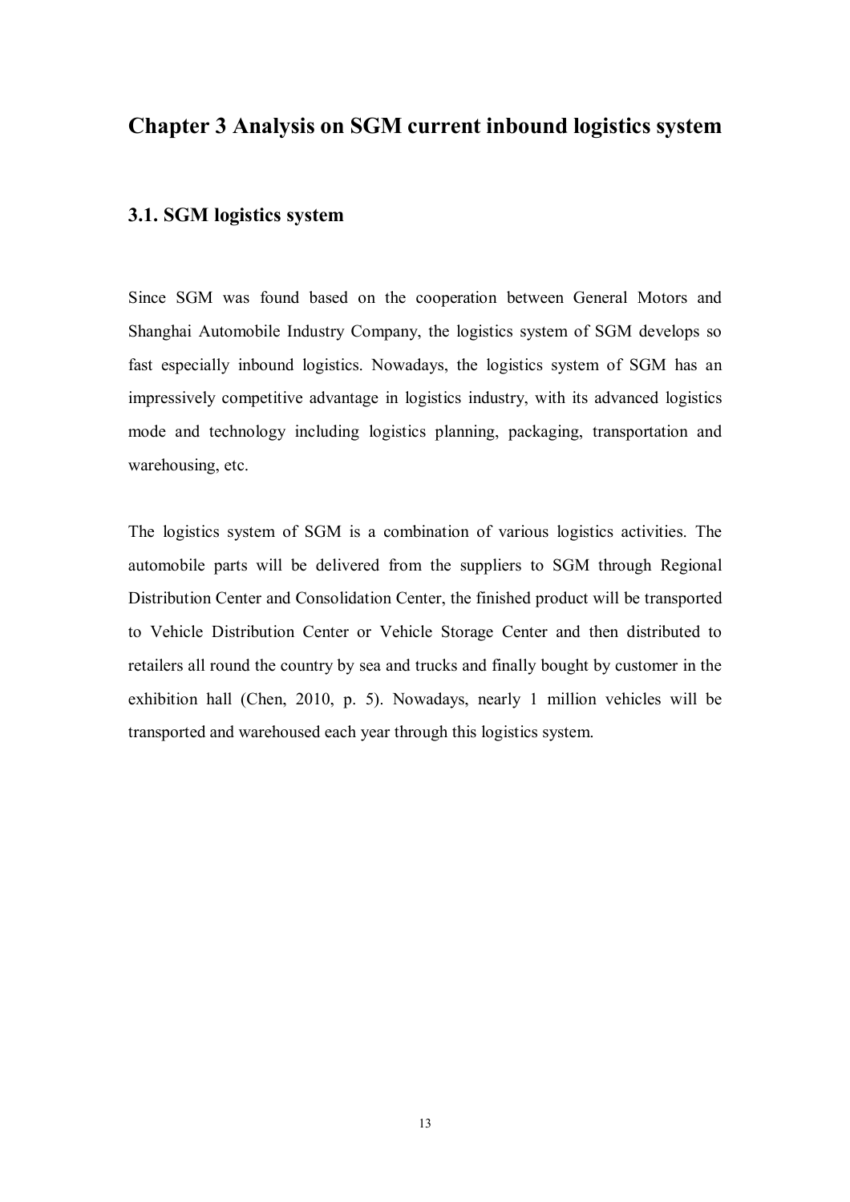# Chapter 3 Analysis on SGM current inbound logistics system

## 3.1. SGM logistics system

Since SGM was found based on the cooperation between General Motors and Shanghai Automobile Industry Company, the logistics system of SGM develops so fast especially inbound logistics. Nowadays, the logistics system of SGM has an impressively competitive advantage in logistics industry, with its advanced logistics mode and technology including logistics planning, packaging, transportation and warehousing, etc.

The logistics system of SGM is a combination of various logistics activities. The automobile parts will be delivered from the suppliers to SGM through Regional Distribution Center and Consolidation Center, the finished product will be transported to Vehicle Distribution Center or Vehicle Storage Center and then distributed to retailers all round the country by sea and trucks and finally bought by customer in the exhibition hall (Chen, 2010, p. 5). Nowadays, nearly 1 million vehicles will be transported and warehoused each year through this logistics system.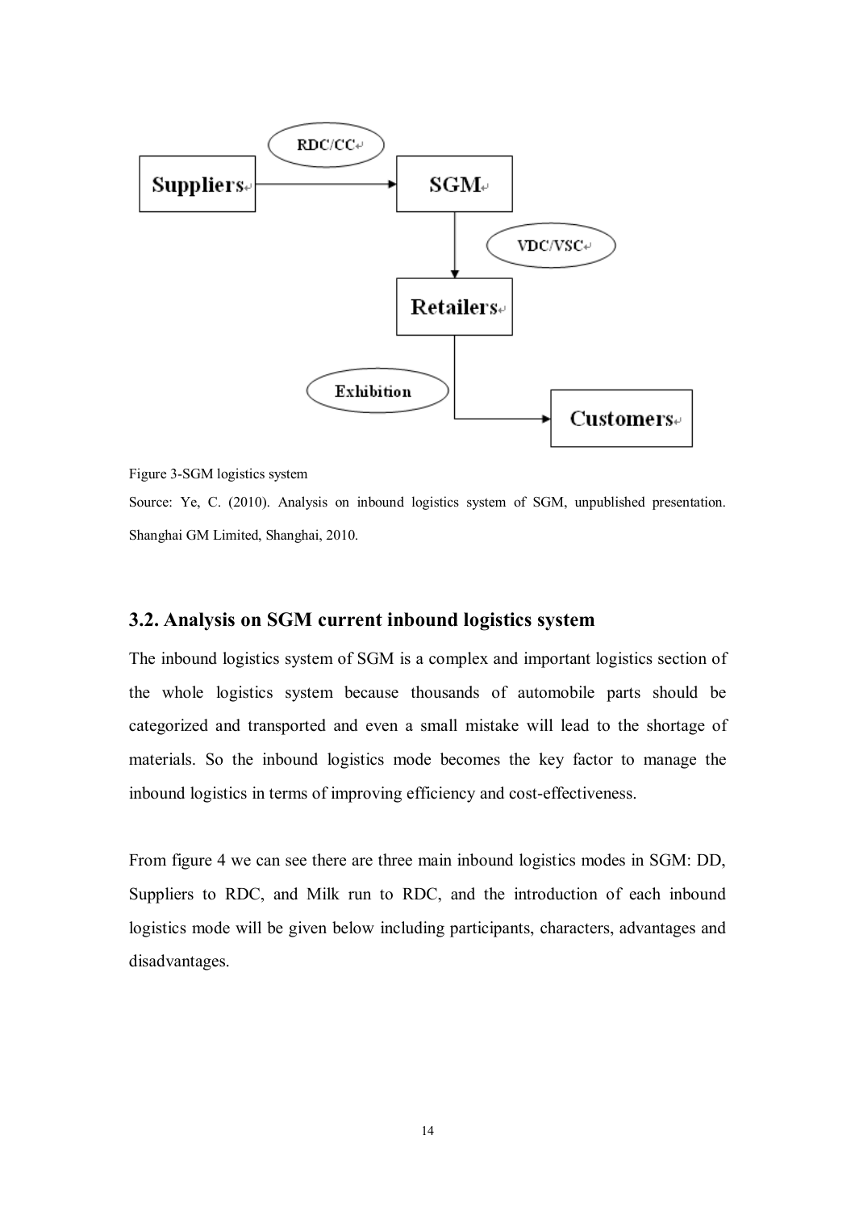Figure 3-SGM logistics system

Source: Ye, C. (2010). Analysis on inbound logistics system of SGM, unpublished presentation. Shanghai GM Limited, Shanghai, 2010.

## 3.2. Analysis on SGM current inbound logistics system

The inbound logistics system of SGM is a complex and important logistics section of the whole logistics system because thousands of automobile parts should be categorized and transported and even a small mistake will lead to the shortage of materials. So the inbound logistics mode becomes the key factor to manage the inbound logistics in terms of improving efficiency and cost-effectiveness.

From figure 4 we can see there are three main inbound logistics modes in SGM: DD, Suppliers to RDC, and Milk run to RDC, and the introduction of each inbound logistics mode will be given below including participants, characters, advantages and disadvantages.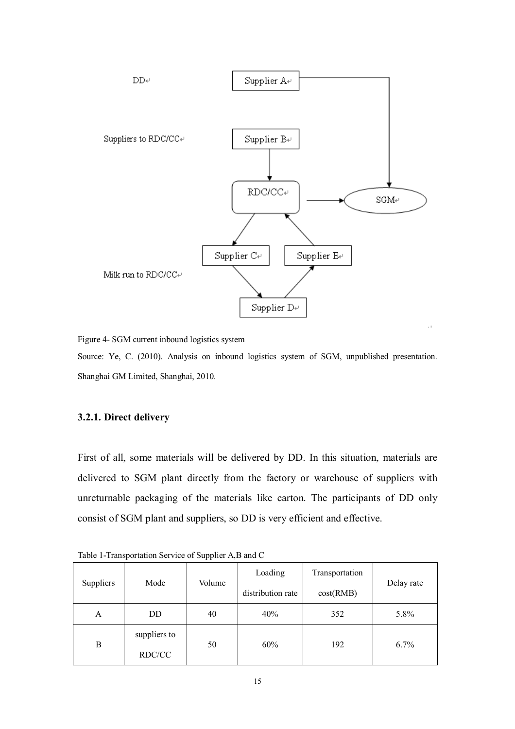Figure 4- SGM current inbound logistics system

Source: Ye, C. (2010). Analysis on inbound logistics system of SGM, unpublished presentation. Shanghai GM Limited, Shanghai, 2010.

### 3.2.1. Direct delivery

First of all, some materials will be delivered by DD. In this situation, materials are delivered to SGM plant directly from the factory or warehouse of suppliers with unreturnable packaging of the materials like carton. The participants of DD only consist of SGM plant and suppliers, so DD is very efficient and effective.

Table 1-Transportation Service of Supplier A,B and C

| Suppliers | Mode | Volume | Loading distribution rate | Transportation cost(RMB) | Delay rate |
|---|---|---|---|---|---|
| A | DD | 40 | 40% | 352 | 5.8% |
| B | suppliers to RDC/CC | 50 | 60% | 192 | 6.7% |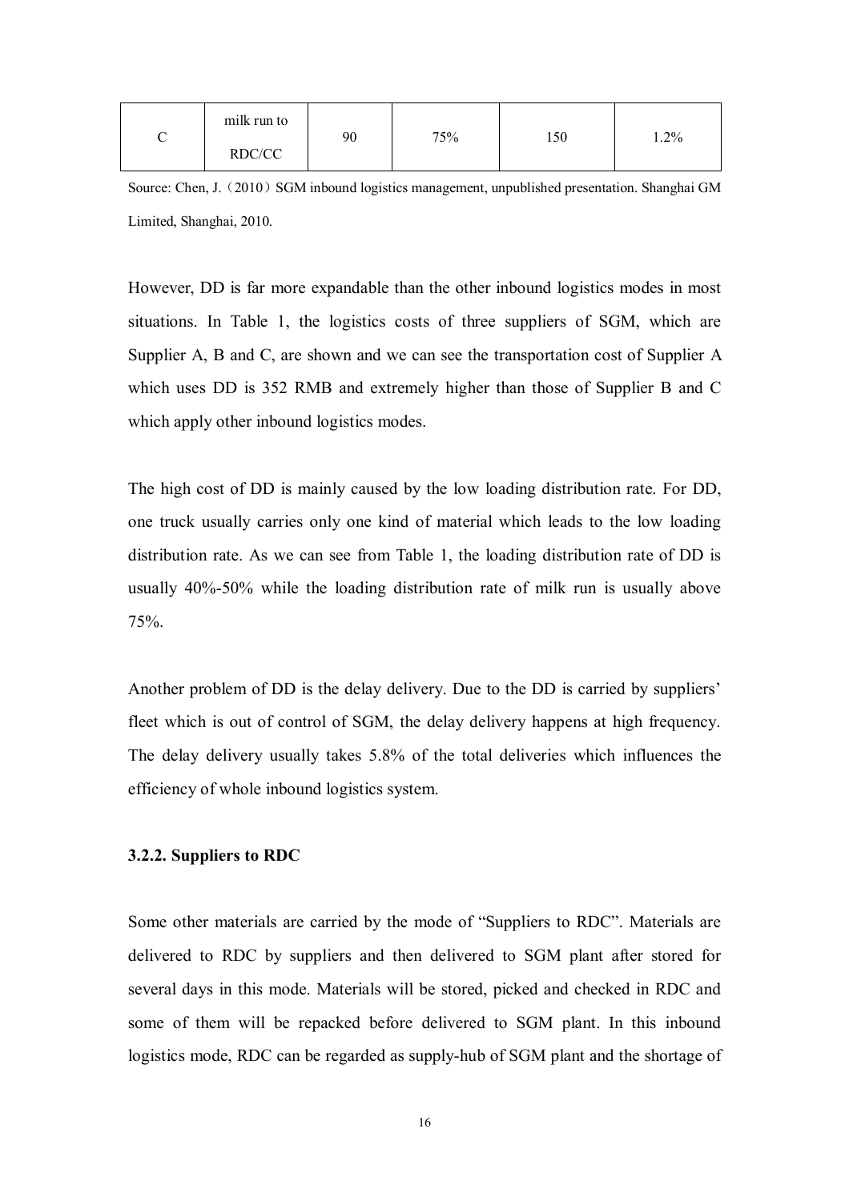| C | milk run to RDC/CC | 90 | 75% | 150 | 1.2% |
|---|---|---|---|---|---|

Source: Chen, J.（2010）SGM inbound logistics management, unpublished presentation. Shanghai GM Limited, Shanghai, 2010.

However, DD is far more expandable than the other inbound logistics modes in most situations. In Table 1, the logistics costs of three suppliers of SGM, which are Supplier A, B and C, are shown and we can see the transportation cost of Supplier A which uses DD is 352 RMB and extremely higher than those of Supplier B and C which apply other inbound logistics modes.

The high cost of DD is mainly caused by the low loading distribution rate. For DD, one truck usually carries only one kind of material which leads to the low loading distribution rate. As we can see from Table 1, the loading distribution rate of DD is usually 40%-50% while the loading distribution rate of milk run is usually above 75%.

Another problem of DD is the delay delivery. Due to the DD is carried by suppliers' fleet which is out of control of SGM, the delay delivery happens at high frequency. The delay delivery usually takes 5.8% of the total deliveries which influences the efficiency of whole inbound logistics system.

### 3.2.2. Suppliers to RDC

Some other materials are carried by the mode of "Suppliers to RDC". Materials are delivered to RDC by suppliers and then delivered to SGM plant after stored for several days in this mode. Materials will be stored, picked and checked in RDC and some of them will be repacked before delivered to SGM plant. In this inbound logistics mode, RDC can be regarded as supply-hub of SGM plant and the shortage of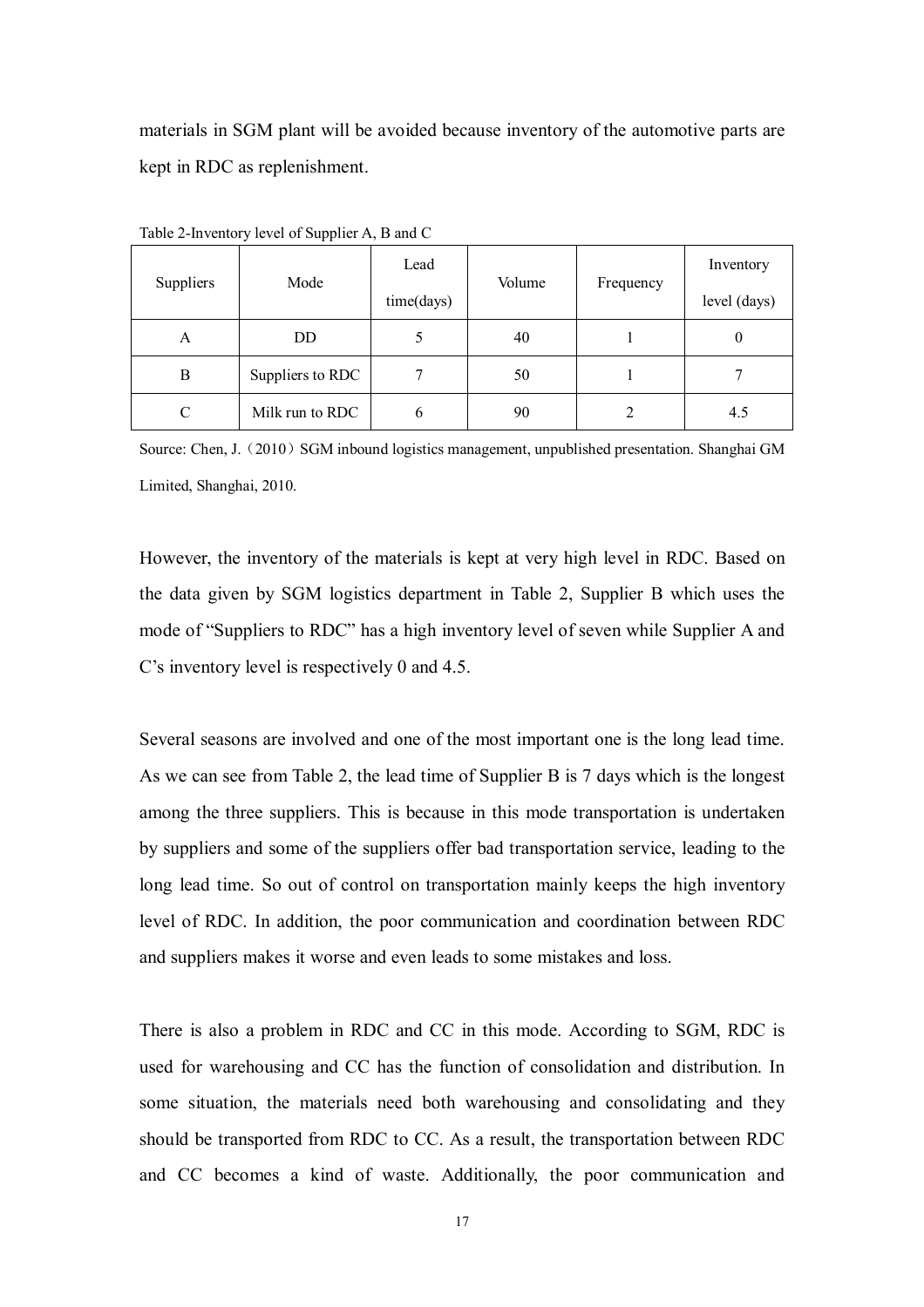materials in SGM plant will be avoided because inventory of the automotive parts are kept in RDC as replenishment.

Table 2-Inventory level of Supplier A, B and C

| Suppliers | Mode | Lead time(days) | Volume | Frequency | Inventory level (days) |
|---|---|---|---|---|---|
| A | DD | 5 | 40 | 1 | 0 |
| B | Suppliers to RDC | 7 | 50 | 1 | 7 |
| C | Milk run to RDC | 6 | 90 | 2 | 4.5 |

Source: Chen, J.（2010）SGM inbound logistics management, unpublished presentation. Shanghai GM Limited, Shanghai, 2010.

However, the inventory of the materials is kept at very high level in RDC. Based on the data given by SGM logistics department in Table 2, Supplier B which uses the mode of "Suppliers to RDC" has a high inventory level of seven while Supplier A and C's inventory level is respectively 0 and 4.5.

Several seasons are involved and one of the most important one is the long lead time. As we can see from Table 2, the lead time of Supplier B is 7 days which is the longest among the three suppliers. This is because in this mode transportation is undertaken by suppliers and some of the suppliers offer bad transportation service, leading to the long lead time. So out of control on transportation mainly keeps the high inventory level of RDC. In addition, the poor communication and coordination between RDC and suppliers makes it worse and even leads to some mistakes and loss.

There is also a problem in RDC and CC in this mode. According to SGM, RDC is used for warehousing and CC has the function of consolidation and distribution. In some situation, the materials need both warehousing and consolidating and they should be transported from RDC to CC. As a result, the transportation between RDC and CC becomes a kind of waste. Additionally, the poor communication and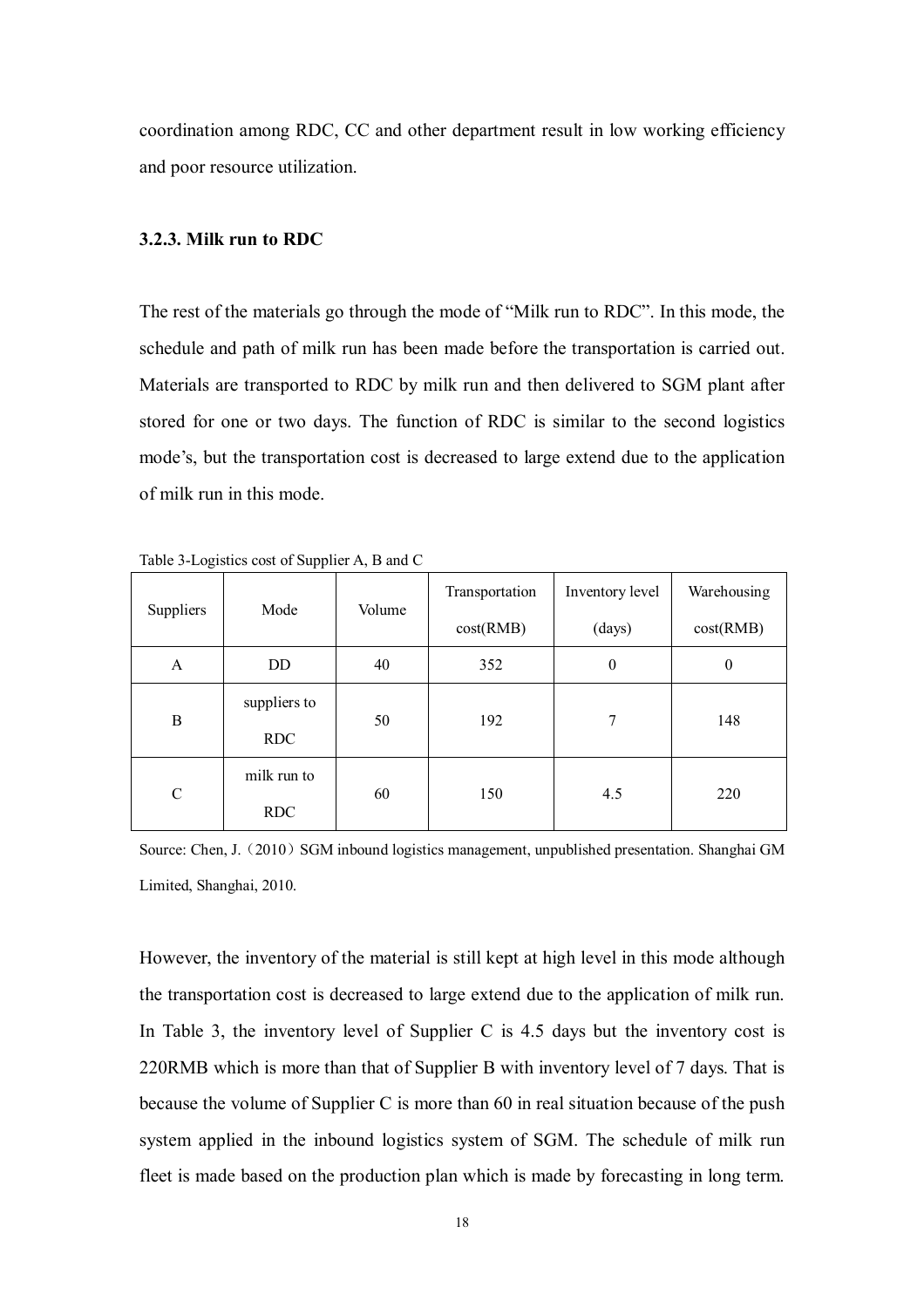coordination among RDC, CC and other department result in low working efficiency and poor resource utilization.

### 3.2.3. Milk run to RDC

The rest of the materials go through the mode of "Milk run to RDC". In this mode, the schedule and path of milk run has been made before the transportation is carried out. Materials are transported to RDC by milk run and then delivered to SGM plant after stored for one or two days. The function of RDC is similar to the second logistics mode's, but the transportation cost is decreased to large extend due to the application of milk run in this mode.

Table 3-Logistics cost of Supplier A, B and C

| Suppliers | Mode | Volume | Transportation cost(RMB) | Inventory level (days) | Warehousing cost(RMB) |
|---|---|---|---|---|---|
| A | DD | 40 | 352 | 0 | 0 |
| B | suppliers to RDC | 50 | 192 | 7 | 148 |
| C | milk run to RDC | 60 | 150 | 4.5 | 220 |

Source: Chen, J.（2010）SGM inbound logistics management, unpublished presentation. Shanghai GM Limited, Shanghai, 2010.

However, the inventory of the material is still kept at high level in this mode although the transportation cost is decreased to large extend due to the application of milk run. In Table 3, the inventory level of Supplier C is 4.5 days but the inventory cost is 220RMB which is more than that of Supplier B with inventory level of 7 days. That is because the volume of Supplier C is more than 60 in real situation because of the push system applied in the inbound logistics system of SGM. The schedule of milk run fleet is made based on the production plan which is made by forecasting in long term.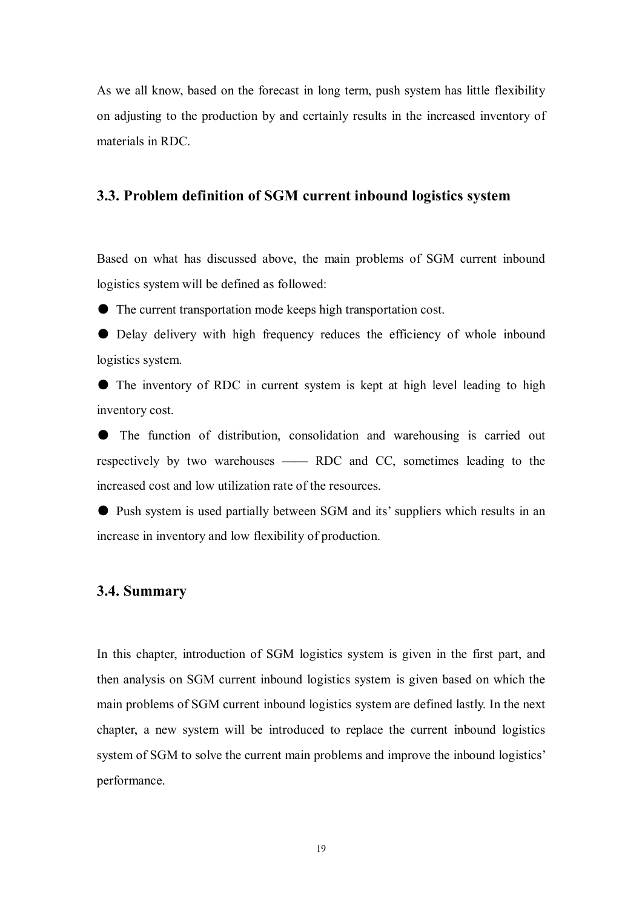As we all know, based on the forecast in long term, push system has little flexibility on adjusting to the production by and certainly results in the increased inventory of materials in RDC.

## 3.3. Problem definition of SGM current inbound logistics system

Based on what has discussed above, the main problems of SGM current inbound logistics system will be defined as followed:

- The current transportation mode keeps high transportation cost.
- Delay delivery with high frequency reduces the efficiency of whole inbound logistics system.
- The inventory of RDC in current system is kept at high level leading to high inventory cost.
- The function of distribution, consolidation and warehousing is carried out respectively by two warehouses —— RDC and CC, sometimes leading to the increased cost and low utilization rate of the resources.
- Push system is used partially between SGM and its' suppliers which results in an increase in inventory and low flexibility of production.

## 3.4. Summary

In this chapter, introduction of SGM logistics system is given in the first part, and then analysis on SGM current inbound logistics system is given based on which the main problems of SGM current inbound logistics system are defined lastly. In the next chapter, a new system will be introduced to replace the current inbound logistics system of SGM to solve the current main problems and improve the inbound logistics' performance.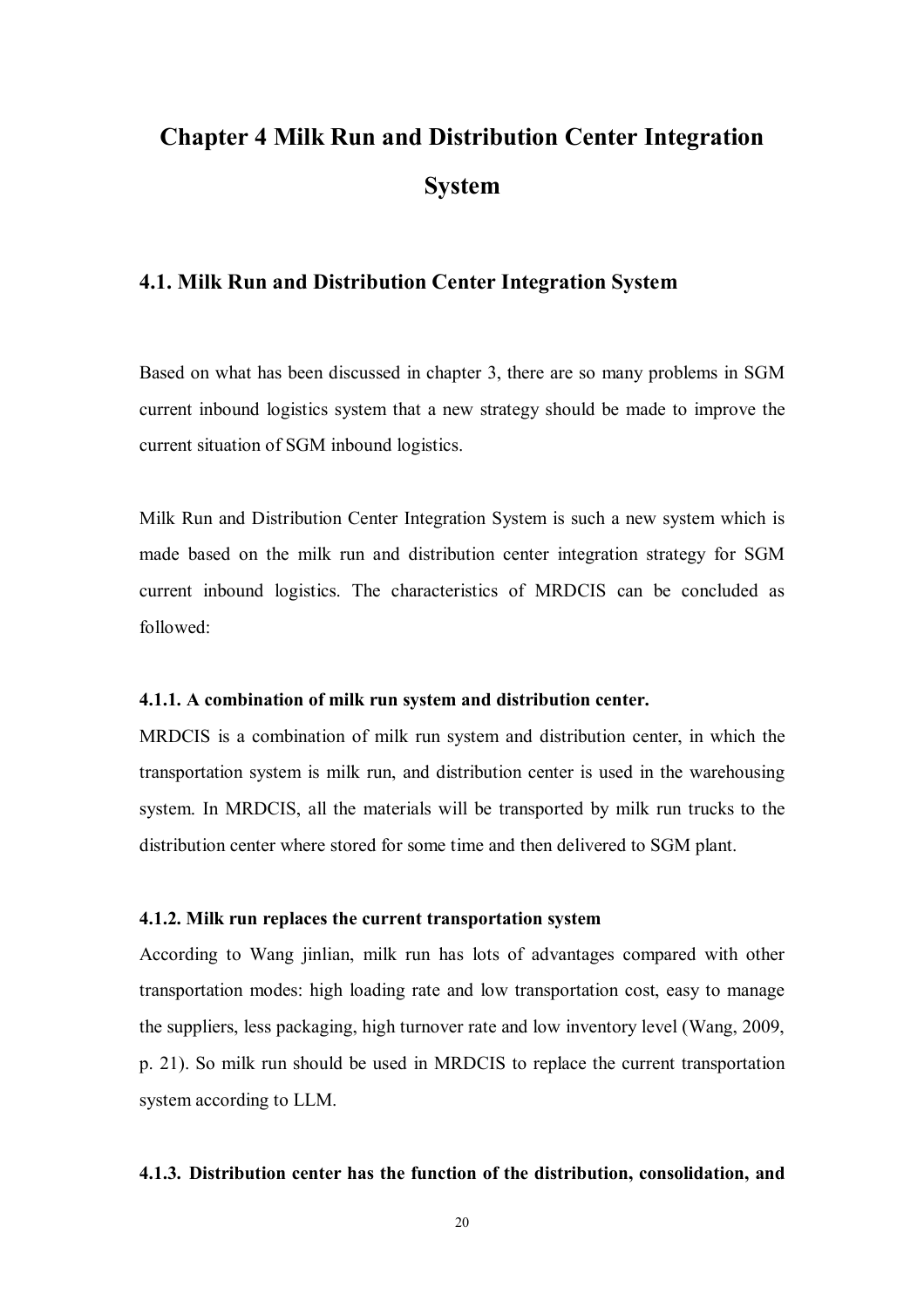# Chapter 4 Milk Run and Distribution Center Integration System

## 4.1. Milk Run and Distribution Center Integration System

Based on what has been discussed in chapter 3, there are so many problems in SGM current inbound logistics system that a new strategy should be made to improve the current situation of SGM inbound logistics.

Milk Run and Distribution Center Integration System is such a new system which is made based on the milk run and distribution center integration strategy for SGM current inbound logistics. The characteristics of MRDCIS can be concluded as followed:

#### 4.1.1. A combination of milk run system and distribution center.

MRDCIS is a combination of milk run system and distribution center, in which the transportation system is milk run, and distribution center is used in the warehousing system. In MRDCIS, all the materials will be transported by milk run trucks to the distribution center where stored for some time and then delivered to SGM plant.

#### 4.1.2. Milk run replaces the current transportation system

According to Wang jinlian, milk run has lots of advantages compared with other transportation modes: high loading rate and low transportation cost, easy to manage the suppliers, less packaging, high turnover rate and low inventory level (Wang, 2009, p. 21). So milk run should be used in MRDCIS to replace the current transportation system according to LLM.

#### 4.1.3. Distribution center has the function of the distribution, consolidation, and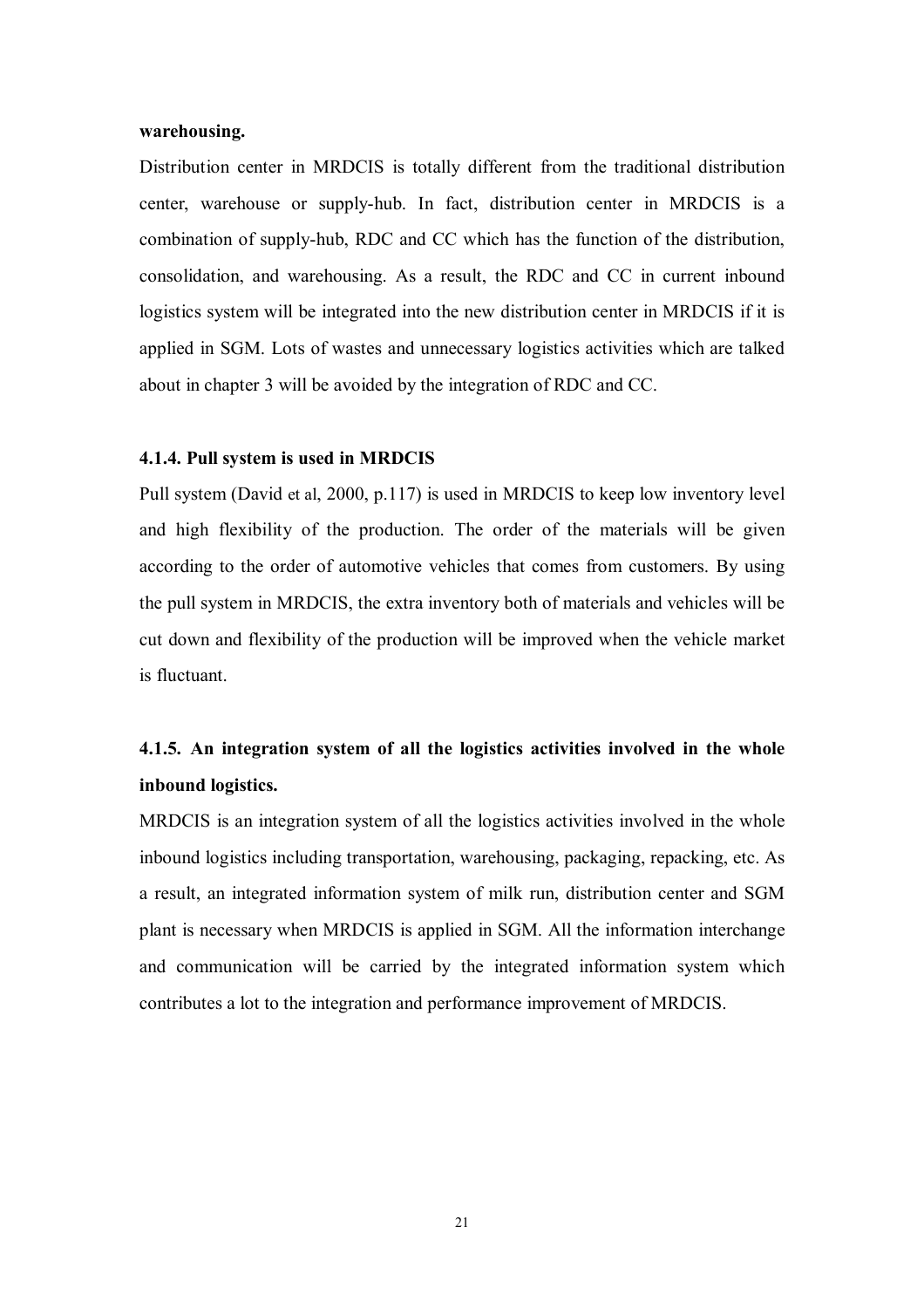**warehousing.**

Distribution center in MRDCIS is totally different from the traditional distribution center, warehouse or supply-hub. In fact, distribution center in MRDCIS is a combination of supply-hub, RDC and CC which has the function of the distribution, consolidation, and warehousing. As a result, the RDC and CC in current inbound logistics system will be integrated into the new distribution center in MRDCIS if it is applied in SGM. Lots of wastes and unnecessary logistics activities which are talked about in chapter 3 will be avoided by the integration of RDC and CC.

#### 4.1.4. Pull system is used in MRDCIS

Pull system (David et al, 2000, p.117) is used in MRDCIS to keep low inventory level and high flexibility of the production. The order of the materials will be given according to the order of automotive vehicles that comes from customers. By using the pull system in MRDCIS, the extra inventory both of materials and vehicles will be cut down and flexibility of the production will be improved when the vehicle market is fluctuant.

#### 4.1.5. An integration system of all the logistics activities involved in the whole inbound logistics.

MRDCIS is an integration system of all the logistics activities involved in the whole inbound logistics including transportation, warehousing, packaging, repacking, etc. As a result, an integrated information system of milk run, distribution center and SGM plant is necessary when MRDCIS is applied in SGM. All the information interchange and communication will be carried by the integrated information system which contributes a lot to the integration and performance improvement of MRDCIS.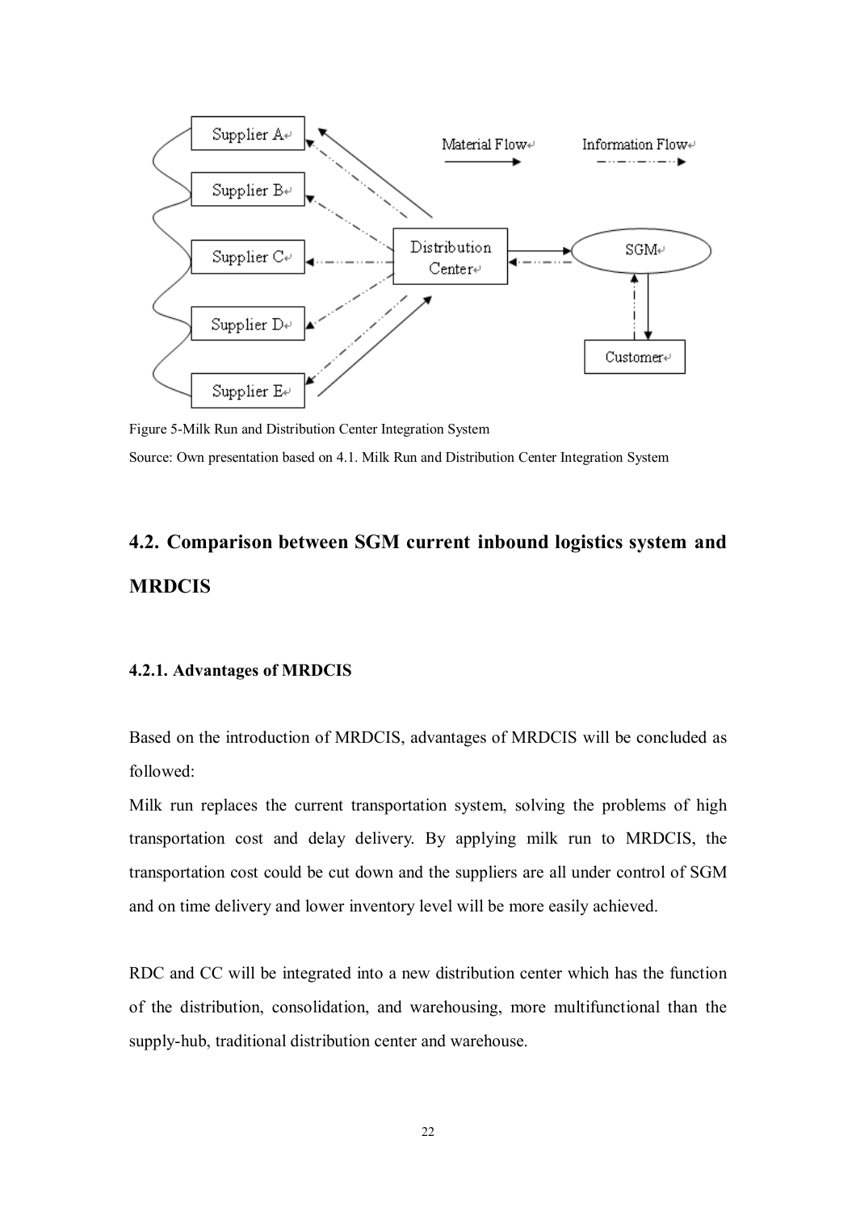Figure 5-Milk Run and Distribution Center Integration System

Source: Own presentation based on 4.1. Milk Run and Distribution Center Integration System

## 4.2. Comparison between SGM current inbound logistics system and MRDCIS

### 4.2.1. Advantages of MRDCIS

Based on the introduction of MRDCIS, advantages of MRDCIS will be concluded as followed:

Milk run replaces the current transportation system, solving the problems of high transportation cost and delay delivery. By applying milk run to MRDCIS, the transportation cost could be cut down and the suppliers are all under control of SGM and on time delivery and lower inventory level will be more easily achieved.

RDC and CC will be integrated into a new distribution center which has the function of the distribution, consolidation, and warehousing, more multifunctional than the supply-hub, traditional distribution center and warehouse.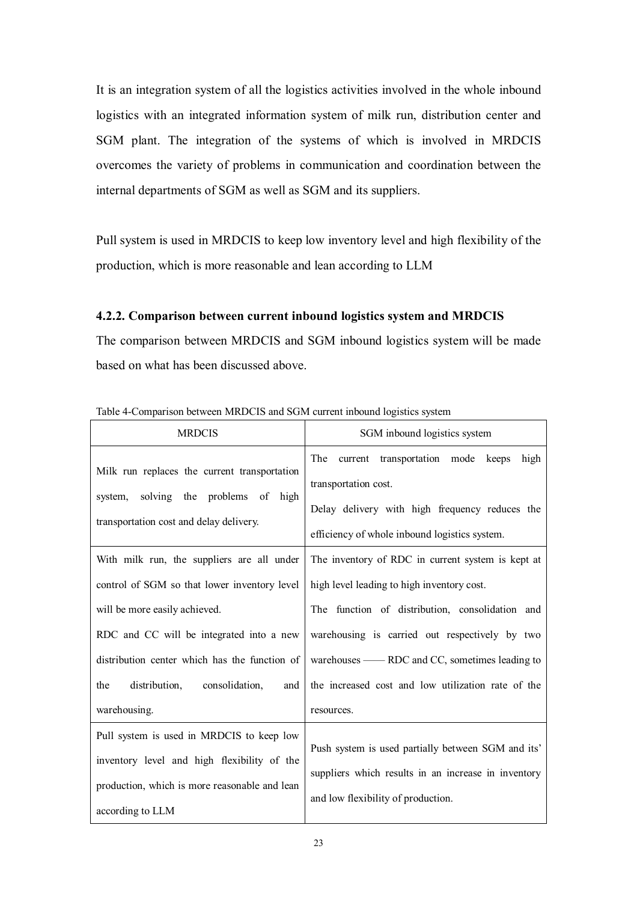It is an integration system of all the logistics activities involved in the whole inbound logistics with an integrated information system of milk run, distribution center and SGM plant. The integration of the systems of which is involved in MRDCIS overcomes the variety of problems in communication and coordination between the internal departments of SGM as well as SGM and its suppliers.

Pull system is used in MRDCIS to keep low inventory level and high flexibility of the production, which is more reasonable and lean according to LLM

#### 4.2.2. Comparison between current inbound logistics system and MRDCIS

The comparison between MRDCIS and SGM inbound logistics system will be made based on what has been discussed above.

Table 4-Comparison between MRDCIS and SGM current inbound logistics system

| MRDCIS | SGM inbound logistics system |
|---|---|
| Milk run replaces the current transportation system, solving the problems of high transportation cost and delay delivery. | The current transportation mode keeps high transportation cost.<br>Delay delivery with high frequency reduces the efficiency of whole inbound logistics system. |
| With milk run, the suppliers are all under control of SGM so that lower inventory level will be more easily achieved.<br>RDC and CC will be integrated into a new distribution center which has the function of the distribution, consolidation, and warehousing. | The inventory of RDC in current system is kept at high level leading to high inventory cost.<br>The function of distribution, consolidation and warehousing is carried out respectively by two warehouses —— RDC and CC, sometimes leading to the increased cost and low utilization rate of the resources. |
| Pull system is used in MRDCIS to keep low inventory level and high flexibility of the production, which is more reasonable and lean according to LLM | Push system is used partially between SGM and its' suppliers which results in an increase in inventory and low flexibility of production. |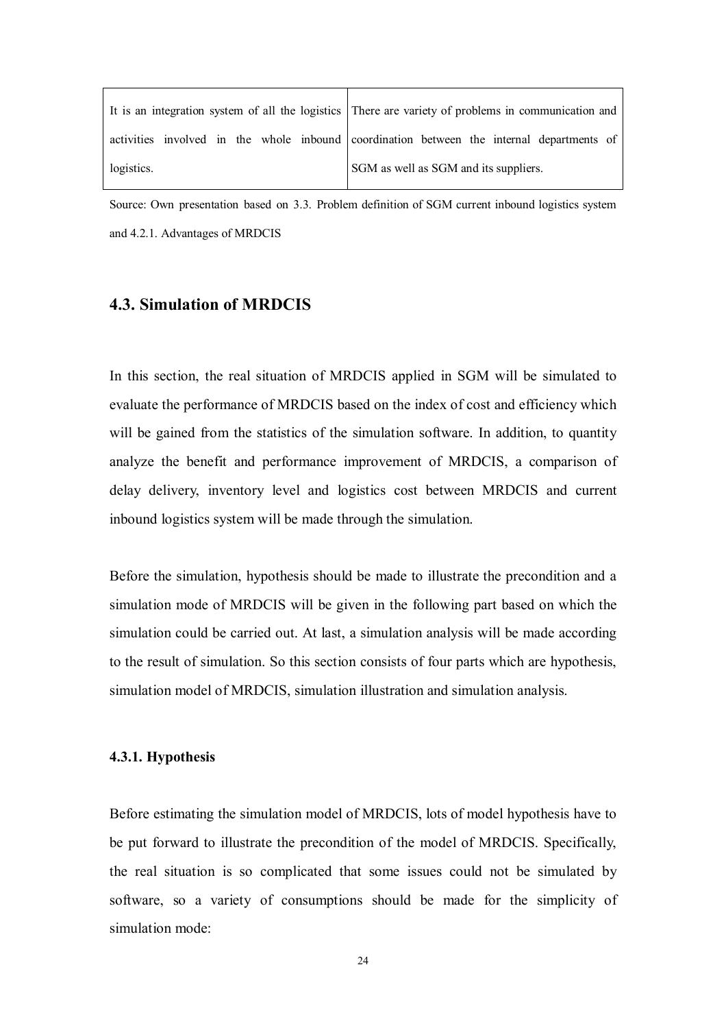| It is an integration system of all the logistics activities involved in the whole inbound logistics. | There are variety of problems in communication and coordination between the internal departments of SGM as well as SGM and its suppliers. |
|---|---|

Source: Own presentation based on 3.3. Problem definition of SGM current inbound logistics system and 4.2.1. Advantages of MRDCIS

## 4.3. Simulation of MRDCIS

In this section, the real situation of MRDCIS applied in SGM will be simulated to evaluate the performance of MRDCIS based on the index of cost and efficiency which will be gained from the statistics of the simulation software. In addition, to quantity analyze the benefit and performance improvement of MRDCIS, a comparison of delay delivery, inventory level and logistics cost between MRDCIS and current inbound logistics system will be made through the simulation.

Before the simulation, hypothesis should be made to illustrate the precondition and a simulation mode of MRDCIS will be given in the following part based on which the simulation could be carried out. At last, a simulation analysis will be made according to the result of simulation. So this section consists of four parts which are hypothesis, simulation model of MRDCIS, simulation illustration and simulation analysis.

### 4.3.1. Hypothesis

Before estimating the simulation model of MRDCIS, lots of model hypothesis have to be put forward to illustrate the precondition of the model of MRDCIS. Specifically, the real situation is so complicated that some issues could not be simulated by software, so a variety of consumptions should be made for the simplicity of simulation mode: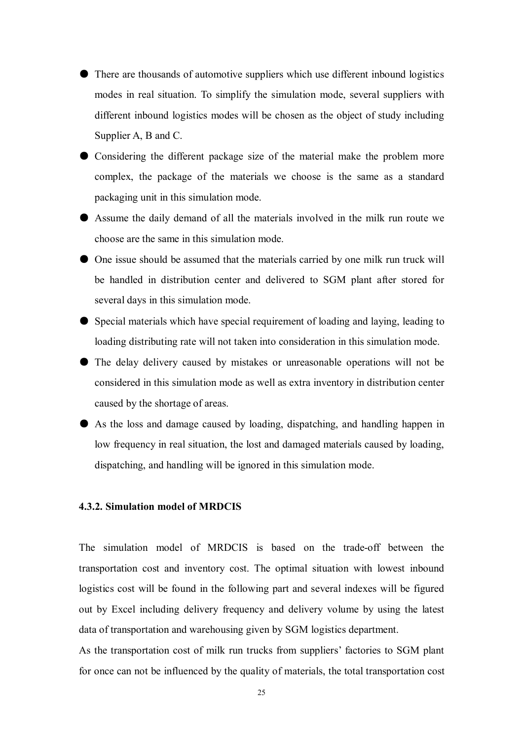- There are thousands of automotive suppliers which use different inbound logistics modes in real situation. To simplify the simulation mode, several suppliers with different inbound logistics modes will be chosen as the object of study including Supplier A, B and C.
- Considering the different package size of the material make the problem more complex, the package of the materials we choose is the same as a standard packaging unit in this simulation mode.
- Assume the daily demand of all the materials involved in the milk run route we choose are the same in this simulation mode.
- One issue should be assumed that the materials carried by one milk run truck will be handled in distribution center and delivered to SGM plant after stored for several days in this simulation mode.
- Special materials which have special requirement of loading and laying, leading to loading distributing rate will not taken into consideration in this simulation mode.
- The delay delivery caused by mistakes or unreasonable operations will not be considered in this simulation mode as well as extra inventory in distribution center caused by the shortage of areas.
- As the loss and damage caused by loading, dispatching, and handling happen in low frequency in real situation, the lost and damaged materials caused by loading, dispatching, and handling will be ignored in this simulation mode.

#### 4.3.2. Simulation model of MRDCIS

The simulation model of MRDCIS is based on the trade-off between the transportation cost and inventory cost. The optimal situation with lowest inbound logistics cost will be found in the following part and several indexes will be figured out by Excel including delivery frequency and delivery volume by using the latest data of transportation and warehousing given by SGM logistics department.

As the transportation cost of milk run trucks from suppliers' factories to SGM plant for once can not be influenced by the quality of materials, the total transportation cost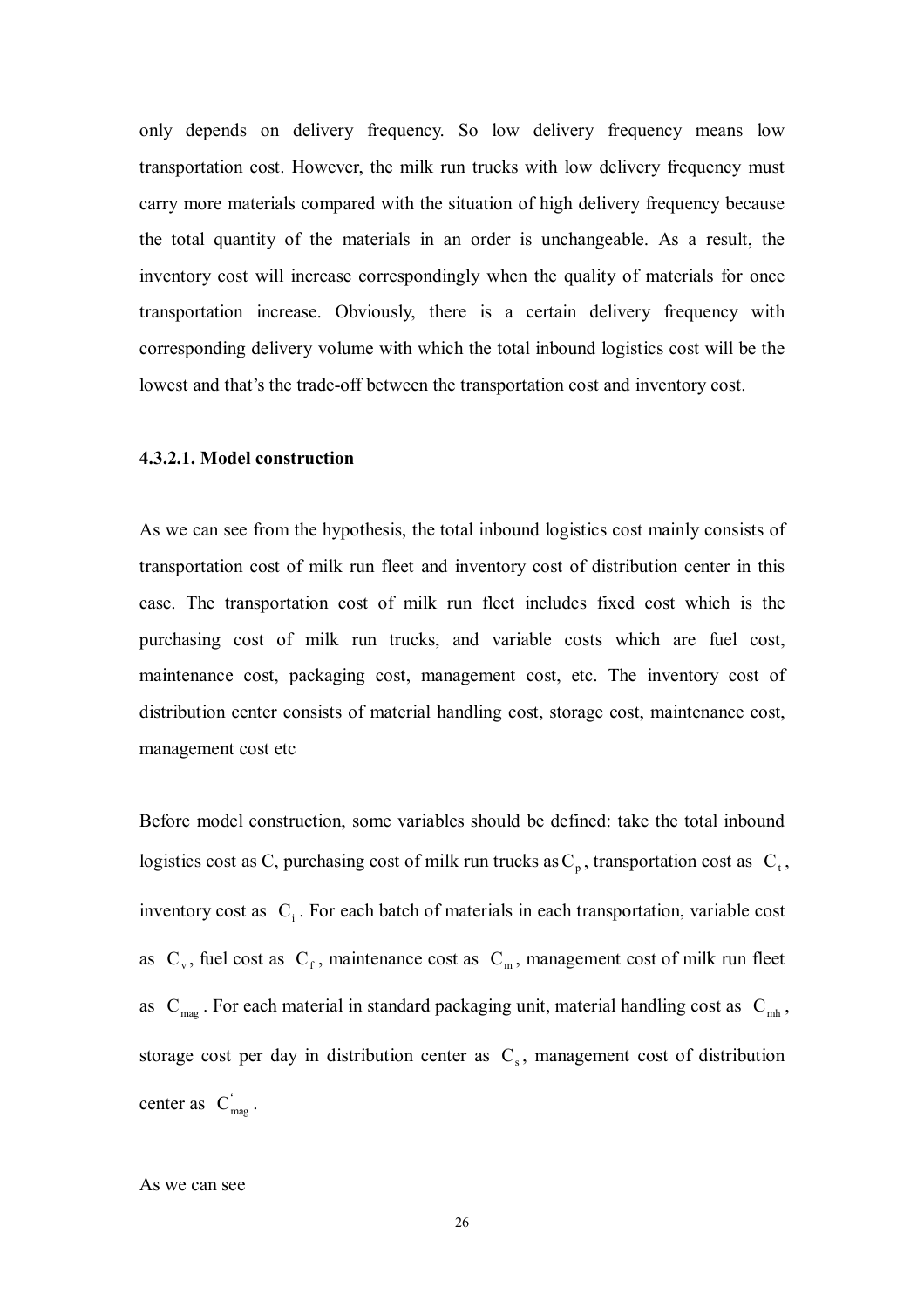only depends on delivery frequency. So low delivery frequency means low transportation cost. However, the milk run trucks with low delivery frequency must carry more materials compared with the situation of high delivery frequency because the total quantity of the materials in an order is unchangeable. As a result, the inventory cost will increase correspondingly when the quality of materials for once transportation increase. Obviously, there is a certain delivery frequency with corresponding delivery volume with which the total inbound logistics cost will be the lowest and that's the trade-off between the transportation cost and inventory cost.

#### 4.3.2.1. Model construction

As we can see from the hypothesis, the total inbound logistics cost mainly consists of transportation cost of milk run fleet and inventory cost of distribution center in this case. The transportation cost of milk run fleet includes fixed cost which is the purchasing cost of milk run trucks, and variable costs which are fuel cost, maintenance cost, packaging cost, management cost, etc. The inventory cost of distribution center consists of material handling cost, storage cost, maintenance cost, management cost etc

Before model construction, some variables should be defined: take the total inbound logistics cost as C, purchasing cost of milk run trucks as $C_p$, transportation cost as $C_t$, inventory cost as $C_i$. For each batch of materials in each transportation, variable cost as $C_v$, fuel cost as $C_f$, maintenance cost as $C_m$, management cost of milk run fleet as $C_{mag}$. For each material in standard packaging unit, material handling cost as $C_{mh}$, storage cost per day in distribution center as $C_s$, management cost of distribution center as $C_{mag}^{'}$.

As we can see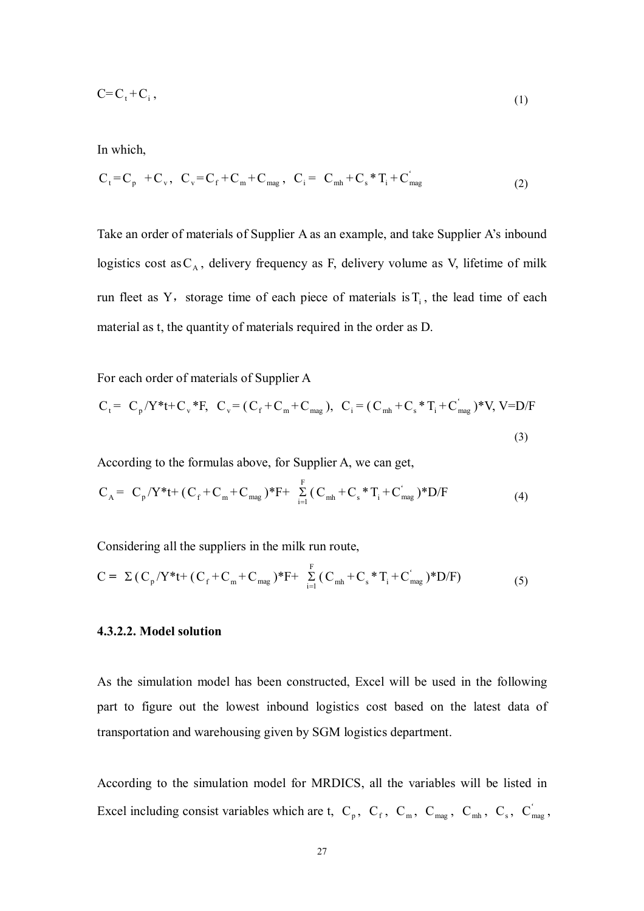$$C = C_t + C_i \,, \tag{1}$$

In which,

$$C_t = C_p \ + C_v \,, \ C_v = C_f + C_m + C_{mag} \,, \ C_i = \ C_{mh} + C_s * T_i + C^{'}_{mag} \tag{2}$$

Take an order of materials of Supplier A as an example, and take Supplier A's inbound logistics cost as $C_A$, delivery frequency as F, delivery volume as V, lifetime of milk run fleet as Y, storage time of each piece of materials is $T_i$, the lead time of each material as t, the quantity of materials required in the order as D.

For each order of materials of Supplier A

$$C_t = \ C_p/Y*t + C_v*F, \ \ C_v = (C_f + C_m + C_{mag}), \ \ C_i = (C_{mh} + C_s * T_i + C^{'}_{mag})*V, \ V=D/F \tag{3}$$

According to the formulas above, for Supplier A, we can get,

$$C_A = \ C_p/Y*t + (C_f + C_m + C_{mag})*F + \sum_{i=1}^{F} (C_{mh} + C_s * T_i + C^{'}_{mag})*D/F \tag{4}$$

Considering all the suppliers in the milk run route,

$$C = \ \Sigma\,(C_p/Y*t + (C_f + C_m + C_{mag})*F + \sum_{i=1}^{F} (C_{mh} + C_s * T_i + C^{'}_{mag})*D/F) \tag{5}$$

#### 4.3.2.2. Model solution

As the simulation model has been constructed, Excel will be used in the following part to figure out the lowest inbound logistics cost based on the latest data of transportation and warehousing given by SGM logistics department.

According to the simulation model for MRDICS, all the variables will be listed in Excel including consist variables which are t, $C_p$, $C_f$, $C_m$, $C_{mag}$, $C_{mh}$, $C_s$, $C^{'}_{mag}$,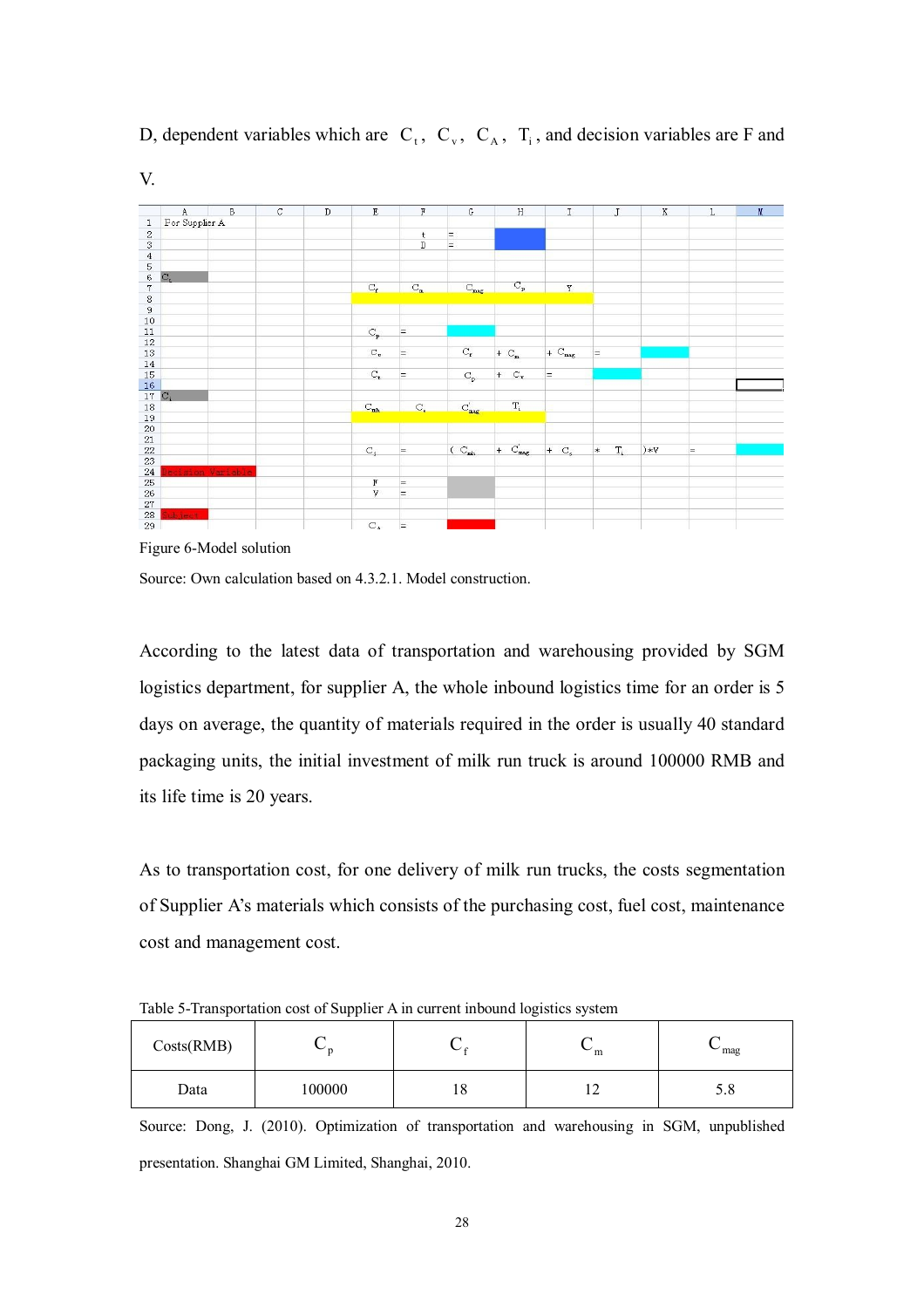D, dependent variables which are $C_t$, $C_v$, $C_A$, $T_i$, and decision variables are F and V.

Figure 6-Model solution

Source: Own calculation based on 4.3.2.1. Model construction.

According to the latest data of transportation and warehousing provided by SGM logistics department, for supplier A, the whole inbound logistics time for an order is 5 days on average, the quantity of materials required in the order is usually 40 standard packaging units, the initial investment of milk run truck is around 100000 RMB and its life time is 20 years.

As to transportation cost, for one delivery of milk run trucks, the costs segmentation of Supplier A's materials which consists of the purchasing cost, fuel cost, maintenance cost and management cost.

Table 5-Transportation cost of Supplier A in current inbound logistics system

| Costs(RMB) | $C_p$ | $C_f$ | $C_m$ | $C_{mag}$ |
|---|---|---|---|---|
| Data | 100000 | 18 | 12 | 5.8 |

Source: Dong, J. (2010). Optimization of transportation and warehousing in SGM, unpublished presentation. Shanghai GM Limited, Shanghai, 2010.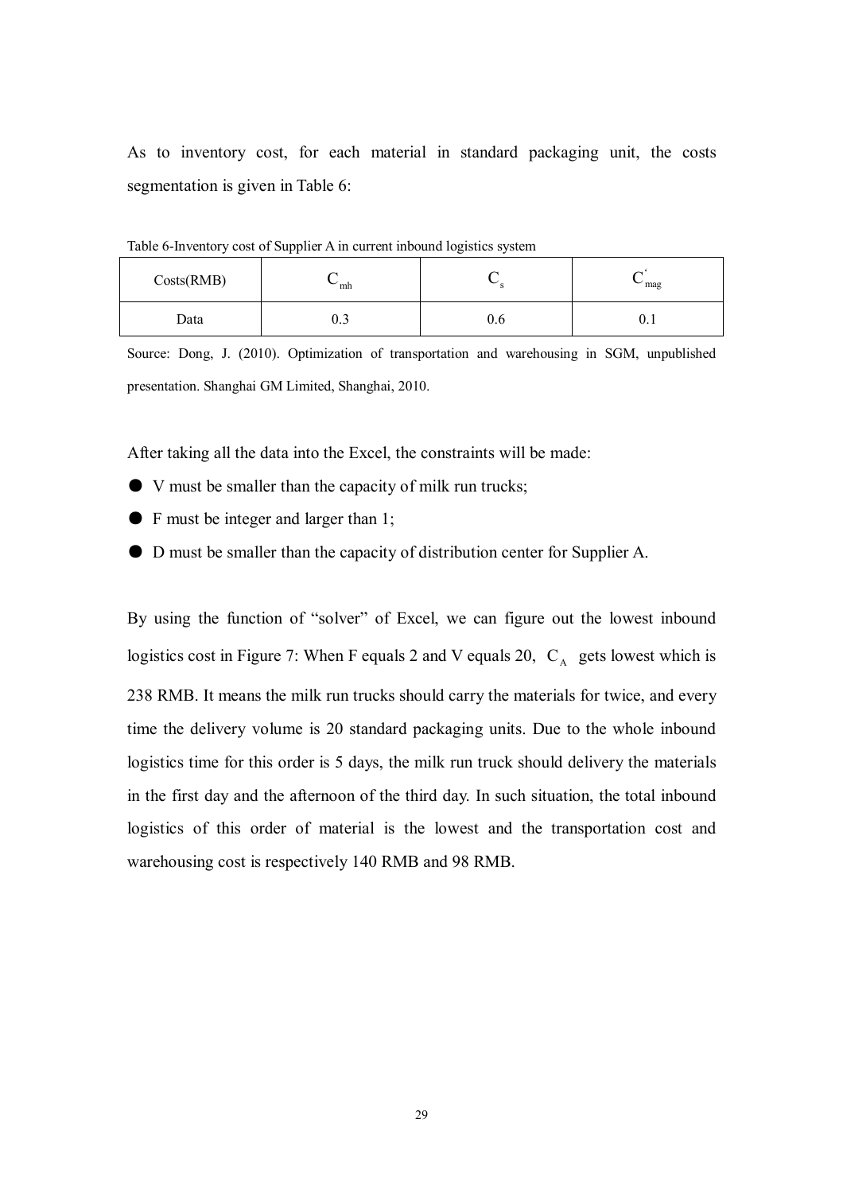As to inventory cost, for each material in standard packaging unit, the costs segmentation is given in Table 6:

Table 6-Inventory cost of Supplier A in current inbound logistics system

| Costs(RMB) | $C_{mh}$ | $C_s$ | $C'_{mag}$ |
|---|---|---|---|
| Data | 0.3 | 0.6 | 0.1 |

Source: Dong, J. (2010). Optimization of transportation and warehousing in SGM, unpublished presentation. Shanghai GM Limited, Shanghai, 2010.

After taking all the data into the Excel, the constraints will be made:

- V must be smaller than the capacity of milk run trucks;
- F must be integer and larger than 1;
- D must be smaller than the capacity of distribution center for Supplier A.

By using the function of "solver" of Excel, we can figure out the lowest inbound logistics cost in Figure 7: When F equals 2 and V equals 20, $C_A$ gets lowest which is 238 RMB. It means the milk run trucks should carry the materials for twice, and every time the delivery volume is 20 standard packaging units. Due to the whole inbound logistics time for this order is 5 days, the milk run truck should delivery the materials in the first day and the afternoon of the third day. In such situation, the total inbound logistics of this order of material is the lowest and the transportation cost and warehousing cost is respectively 140 RMB and 98 RMB.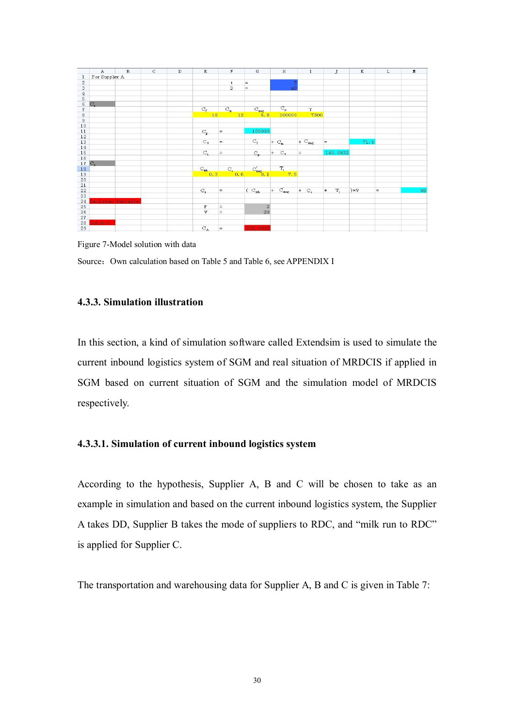| | A | B | C | D | E | F | G | H | I | J | K | L | M |
|---|---|---|---|---|---|---|---|---|---|---|---|---|---|
| 1 | For Supplier A | | | | | | | | | | | | |
| 2 | | | | | | t | = | 5 | | | | | |
| 3 | | | | | | D | = | 40 | | | | | |
| 4 | | | | | | | | | | | | | |
| 5 | | | | | | | | | | | | | |
| 6 | $C_t$ | | | | | | | | | | | | |
| 7 | | | | | $C_f$ | $C_m$ | $C_{mag}$ | $C_p$ | Y | | | | |
| 8 | | | | | 18 | 12 | 5.8 | 100000 | 7300 | | | | |
| 9 | | | | | | | | | | | | | |
| 10 | | | | | | | | | | | | | |
| 11 | | | | | $C_p$ | = | 100000 | | | | | | |
| 12 | | | | | | | | | | | | | |
| 13 | | | | | $C_v$ | = | $C_f$ | + $C_m$ | + $C_{mag}$ | = | 71.6 | | |
| 14 | | | | | | | | | | | | | |
| 15 | | | | | $C_t$ | = | $C_p$ | + | $C_v$ | = | 140.0932 | | |
| 16 | | | | | | | | | | | | | |
| 17 | $C_i$ | | | | | | | | | | | | |
| 18 | | | | | $C_{oh}$ | $C_r$ | $C'_{mag}$ | $T_i$ | | | | | |
| 19 | | | | | 0.3 | 0.6 | 0.1 | 7.5 | | | | | |
| 20 | | | | | | | | | | | | | |
| 21 | | | | | | | | | | | | | |
| 22 | | | | | $C_i$ | = | ( $C_{oh}$ | + $C'_{mag}$ | + $C_r$ | * $T_i$ | )*Y | = | 98 |
| 23 | | | | | | | | | | | | | |
| 24 | Decision Variable | | | | | | | | | | | | |
| 25 | | | | | F | = | 2 | | | | | | |
| 26 | | | | | V | = | 20 | | | | | | |
| 27 | | | | | | | | | | | | | |
| 28 | Subject | | | | | | | | | | | | |
| 29 | | | | | $C_A$ | = | 238.0932 | | | | | | |

Figure 7-Model solution with data

Source：Own calculation based on Table 5 and Table 6, see APPENDIX I

#### 4.3.3. Simulation illustration

In this section, a kind of simulation software called Extendsim is used to simulate the current inbound logistics system of SGM and real situation of MRDCIS if applied in SGM based on current situation of SGM and the simulation model of MRDCIS respectively.

##### 4.3.3.1. Simulation of current inbound logistics system

According to the hypothesis, Supplier A, B and C will be chosen to take as an example in simulation and based on the current inbound logistics system, the Supplier A takes DD, Supplier B takes the mode of suppliers to RDC, and “milk run to RDC” is applied for Supplier C.

The transportation and warehousing data for Supplier A, B and C is given in Table 7: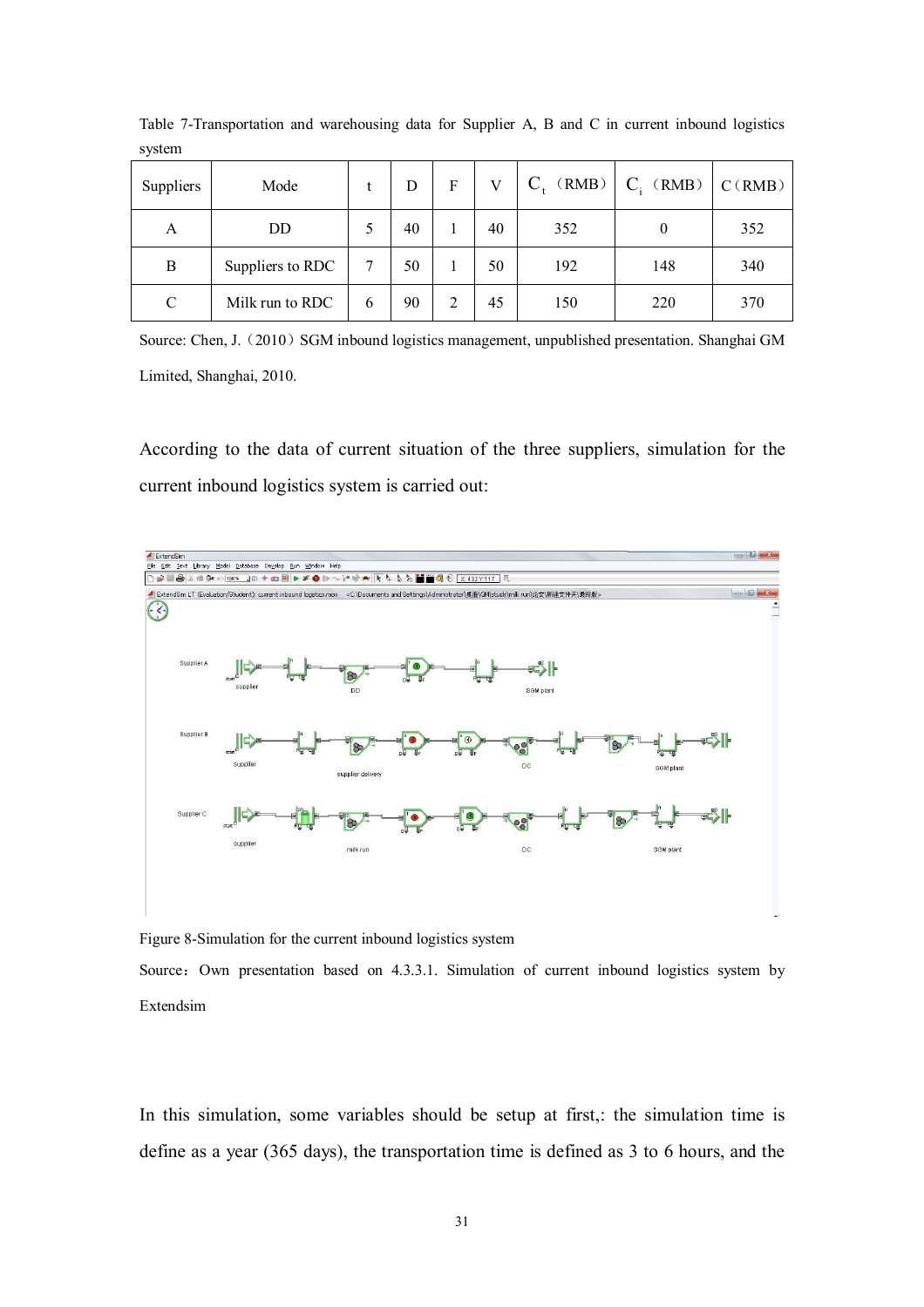Table 7-Transportation and warehousing data for Supplier A, B and C in current inbound logistics system

| Suppliers | Mode | t | D | F | V | $C_t$（RMB） | $C_i$（RMB） | C（RMB） |
|---|---|---|---|---|---|---|---|---|
| A | DD | 5 | 40 | 1 | 40 | 352 | 0 | 352 |
| B | Suppliers to RDC | 7 | 50 | 1 | 50 | 192 | 148 | 340 |
| C | Milk run to RDC | 6 | 90 | 2 | 45 | 150 | 220 | 370 |

Source: Chen, J.（2010）SGM inbound logistics management, unpublished presentation. Shanghai GM Limited, Shanghai, 2010.

According to the data of current situation of the three suppliers, simulation for the current inbound logistics system is carried out:

Figure 8-Simulation for the current inbound logistics system

Source：Own presentation based on 4.3.3.1. Simulation of current inbound logistics system by Extendsim

In this simulation, some variables should be setup at first,: the simulation time is define as a year (365 days), the transportation time is defined as 3 to 6 hours, and the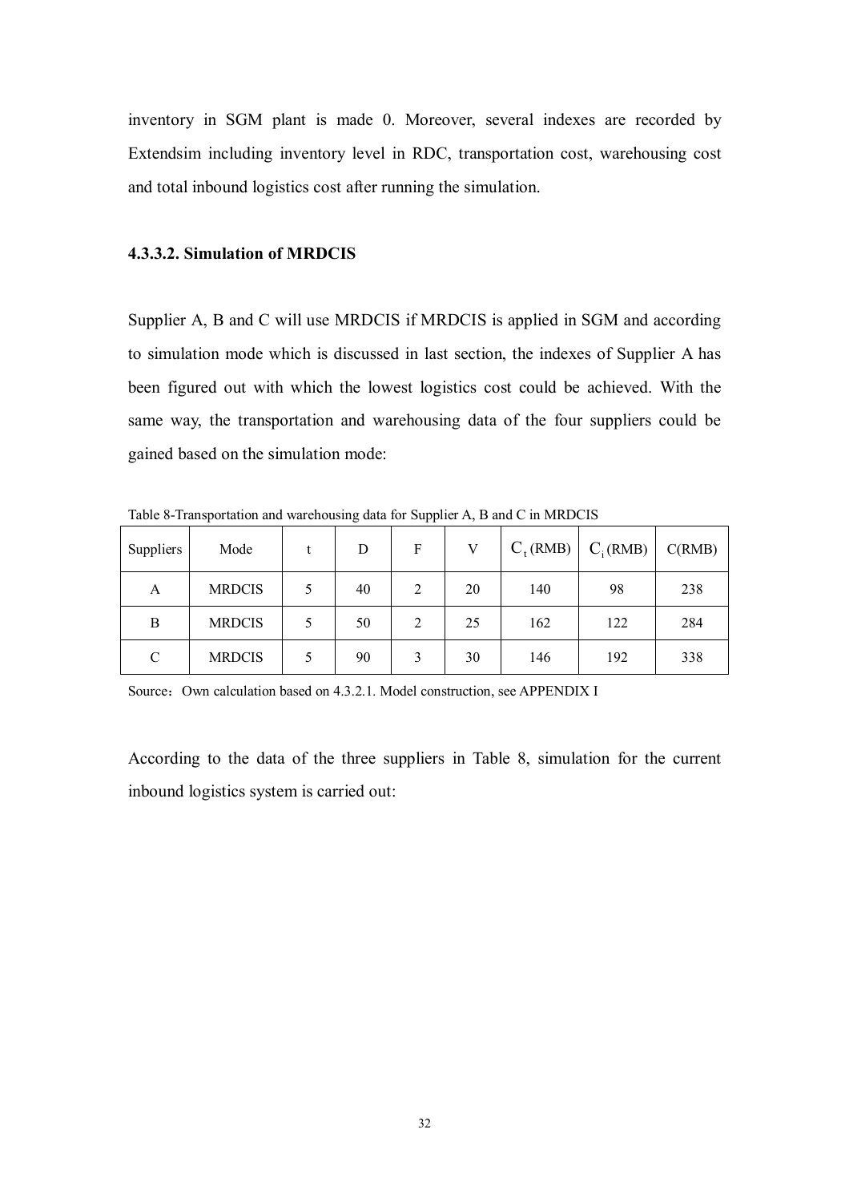inventory in SGM plant is made 0. Moreover, several indexes are recorded by Extendsim including inventory level in RDC, transportation cost, warehousing cost and total inbound logistics cost after running the simulation.

#### 4.3.3.2. Simulation of MRDCIS

Supplier A, B and C will use MRDCIS if MRDCIS is applied in SGM and according to simulation mode which is discussed in last section, the indexes of Supplier A has been figured out with which the lowest logistics cost could be achieved. With the same way, the transportation and warehousing data of the four suppliers could be gained based on the simulation mode:

Table 8-Transportation and warehousing data for Supplier A, B and C in MRDCIS

| Suppliers | Mode | t | D | F | V | $C_t$ (RMB) | $C_i$ (RMB) | C(RMB) |
|---|---|---|---|---|---|---|---|---|
| A | MRDCIS | 5 | 40 | 2 | 20 | 140 | 98 | 238 |
| B | MRDCIS | 5 | 50 | 2 | 25 | 162 | 122 | 284 |
| C | MRDCIS | 5 | 90 | 3 | 30 | 146 | 192 | 338 |

Source：Own calculation based on 4.3.2.1. Model construction, see APPENDIX I

According to the data of the three suppliers in Table 8, simulation for the current inbound logistics system is carried out: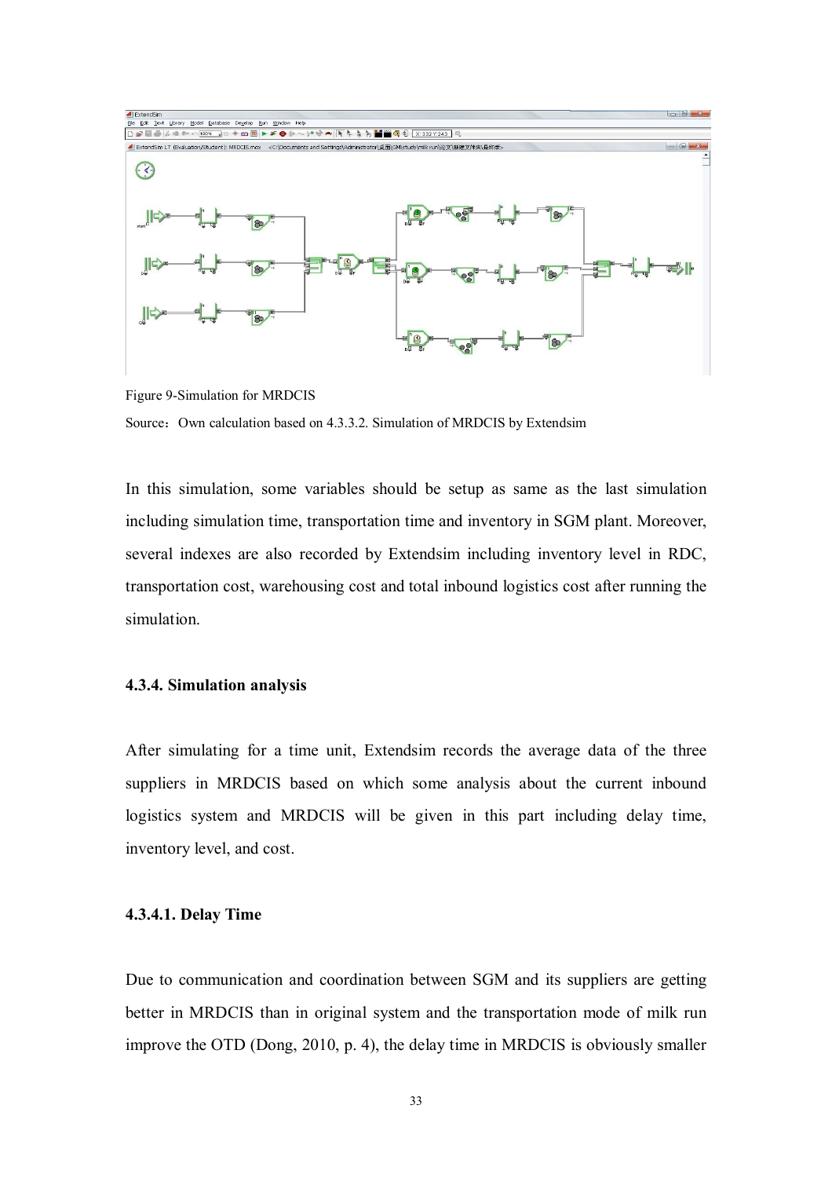Figure 9-Simulation for MRDCIS

Source：Own calculation based on 4.3.3.2. Simulation of MRDCIS by Extendsim

In this simulation, some variables should be setup as same as the last simulation including simulation time, transportation time and inventory in SGM plant. Moreover, several indexes are also recorded by Extendsim including inventory level in RDC, transportation cost, warehousing cost and total inbound logistics cost after running the simulation.

### 4.3.4. Simulation analysis

After simulating for a time unit, Extendsim records the average data of the three suppliers in MRDCIS based on which some analysis about the current inbound logistics system and MRDCIS will be given in this part including delay time, inventory level, and cost.

#### 4.3.4.1. Delay Time

Due to communication and coordination between SGM and its suppliers are getting better in MRDCIS than in original system and the transportation mode of milk run improve the OTD (Dong, 2010, p. 4), the delay time in MRDCIS is obviously smaller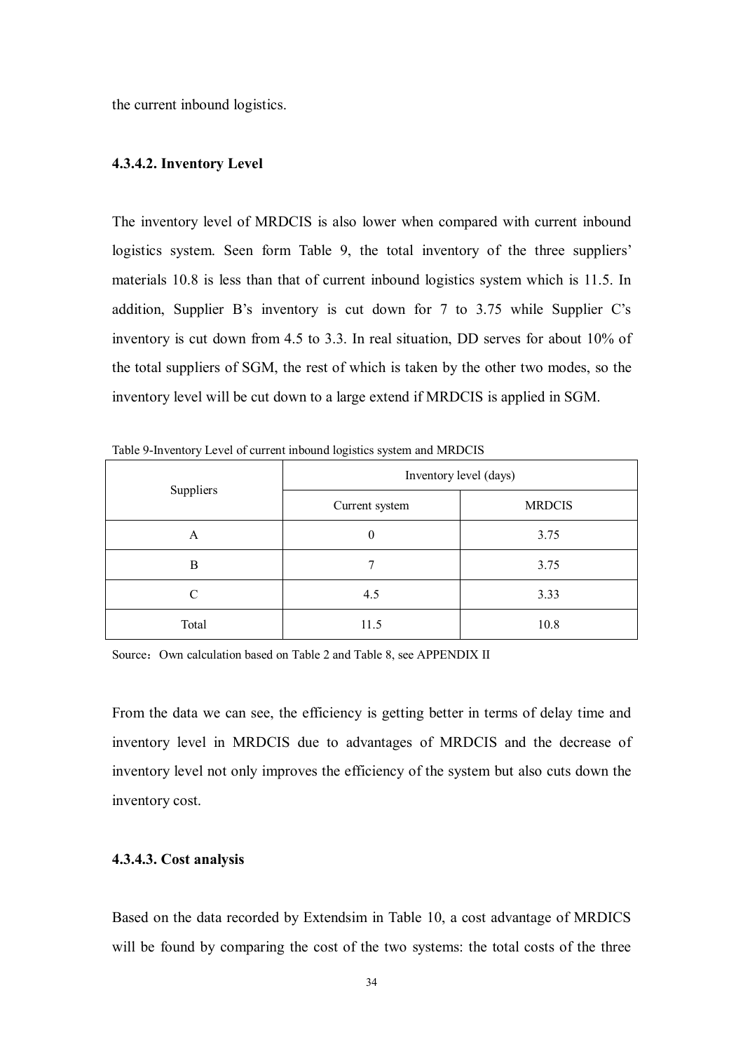the current inbound logistics.

#### 4.3.4.2. Inventory Level

The inventory level of MRDCIS is also lower when compared with current inbound logistics system. Seen form Table 9, the total inventory of the three suppliers' materials 10.8 is less than that of current inbound logistics system which is 11.5. In addition, Supplier B's inventory is cut down for 7 to 3.75 while Supplier C's inventory is cut down from 4.5 to 3.3. In real situation, DD serves for about 10% of the total suppliers of SGM, the rest of which is taken by the other two modes, so the inventory level will be cut down to a large extend if MRDCIS is applied in SGM.

Table 9-Inventory Level of current inbound logistics system and MRDCIS

| Suppliers | Inventory level (days) | |
|---|---|---|
| | Current system | MRDCIS |
| A | 0 | 3.75 |
| B | 7 | 3.75 |
| C | 4.5 | 3.33 |
| Total | 11.5 | 10.8 |

Source：Own calculation based on Table 2 and Table 8, see APPENDIX II

From the data we can see, the efficiency is getting better in terms of delay time and inventory level in MRDCIS due to advantages of MRDCIS and the decrease of inventory level not only improves the efficiency of the system but also cuts down the inventory cost.

#### 4.3.4.3. Cost analysis

Based on the data recorded by Extendsim in Table 10, a cost advantage of MRDICS will be found by comparing the cost of the two systems: the total costs of the three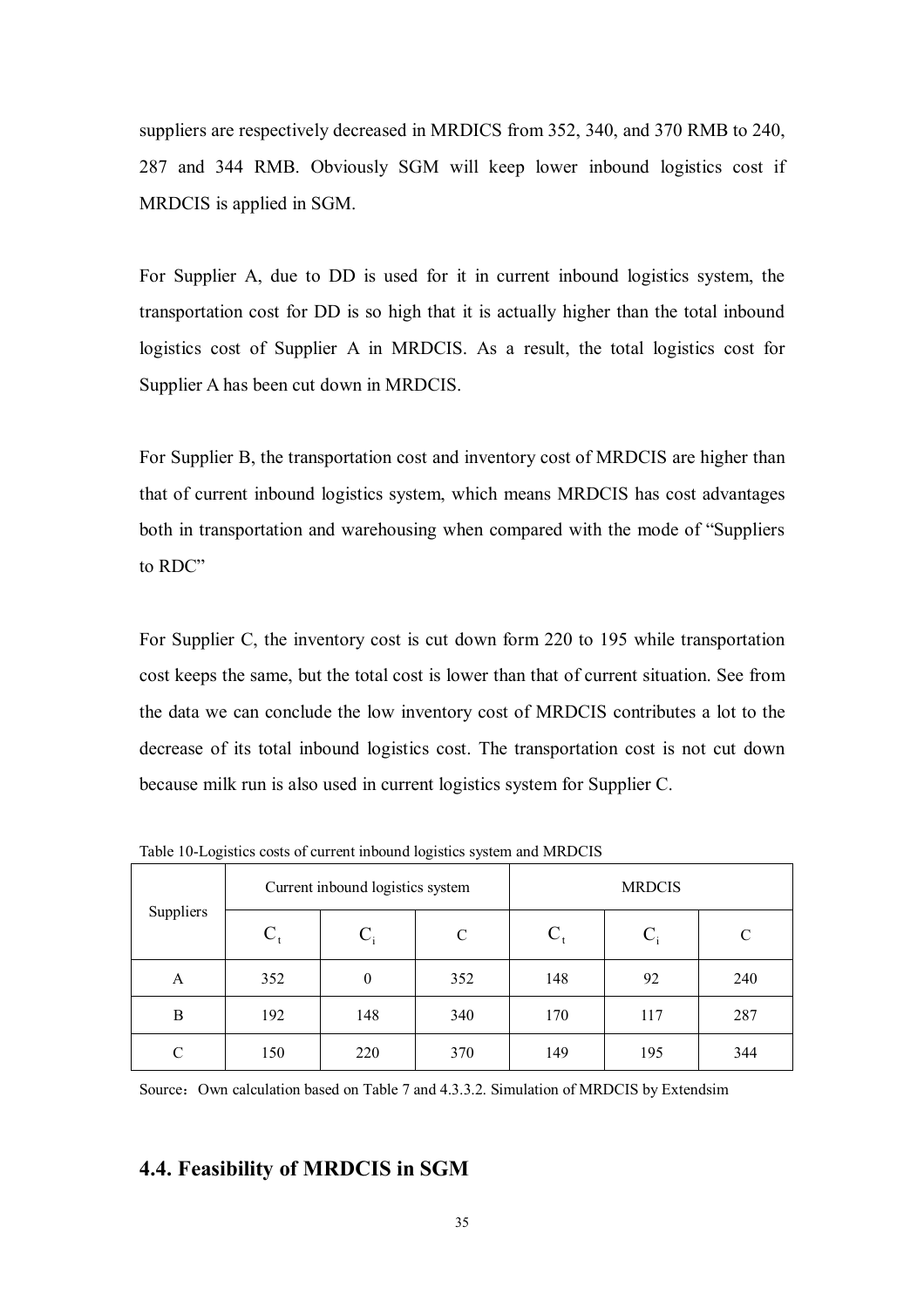suppliers are respectively decreased in MRDICS from 352, 340, and 370 RMB to 240, 287 and 344 RMB. Obviously SGM will keep lower inbound logistics cost if MRDCIS is applied in SGM.

For Supplier A, due to DD is used for it in current inbound logistics system, the transportation cost for DD is so high that it is actually higher than the total inbound logistics cost of Supplier A in MRDCIS. As a result, the total logistics cost for Supplier A has been cut down in MRDCIS.

For Supplier B, the transportation cost and inventory cost of MRDCIS are higher than that of current inbound logistics system, which means MRDCIS has cost advantages both in transportation and warehousing when compared with the mode of "Suppliers to RDC"

For Supplier C, the inventory cost is cut down form 220 to 195 while transportation cost keeps the same, but the total cost is lower than that of current situation. See from the data we can conclude the low inventory cost of MRDCIS contributes a lot to the decrease of its total inbound logistics cost. The transportation cost is not cut down because milk run is also used in current logistics system for Supplier C.

Table 10-Logistics costs of current inbound logistics system and MRDCIS

| Suppliers | Current inbound logistics system | | | MRDCIS | | |
|---|---|---|---|---|---|---|
| | $C_t$ | $C_i$ | C | $C_t$ | $C_i$ | C |
| A | 352 | 0 | 352 | 148 | 92 | 240 |
| B | 192 | 148 | 340 | 170 | 117 | 287 |
| C | 150 | 220 | 370 | 149 | 195 | 344 |

Source：Own calculation based on Table 7 and 4.3.3.2. Simulation of MRDCIS by Extendsim

## 4.4. Feasibility of MRDCIS in SGM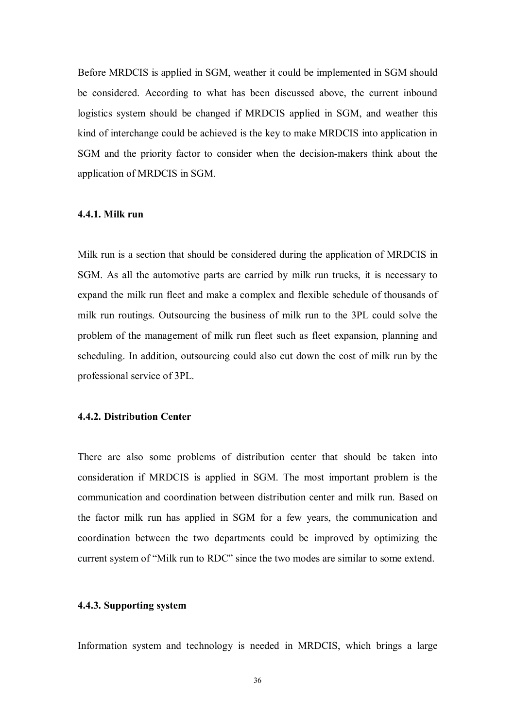Before MRDCIS is applied in SGM, weather it could be implemented in SGM should be considered. According to what has been discussed above, the current inbound logistics system should be changed if MRDCIS applied in SGM, and weather this kind of interchange could be achieved is the key to make MRDCIS into application in SGM and the priority factor to consider when the decision-makers think about the application of MRDCIS in SGM.

### 4.4.1. Milk run

Milk run is a section that should be considered during the application of MRDCIS in SGM. As all the automotive parts are carried by milk run trucks, it is necessary to expand the milk run fleet and make a complex and flexible schedule of thousands of milk run routings. Outsourcing the business of milk run to the 3PL could solve the problem of the management of milk run fleet such as fleet expansion, planning and scheduling. In addition, outsourcing could also cut down the cost of milk run by the professional service of 3PL.

### 4.4.2. Distribution Center

There are also some problems of distribution center that should be taken into consideration if MRDCIS is applied in SGM. The most important problem is the communication and coordination between distribution center and milk run. Based on the factor milk run has applied in SGM for a few years, the communication and coordination between the two departments could be improved by optimizing the current system of "Milk run to RDC" since the two modes are similar to some extend.

### 4.4.3. Supporting system

Information system and technology is needed in MRDCIS, which brings a large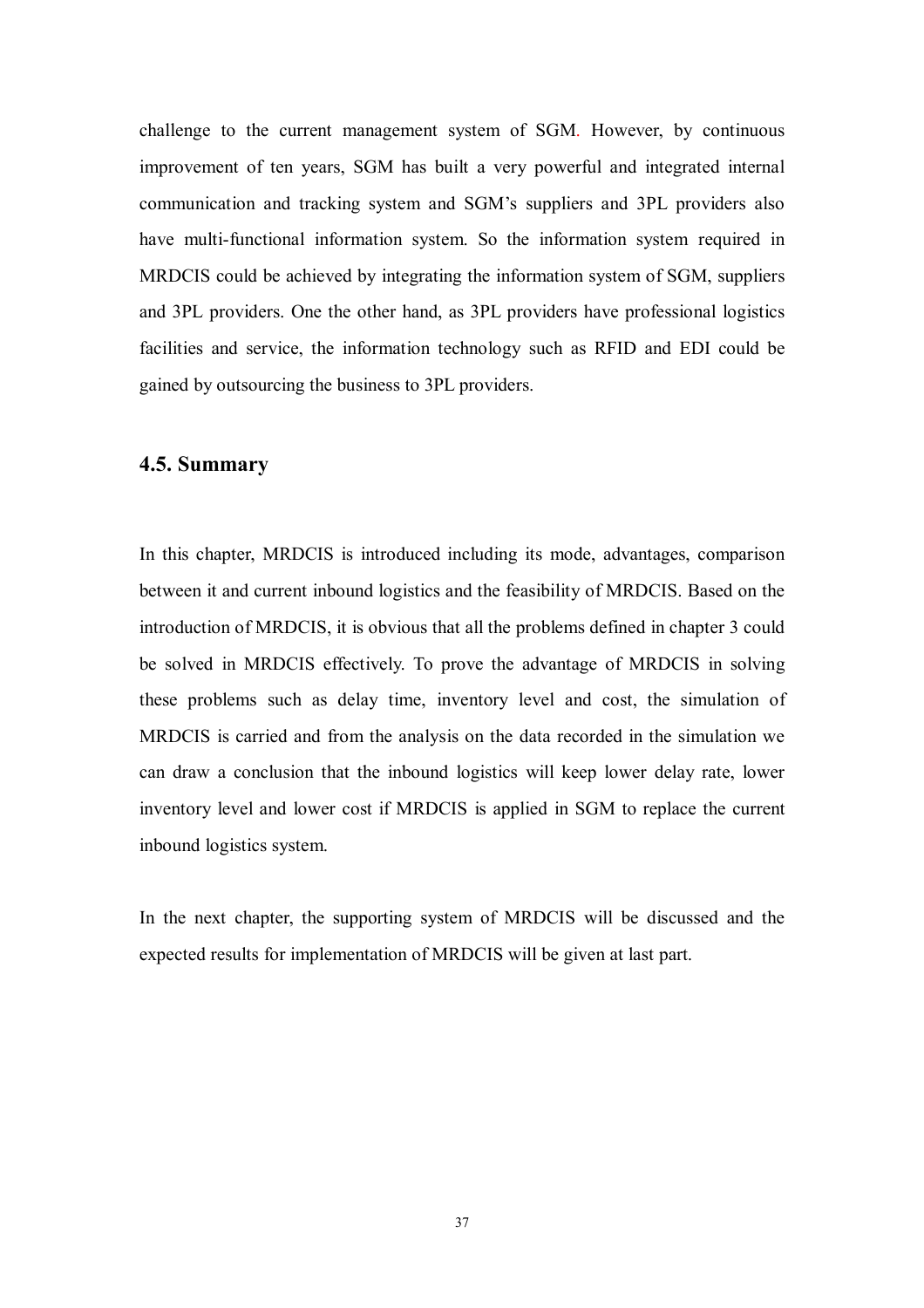challenge to the current management system of SGM. However, by continuous improvement of ten years, SGM has built a very powerful and integrated internal communication and tracking system and SGM's suppliers and 3PL providers also have multi-functional information system. So the information system required in MRDCIS could be achieved by integrating the information system of SGM, suppliers and 3PL providers. One the other hand, as 3PL providers have professional logistics facilities and service, the information technology such as RFID and EDI could be gained by outsourcing the business to 3PL providers.

## 4.5. Summary

In this chapter, MRDCIS is introduced including its mode, advantages, comparison between it and current inbound logistics and the feasibility of MRDCIS. Based on the introduction of MRDCIS, it is obvious that all the problems defined in chapter 3 could be solved in MRDCIS effectively. To prove the advantage of MRDCIS in solving these problems such as delay time, inventory level and cost, the simulation of MRDCIS is carried and from the analysis on the data recorded in the simulation we can draw a conclusion that the inbound logistics will keep lower delay rate, lower inventory level and lower cost if MRDCIS is applied in SGM to replace the current inbound logistics system.

In the next chapter, the supporting system of MRDCIS will be discussed and the expected results for implementation of MRDCIS will be given at last part.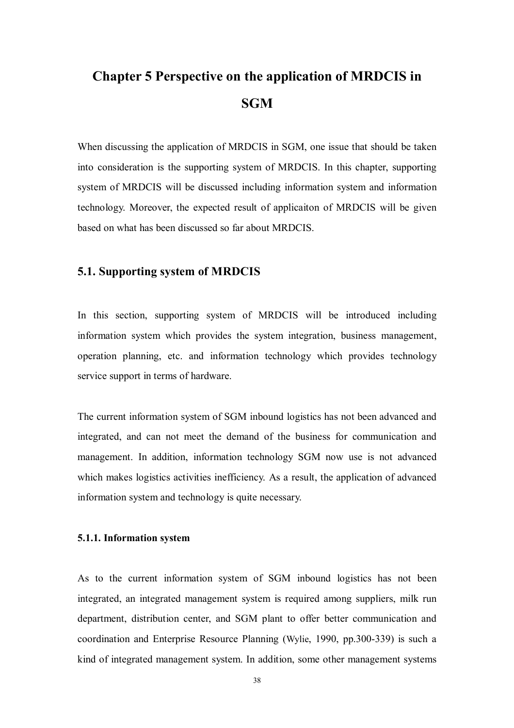# Chapter 5 Perspective on the application of MRDCIS in SGM

When discussing the application of MRDCIS in SGM, one issue that should be taken into consideration is the supporting system of MRDCIS. In this chapter, supporting system of MRDCIS will be discussed including information system and information technology. Moreover, the expected result of applicaiton of MRDCIS will be given based on what has been discussed so far about MRDCIS.

## 5.1. Supporting system of MRDCIS

In this section, supporting system of MRDCIS will be introduced including information system which provides the system integration, business management, operation planning, etc. and information technology which provides technology service support in terms of hardware.

The current information system of SGM inbound logistics has not been advanced and integrated, and can not meet the demand of the business for communication and management. In addition, information technology SGM now use is not advanced which makes logistics activities inefficiency. As a result, the application of advanced information system and technology is quite necessary.

### 5.1.1. Information system

As to the current information system of SGM inbound logistics has not been integrated, an integrated management system is required among suppliers, milk run department, distribution center, and SGM plant to offer better communication and coordination and Enterprise Resource Planning (Wylie, 1990, pp.300-339) is such a kind of integrated management system. In addition, some other management systems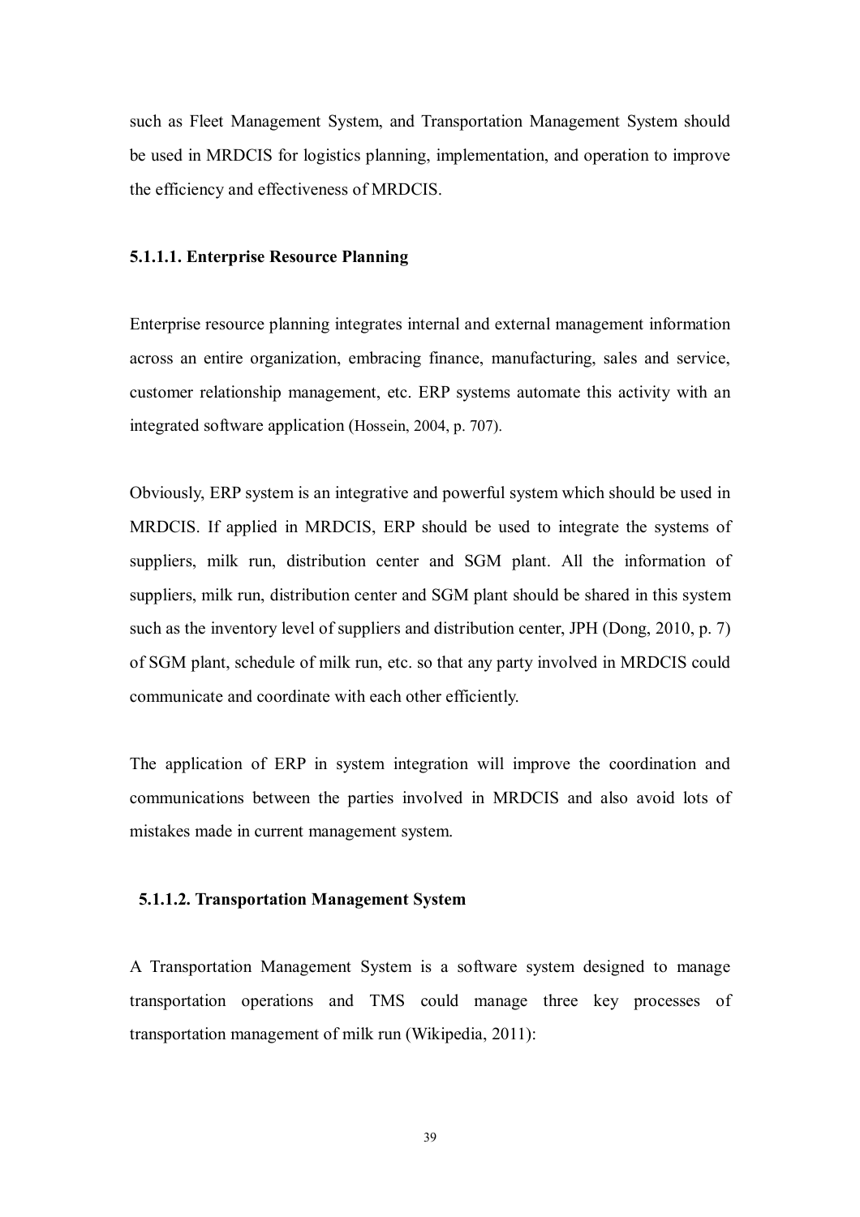such as Fleet Management System, and Transportation Management System should be used in MRDCIS for logistics planning, implementation, and operation to improve the efficiency and effectiveness of MRDCIS.

#### 5.1.1.1. Enterprise Resource Planning

Enterprise resource planning integrates internal and external management information across an entire organization, embracing finance, manufacturing, sales and service, customer relationship management, etc. ERP systems automate this activity with an integrated software application (Hossein, 2004, p. 707).

Obviously, ERP system is an integrative and powerful system which should be used in MRDCIS. If applied in MRDCIS, ERP should be used to integrate the systems of suppliers, milk run, distribution center and SGM plant. All the information of suppliers, milk run, distribution center and SGM plant should be shared in this system such as the inventory level of suppliers and distribution center, JPH (Dong, 2010, p. 7) of SGM plant, schedule of milk run, etc. so that any party involved in MRDCIS could communicate and coordinate with each other efficiently.

The application of ERP in system integration will improve the coordination and communications between the parties involved in MRDCIS and also avoid lots of mistakes made in current management system.

#### 5.1.1.2. Transportation Management System

A Transportation Management System is a software system designed to manage transportation operations and TMS could manage three key processes of transportation management of milk run (Wikipedia, 2011):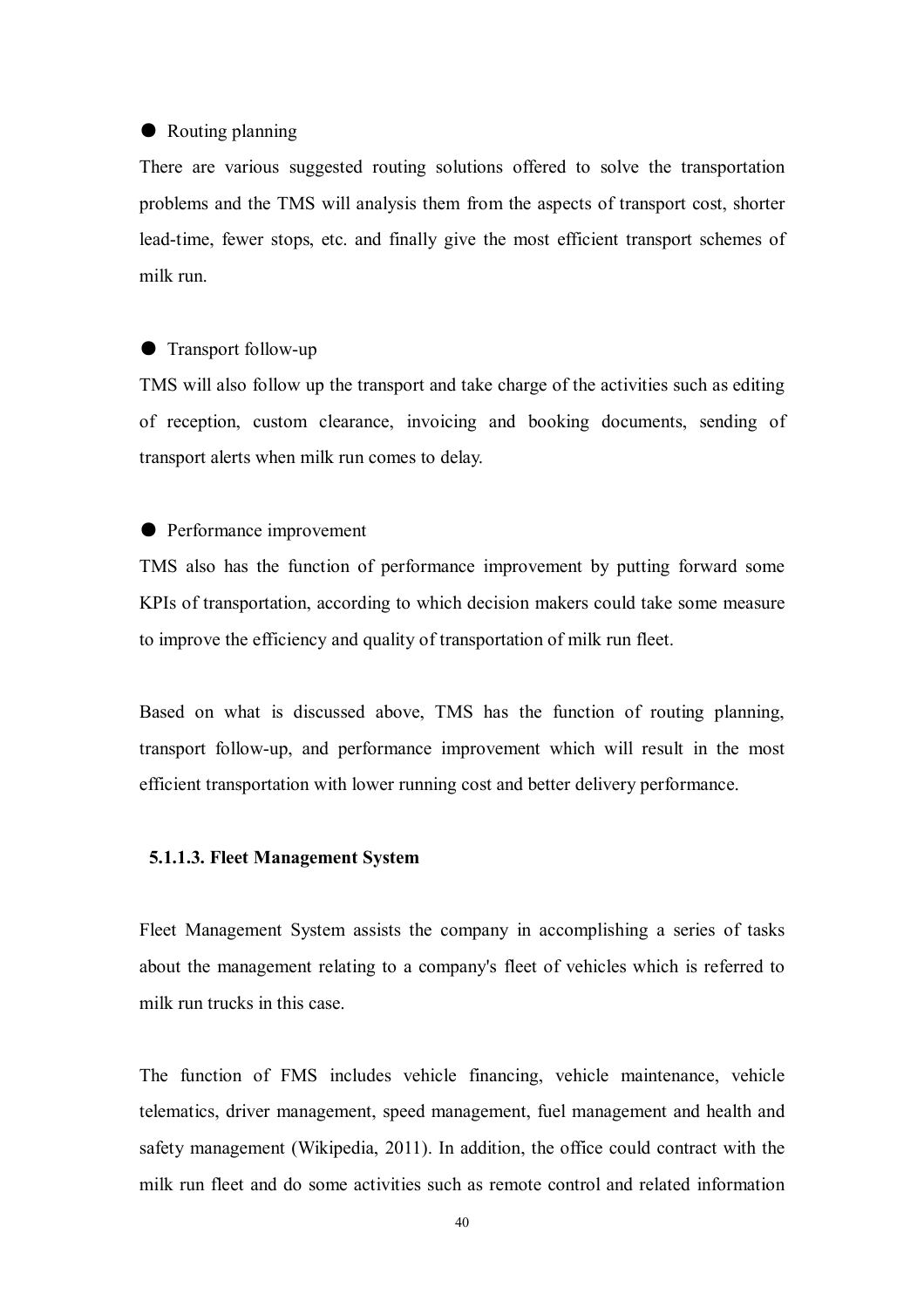- Routing planning

There are various suggested routing solutions offered to solve the transportation problems and the TMS will analysis them from the aspects of transport cost, shorter lead-time, fewer stops, etc. and finally give the most efficient transport schemes of milk run.

- Transport follow-up

TMS will also follow up the transport and take charge of the activities such as editing of reception, custom clearance, invoicing and booking documents, sending of transport alerts when milk run comes to delay.

- Performance improvement

TMS also has the function of performance improvement by putting forward some KPIs of transportation, according to which decision makers could take some measure to improve the efficiency and quality of transportation of milk run fleet.

Based on what is discussed above, TMS has the function of routing planning, transport follow-up, and performance improvement which will result in the most efficient transportation with lower running cost and better delivery performance.

#### 5.1.1.3. Fleet Management System

Fleet Management System assists the company in accomplishing a series of tasks about the management relating to a company's fleet of vehicles which is referred to milk run trucks in this case.

The function of FMS includes vehicle financing, vehicle maintenance, vehicle telematics, driver management, speed management, fuel management and health and safety management (Wikipedia, 2011). In addition, the office could contract with the milk run fleet and do some activities such as remote control and related information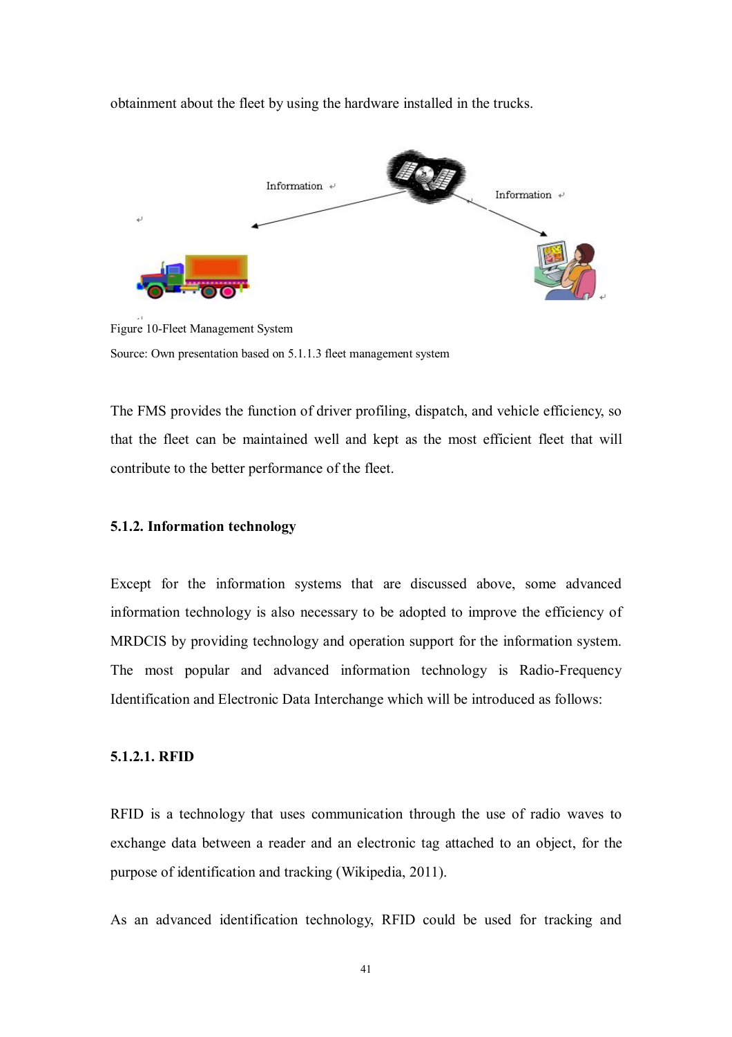obtainment about the fleet by using the hardware installed in the trucks.

Information

Information

Figure 10-Fleet Management System

Source: Own presentation based on 5.1.1.3 fleet management system

The FMS provides the function of driver profiling, dispatch, and vehicle efficiency, so that the fleet can be maintained well and kept as the most efficient fleet that will contribute to the better performance of the fleet.

### 5.1.2. Information technology

Except for the information systems that are discussed above, some advanced information technology is also necessary to be adopted to improve the efficiency of MRDCIS by providing technology and operation support for the information system. The most popular and advanced information technology is Radio-Frequency Identification and Electronic Data Interchange which will be introduced as follows:

#### 5.1.2.1. RFID

RFID is a technology that uses communication through the use of radio waves to exchange data between a reader and an electronic tag attached to an object, for the purpose of identification and tracking (Wikipedia, 2011).

As an advanced identification technology, RFID could be used for tracking and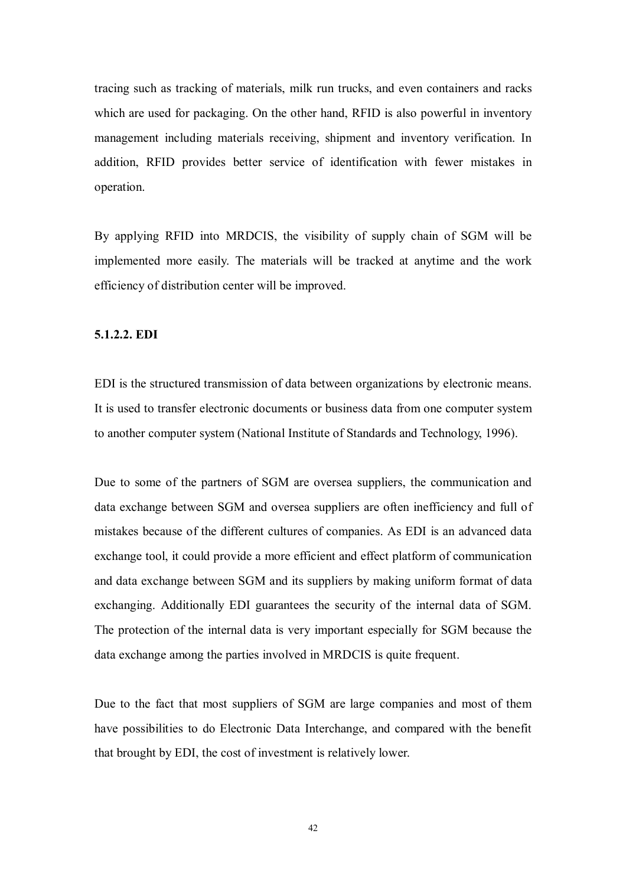tracing such as tracking of materials, milk run trucks, and even containers and racks which are used for packaging. On the other hand, RFID is also powerful in inventory management including materials receiving, shipment and inventory verification. In addition, RFID provides better service of identification with fewer mistakes in operation.

By applying RFID into MRDCIS, the visibility of supply chain of SGM will be implemented more easily. The materials will be tracked at anytime and the work efficiency of distribution center will be improved.

#### 5.1.2.2. EDI

EDI is the structured transmission of data between organizations by electronic means. It is used to transfer electronic documents or business data from one computer system to another computer system (National Institute of Standards and Technology, 1996).

Due to some of the partners of SGM are oversea suppliers, the communication and data exchange between SGM and oversea suppliers are often inefficiency and full of mistakes because of the different cultures of companies. As EDI is an advanced data exchange tool, it could provide a more efficient and effect platform of communication and data exchange between SGM and its suppliers by making uniform format of data exchanging. Additionally EDI guarantees the security of the internal data of SGM. The protection of the internal data is very important especially for SGM because the data exchange among the parties involved in MRDCIS is quite frequent.

Due to the fact that most suppliers of SGM are large companies and most of them have possibilities to do Electronic Data Interchange, and compared with the benefit that brought by EDI, the cost of investment is relatively lower.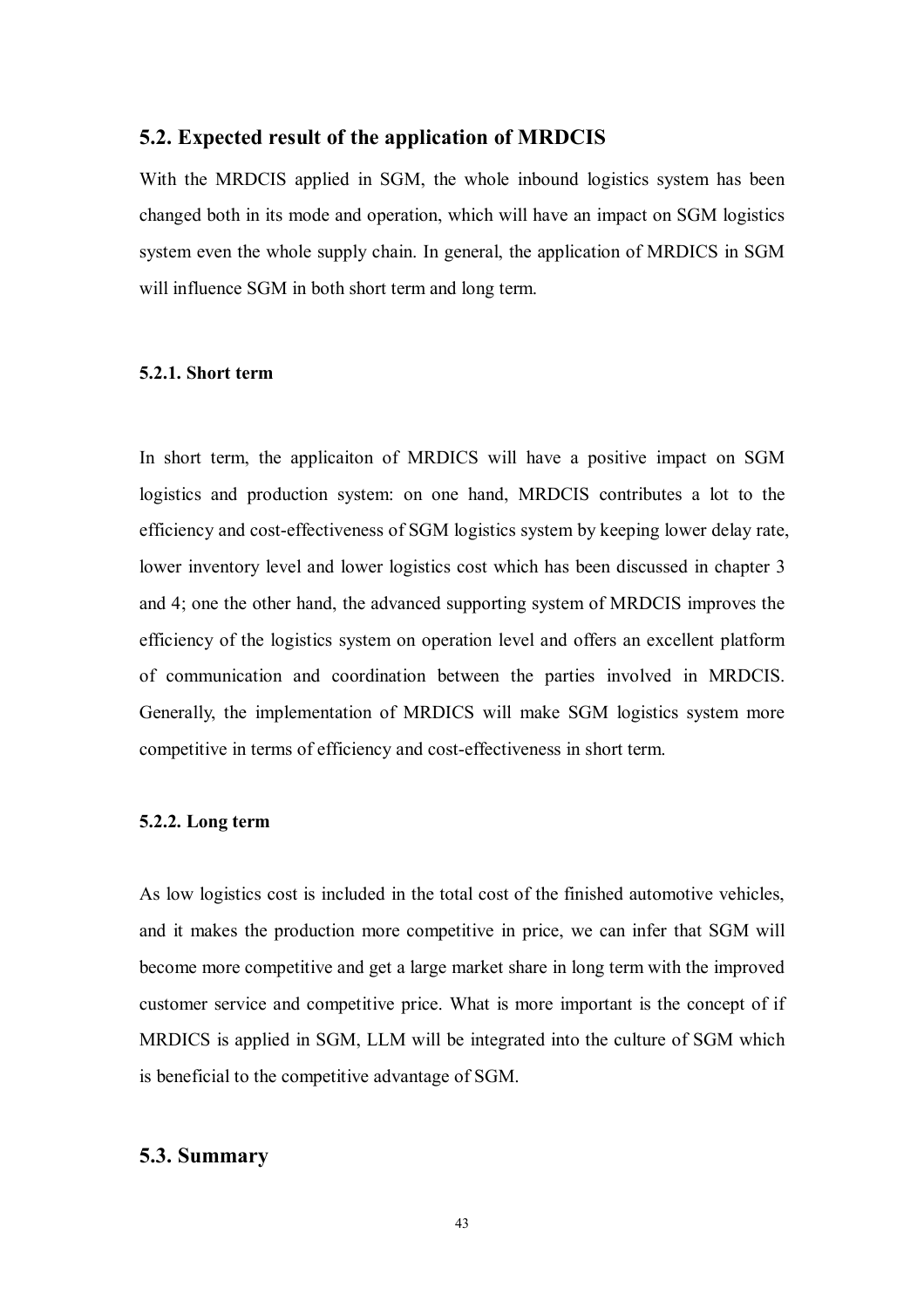## 5.2. Expected result of the application of MRDCIS

With the MRDCIS applied in SGM, the whole inbound logistics system has been changed both in its mode and operation, which will have an impact on SGM logistics system even the whole supply chain. In general, the application of MRDICS in SGM will influence SGM in both short term and long term.

### 5.2.1. Short term

In short term, the applicaiton of MRDICS will have a positive impact on SGM logistics and production system: on one hand, MRDCIS contributes a lot to the efficiency and cost-effectiveness of SGM logistics system by keeping lower delay rate, lower inventory level and lower logistics cost which has been discussed in chapter 3 and 4; one the other hand, the advanced supporting system of MRDCIS improves the efficiency of the logistics system on operation level and offers an excellent platform of communication and coordination between the parties involved in MRDCIS. Generally, the implementation of MRDICS will make SGM logistics system more competitive in terms of efficiency and cost-effectiveness in short term.

### 5.2.2. Long term

As low logistics cost is included in the total cost of the finished automotive vehicles, and it makes the production more competitive in price, we can infer that SGM will become more competitive and get a large market share in long term with the improved customer service and competitive price. What is more important is the concept of if MRDICS is applied in SGM, LLM will be integrated into the culture of SGM which is beneficial to the competitive advantage of SGM.

## 5.3. Summary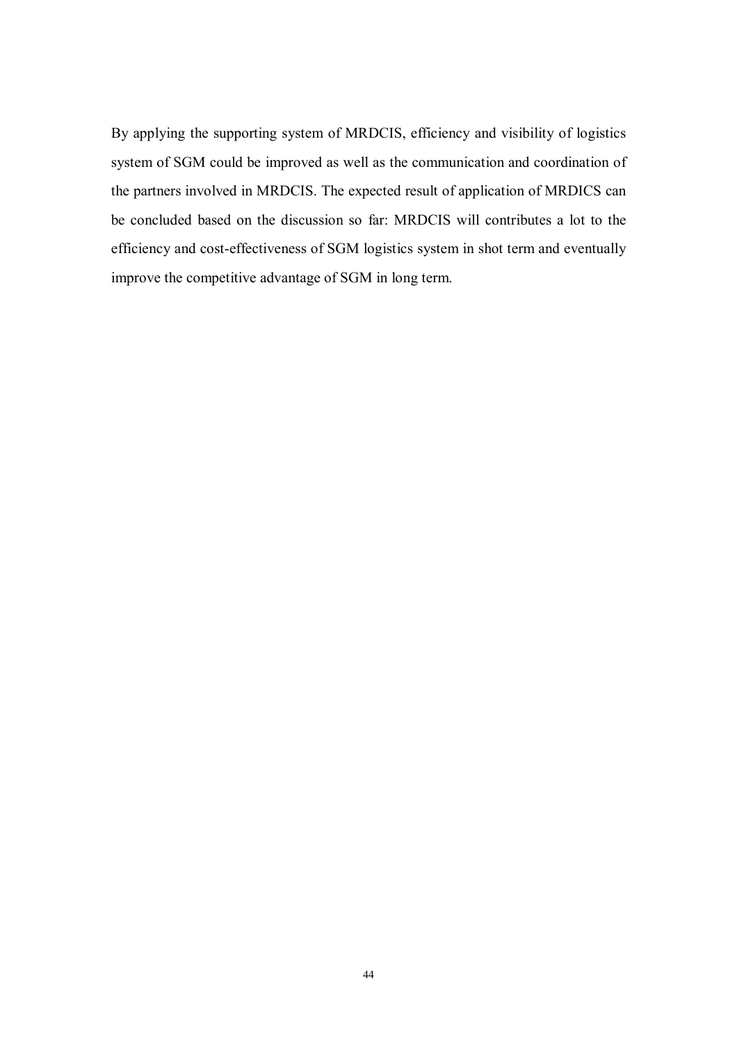By applying the supporting system of MRDCIS, efficiency and visibility of logistics system of SGM could be improved as well as the communication and coordination of the partners involved in MRDCIS. The expected result of application of MRDICS can be concluded based on the discussion so far: MRDCIS will contributes a lot to the efficiency and cost-effectiveness of SGM logistics system in shot term and eventually improve the competitive advantage of SGM in long term.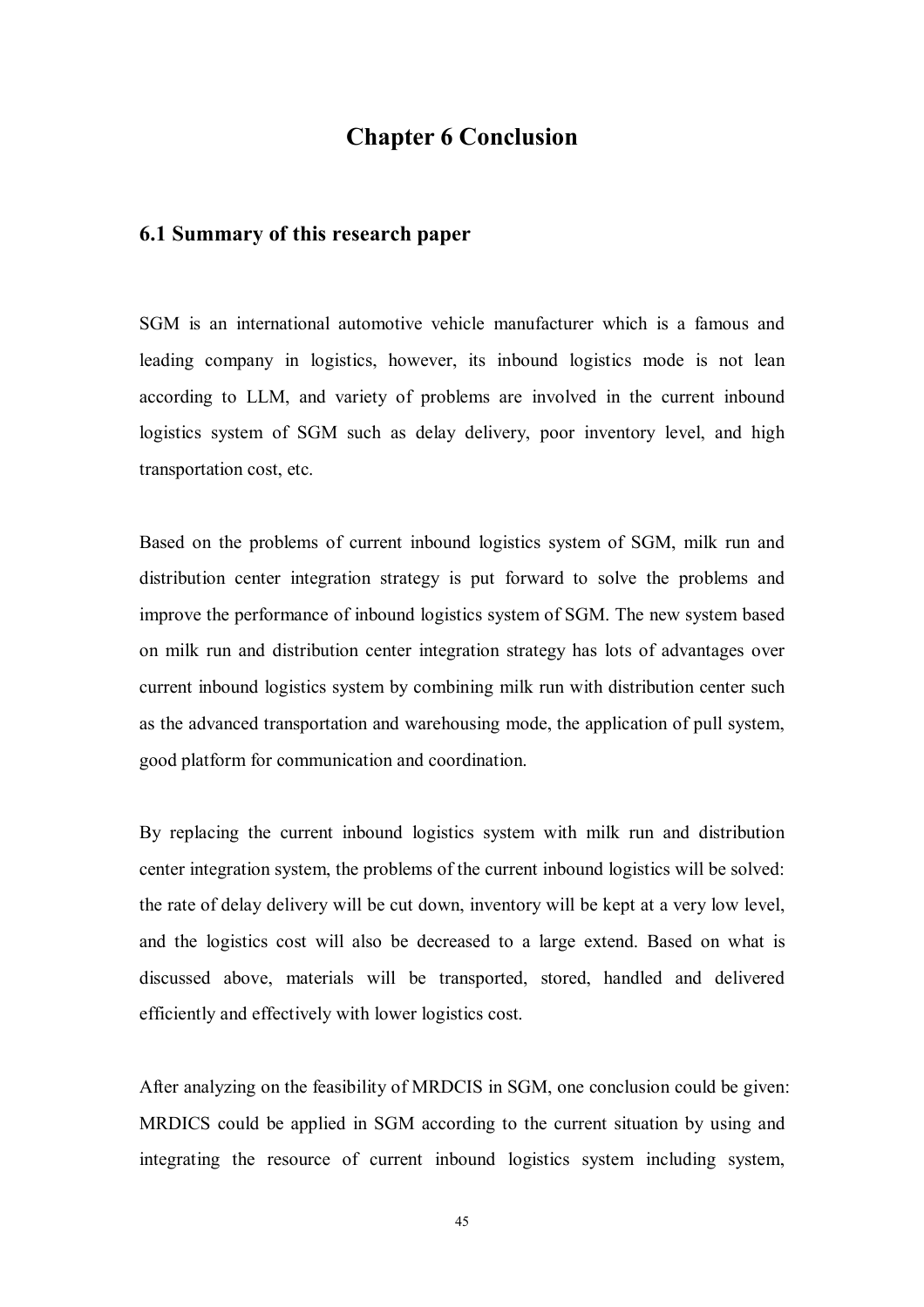# Chapter 6 Conclusion

## 6.1 Summary of this research paper

SGM is an international automotive vehicle manufacturer which is a famous and leading company in logistics, however, its inbound logistics mode is not lean according to LLM, and variety of problems are involved in the current inbound logistics system of SGM such as delay delivery, poor inventory level, and high transportation cost, etc.

Based on the problems of current inbound logistics system of SGM, milk run and distribution center integration strategy is put forward to solve the problems and improve the performance of inbound logistics system of SGM. The new system based on milk run and distribution center integration strategy has lots of advantages over current inbound logistics system by combining milk run with distribution center such as the advanced transportation and warehousing mode, the application of pull system, good platform for communication and coordination.

By replacing the current inbound logistics system with milk run and distribution center integration system, the problems of the current inbound logistics will be solved: the rate of delay delivery will be cut down, inventory will be kept at a very low level, and the logistics cost will also be decreased to a large extend. Based on what is discussed above, materials will be transported, stored, handled and delivered efficiently and effectively with lower logistics cost.

After analyzing on the feasibility of MRDCIS in SGM, one conclusion could be given: MRDICS could be applied in SGM according to the current situation by using and integrating the resource of current inbound logistics system including system,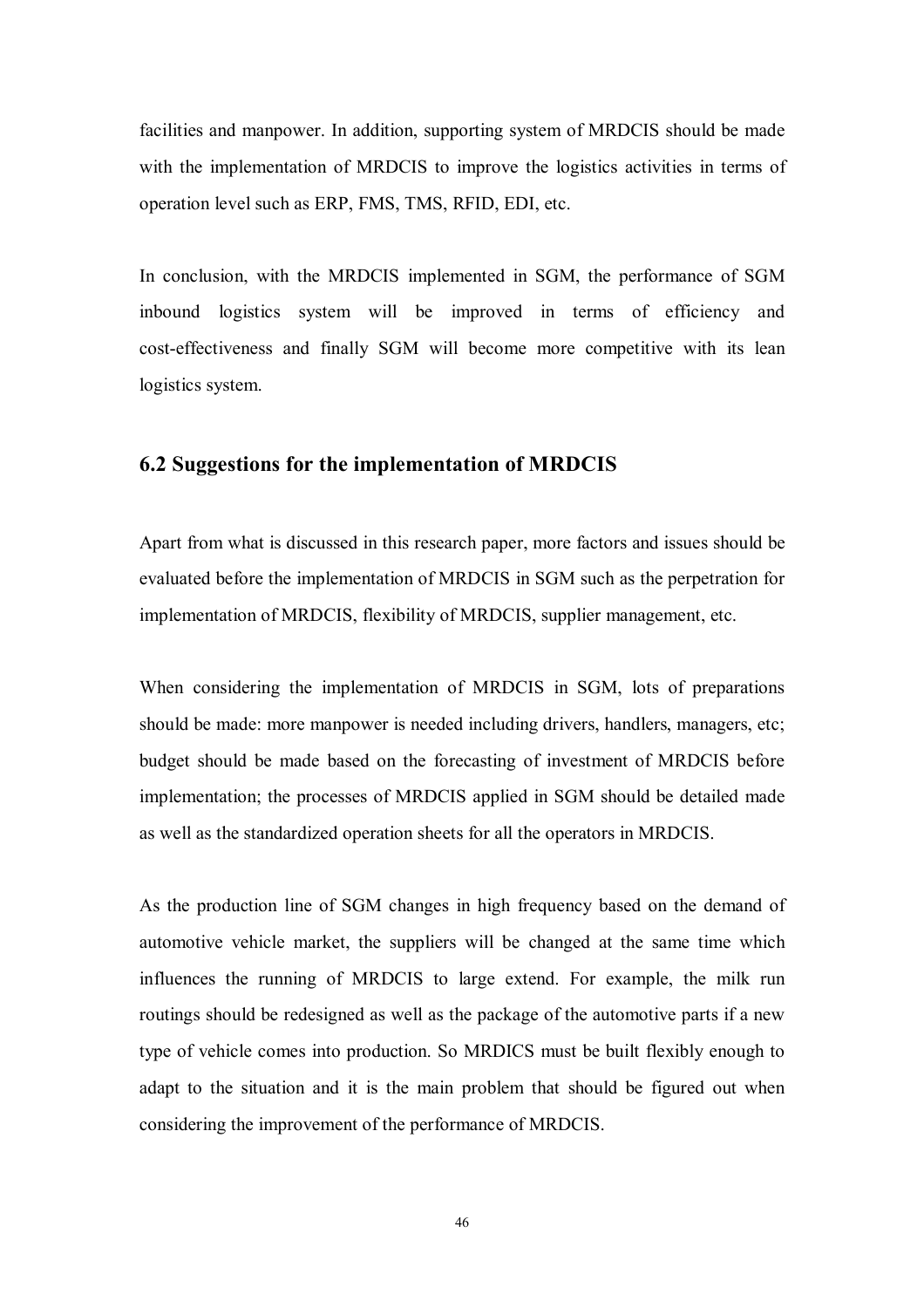facilities and manpower. In addition, supporting system of MRDCIS should be made with the implementation of MRDCIS to improve the logistics activities in terms of operation level such as ERP, FMS, TMS, RFID, EDI, etc.

In conclusion, with the MRDCIS implemented in SGM, the performance of SGM inbound logistics system will be improved in terms of efficiency and cost-effectiveness and finally SGM will become more competitive with its lean logistics system.

## 6.2 Suggestions for the implementation of MRDCIS

Apart from what is discussed in this research paper, more factors and issues should be evaluated before the implementation of MRDCIS in SGM such as the perpetration for implementation of MRDCIS, flexibility of MRDCIS, supplier management, etc.

When considering the implementation of MRDCIS in SGM, lots of preparations should be made: more manpower is needed including drivers, handlers, managers, etc; budget should be made based on the forecasting of investment of MRDCIS before implementation; the processes of MRDCIS applied in SGM should be detailed made as well as the standardized operation sheets for all the operators in MRDCIS.

As the production line of SGM changes in high frequency based on the demand of automotive vehicle market, the suppliers will be changed at the same time which influences the running of MRDCIS to large extend. For example, the milk run routings should be redesigned as well as the package of the automotive parts if a new type of vehicle comes into production. So MRDICS must be built flexibly enough to adapt to the situation and it is the main problem that should be figured out when considering the improvement of the performance of MRDCIS.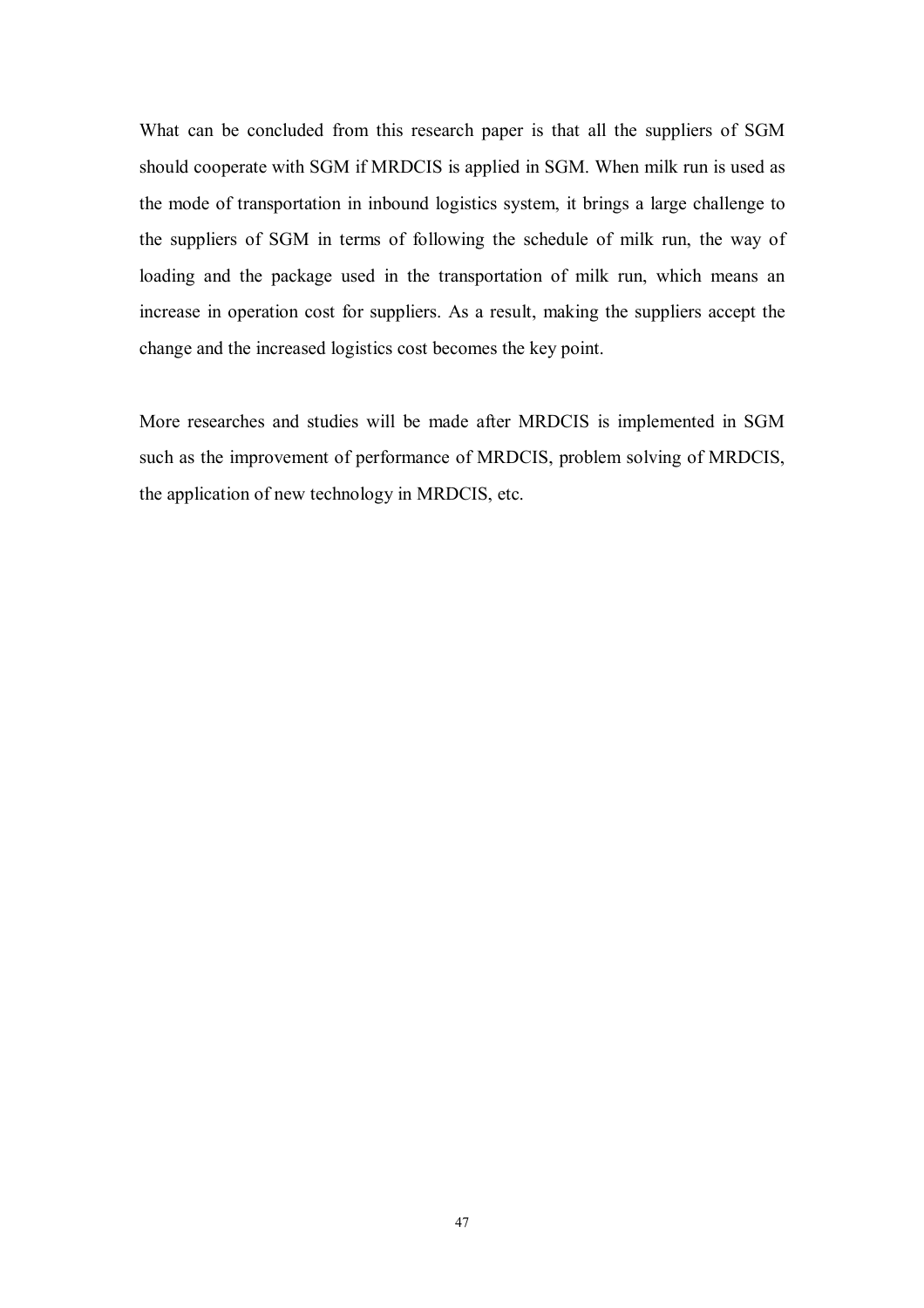What can be concluded from this research paper is that all the suppliers of SGM should cooperate with SGM if MRDCIS is applied in SGM. When milk run is used as the mode of transportation in inbound logistics system, it brings a large challenge to the suppliers of SGM in terms of following the schedule of milk run, the way of loading and the package used in the transportation of milk run, which means an increase in operation cost for suppliers. As a result, making the suppliers accept the change and the increased logistics cost becomes the key point.

More researches and studies will be made after MRDCIS is implemented in SGM such as the improvement of performance of MRDCIS, problem solving of MRDCIS, the application of new technology in MRDCIS, etc.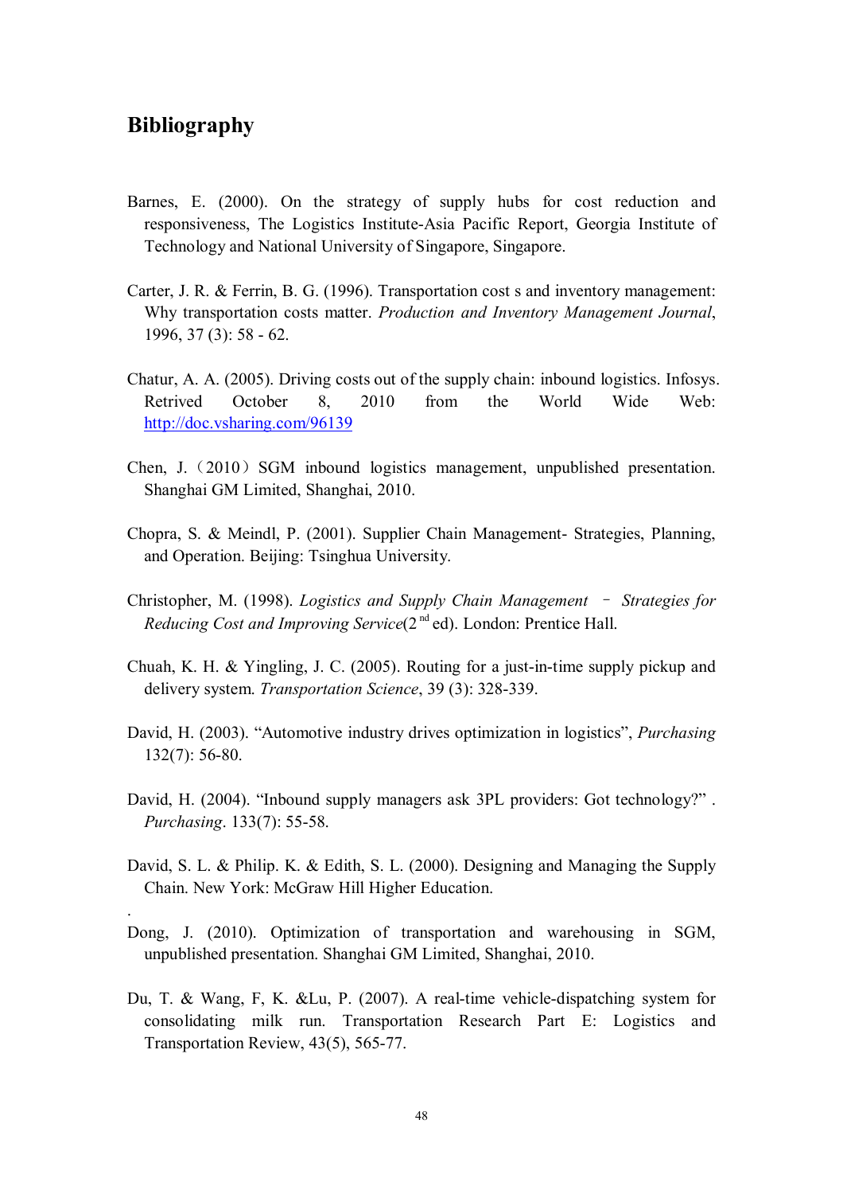# Bibliography

Barnes, E. (2000). On the strategy of supply hubs for cost reduction and responsiveness, The Logistics Institute-Asia Pacific Report, Georgia Institute of Technology and National University of Singapore, Singapore.

Carter, J. R. & Ferrin, B. G. (1996). Transportation cost s and inventory management: Why transportation costs matter. *Production and Inventory Management Journal*, 1996, 37 (3): 58 - 62.

Chatur, A. A. (2005). Driving costs out of the supply chain: inbound logistics. Infosys. Retrived October 8, 2010 from the World Wide Web: http://doc.vsharing.com/96139

Chen, J.（2010）SGM inbound logistics management, unpublished presentation. Shanghai GM Limited, Shanghai, 2010.

Chopra, S. & Meindl, P. (2001). Supplier Chain Management- Strategies, Planning, and Operation. Beijing: Tsinghua University.

Christopher, M. (1998). *Logistics and Supply Chain Management – Strategies for Reducing Cost and Improving Service*(2 nd ed). London: Prentice Hall.

Chuah, K. H. & Yingling, J. C. (2005). Routing for a just-in-time supply pickup and delivery system. *Transportation Science*, 39 (3): 328-339.

David, H. (2003). "Automotive industry drives optimization in logistics", *Purchasing* 132(7): 56-80.

David, H. (2004). "Inbound supply managers ask 3PL providers: Got technology?" . *Purchasing*. 133(7): 55-58.

David, S. L. & Philip. K. & Edith, S. L. (2000). Designing and Managing the Supply Chain. New York: McGraw Hill Higher Education.

.

Dong, J. (2010). Optimization of transportation and warehousing in SGM, unpublished presentation. Shanghai GM Limited, Shanghai, 2010.

Du, T. & Wang, F, K. &Lu, P. (2007). A real-time vehicle-dispatching system for consolidating milk run. Transportation Research Part E: Logistics and Transportation Review, 43(5), 565-77.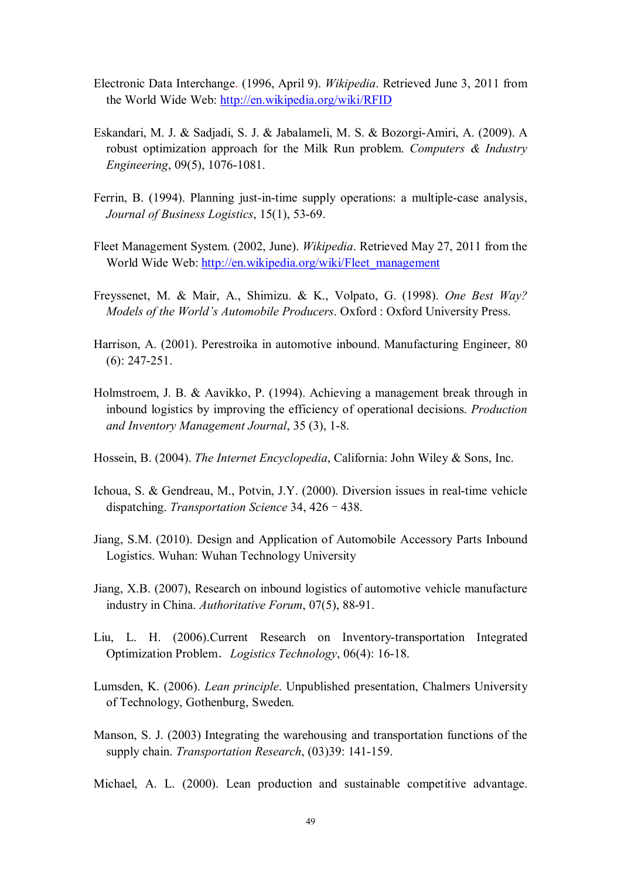Electronic Data Interchange. (1996, April 9). *Wikipedia*. Retrieved June 3, 2011 from the World Wide Web: http://en.wikipedia.org/wiki/RFID

Eskandari, M. J. & Sadjadi, S. J. & Jabalameli, M. S. & Bozorgi-Amiri, A. (2009). A robust optimization approach for the Milk Run problem. *Computers & Industry Engineering*, 09(5), 1076-1081.

Ferrin, B. (1994). Planning just-in-time supply operations: a multiple-case analysis, *Journal of Business Logistics*, 15(1), 53-69.

Fleet Management System. (2002, June). *Wikipedia*. Retrieved May 27, 2011 from the World Wide Web: http://en.wikipedia.org/wiki/Fleet_management

Freyssenet, M. & Mair, A., Shimizu. & K., Volpato, G. (1998). *One Best Way? Models of the World's Automobile Producers*. Oxford : Oxford University Press.

Harrison, A. (2001). Perestroika in automotive inbound. Manufacturing Engineer, 80 (6): 247-251.

Holmstroem, J. B. & Aavikko, P. (1994). Achieving a management break through in inbound logistics by improving the efficiency of operational decisions. *Production and Inventory Management Journal*, 35 (3), 1-8.

Hossein, B. (2004). *The Internet Encyclopedia*, California: John Wiley & Sons, Inc.

Ichoua, S. & Gendreau, M., Potvin, J.Y. (2000). Diversion issues in real-time vehicle dispatching. *Transportation Science* 34, 426 – 438.

Jiang, S.M. (2010). Design and Application of Automobile Accessory Parts Inbound Logistics. Wuhan: Wuhan Technology University

Jiang, X.B. (2007), Research on inbound logistics of automotive vehicle manufacture industry in China. *Authoritative Forum*, 07(5), 88-91.

Liu, L. H. (2006).Current Research on Inventory-transportation Integrated Optimization Problem. *Logistics Technology*, 06(4): 16-18.

Lumsden, K. (2006). *Lean principle*. Unpublished presentation, Chalmers University of Technology, Gothenburg, Sweden.

Manson, S. J. (2003) Integrating the warehousing and transportation functions of the supply chain. *Transportation Research*, (03)39: 141-159.

Michael, A. L. (2000). Lean production and sustainable competitive advantage.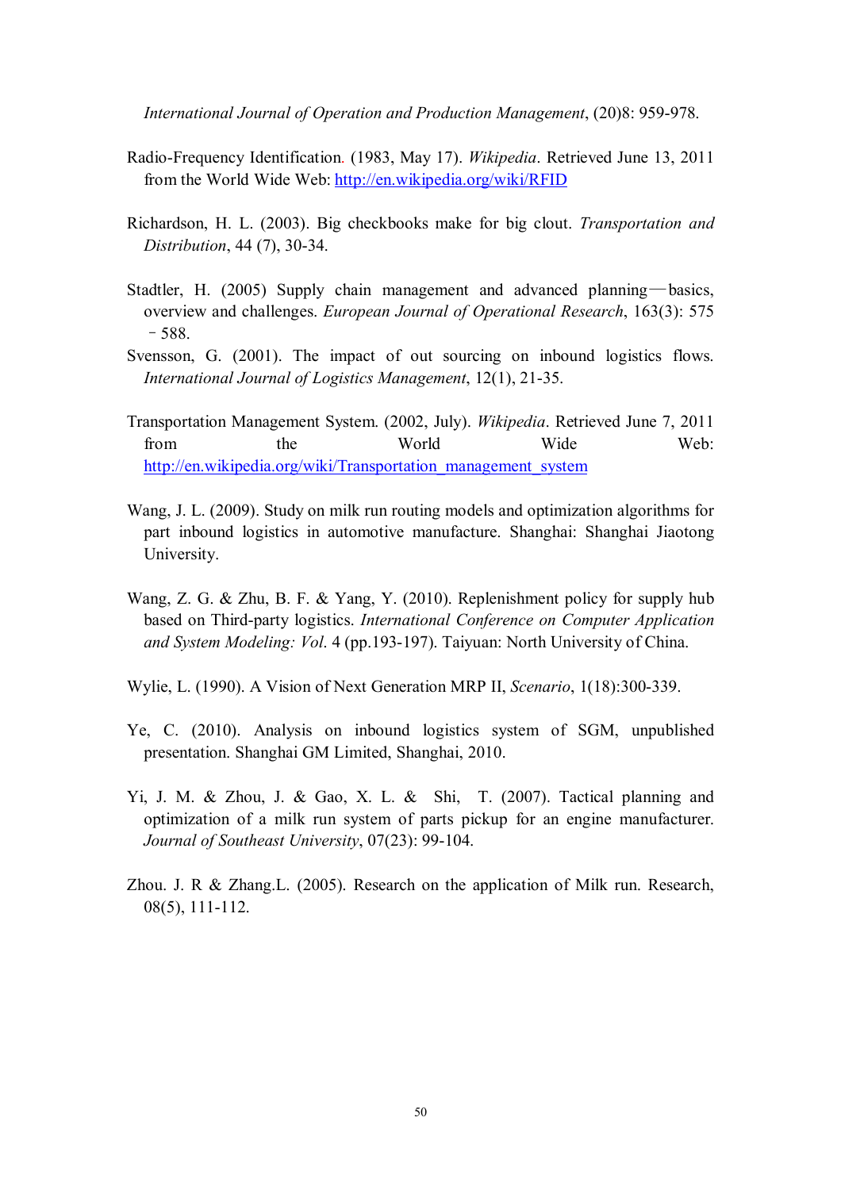*International Journal of Operation and Production Management*, (20)8: 959-978.

Radio-Frequency Identification. (1983, May 17). *Wikipedia*. Retrieved June 13, 2011 from the World Wide Web: http://en.wikipedia.org/wiki/RFID

Richardson, H. L. (2003). Big checkbooks make for big clout. *Transportation and Distribution*, 44 (7), 30-34.

Stadtler, H. (2005) Supply chain management and advanced planning—basics, overview and challenges. *European Journal of Operational Research*, 163(3): 575–588.

Svensson, G. (2001). The impact of out sourcing on inbound logistics flows. *International Journal of Logistics Management*, 12(1), 21-35.

Transportation Management System. (2002, July). *Wikipedia*. Retrieved June 7, 2011 from the World Wide Web: http://en.wikipedia.org/wiki/Transportation_management_system

Wang, J. L. (2009). Study on milk run routing models and optimization algorithms for part inbound logistics in automotive manufacture. Shanghai: Shanghai Jiaotong University.

Wang, Z. G. & Zhu, B. F. & Yang, Y. (2010). Replenishment policy for supply hub based on Third-party logistics. *International Conference on Computer Application and System Modeling: Vol*. 4 (pp.193-197). Taiyuan: North University of China.

Wylie, L. (1990). A Vision of Next Generation MRP II, *Scenario*, 1(18):300-339.

Ye, C. (2010). Analysis on inbound logistics system of SGM, unpublished presentation. Shanghai GM Limited, Shanghai, 2010.

Yi, J. M. & Zhou, J. & Gao, X. L. & Shi, T. (2007). Tactical planning and optimization of a milk run system of parts pickup for an engine manufacturer. *Journal of Southeast University*, 07(23): 99-104.

Zhou. J. R & Zhang.L. (2005). Research on the application of Milk run. Research, 08(5), 111-112.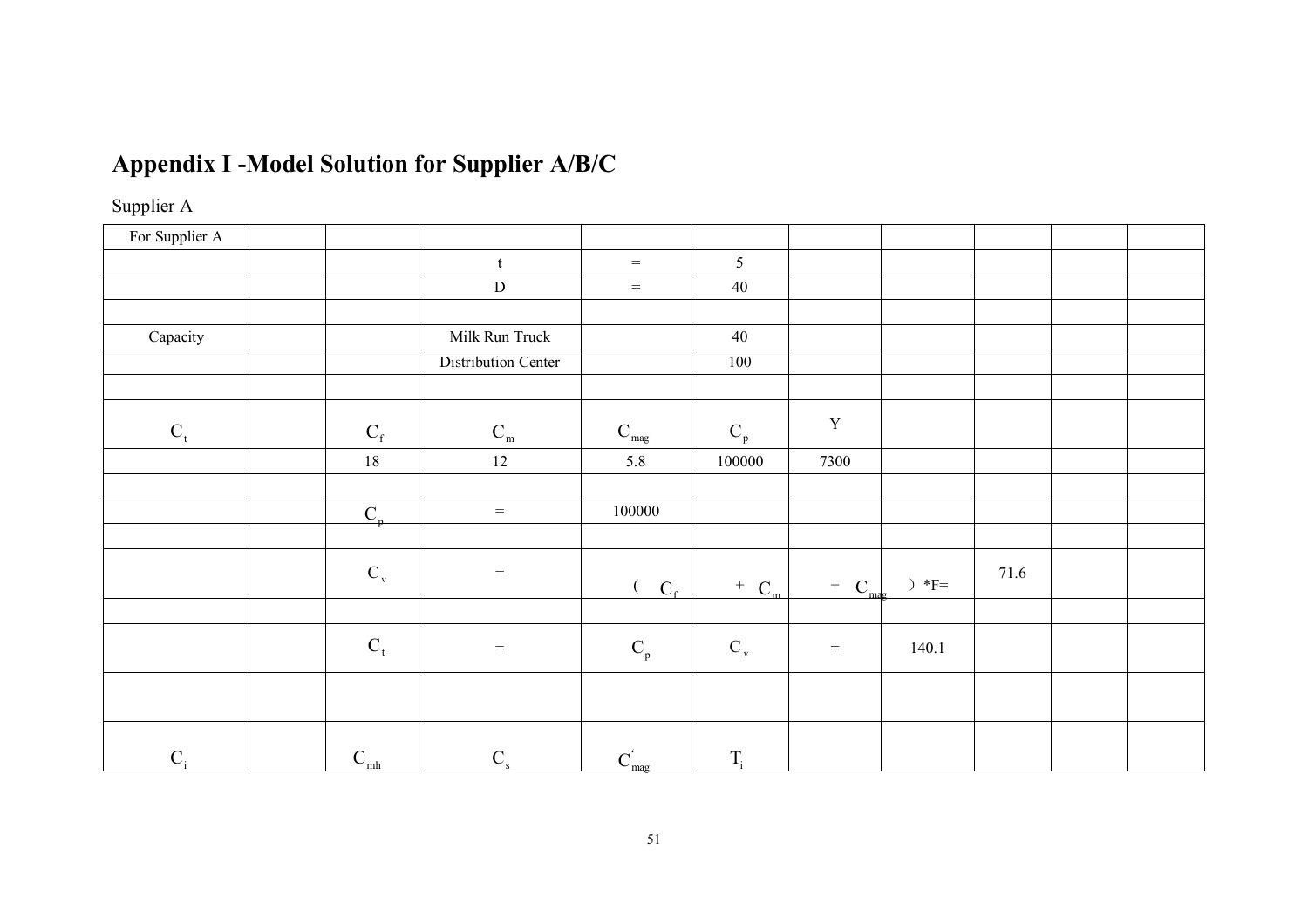# Appendix I -Model Solution for Supplier A/B/C

Supplier A

| For Supplier A | | | | | | | | | | |
|---|---|---|---|---|---|---|---|---|---|---|
| | | | t | = | 5 | | | | | |
| | | | D | = | 40 | | | | | |
| | | | | | | | | | | |
| Capacity | | | Milk Run Truck | | 40 | | | | | |
| | | | Distribution Center | | 100 | | | | | |
| | | | | | | | | | | |
| $C_t$ | | $C_f$ | $C_m$ | $C_{mag}$ | $C_p$ | Y | | | | |
| | | 18 | 12 | 5.8 | 100000 | 7300 | | | | |
| | | | | | | | | | | |
| | | $C_p$ | = | 100000 | | | | | | |
| | | | | | | | | | | |
| | | $C_v$ | = | ( $C_f$ | + $C_m$ | + $C_{mag}$ | ) *F= | 71.6 | | |
| | | | | | | | | | | |
| | | $C_t$ | = | $C_p$ | $C_v$ | = | 140.1 | | | |
| | | | | | | | | | | |
| $C_i$ | | $C_{mh}$ | $C_s$ | $C'_{mag}$ | $T_i$ | | | | | |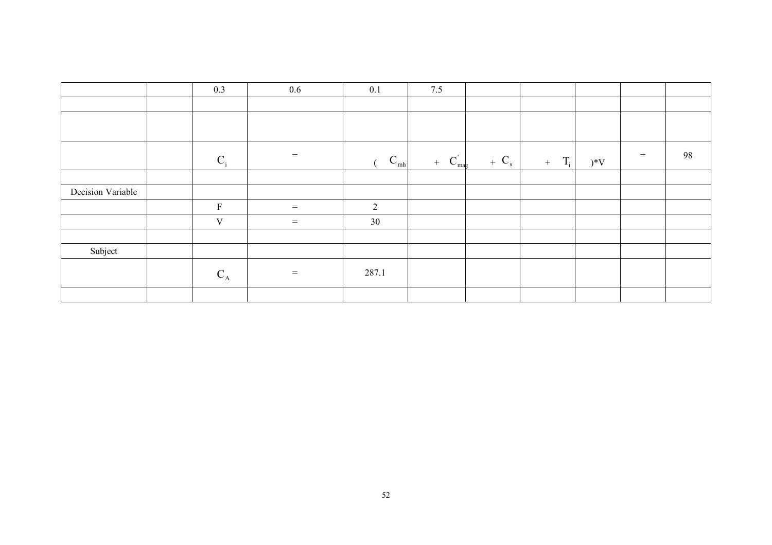|  |  | 0.3 | 0.6 | 0.1 | 7.5 |  |  |  |  |  |
|---|---|---|---|---|---|---|---|---|---|---|
|  |  |  |  |  |  |  |  |  |  |  |
|  |  |  |  |  |  |  |  |  |  |  |
|  |  | $C_i$ | = | ( $C_{mh}$ | + $C'_{mag}$ | + $C_s$ | + $T_i$ | )*V | = | 98 |
|  |  |  |  |  |  |  |  |  |  |  |
| Decision Variable |  |  |  |  |  |  |  |  |  |  |
|  |  | F | = | 2 |  |  |  |  |  |  |
|  |  | V | = | 30 |  |  |  |  |  |  |
|  |  |  |  |  |  |  |  |  |  |  |
| Subject |  |  |  |  |  |  |  |  |  |  |
|  |  | $C_A$ | = | 287.1 |  |  |  |  |  |  |
|  |  |  |  |  |  |  |  |  |  |  |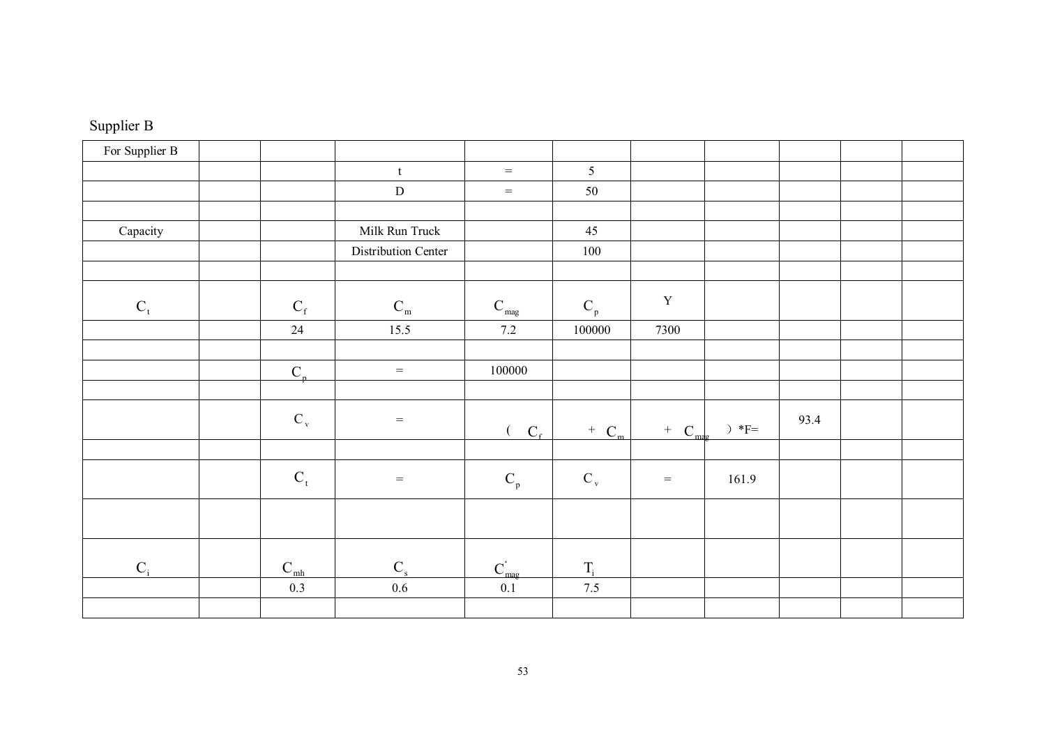Supplier B

| For Supplier B | | | | | | | | | | |
|---|---|---|---|---|---|---|---|---|---|---|
| | | | t | = | 5 | | | | | |
| | | | D | = | 50 | | | | | |
| | | | | | | | | | | |
| Capacity | | | Milk Run Truck | | 45 | | | | | |
| | | | Distribution Center | | 100 | | | | | |
| | | | | | | | | | | |
| $C_t$ | | $C_f$ | $C_m$ | $C_{mag}$ | $C_p$ | Y | | | | |
| | | 24 | 15.5 | 7.2 | 100000 | 7300 | | | | |
| | | | | | | | | | | |
| | | $C_p$ | = | 100000 | | | | | | |
| | | | | | | | | | | |
| | | $C_v$ | = | ( $C_f$ | + $C_m$ | + $C_{mag}$ | )*F= | 93.4 | | |
| | | | | | | | | | | |
| | | $C_t$ | = | $C_p$ | $C_v$ | = | 161.9 | | | |
| | | | | | | | | | | |
| $C_i$ | | $C_{mh}$ | $C_s$ | $C'_{mag}$ | $T_i$ | | | | | |
| | | 0.3 | 0.6 | 0.1 | 7.5 | | | | | |
| | | | | | | | | | | |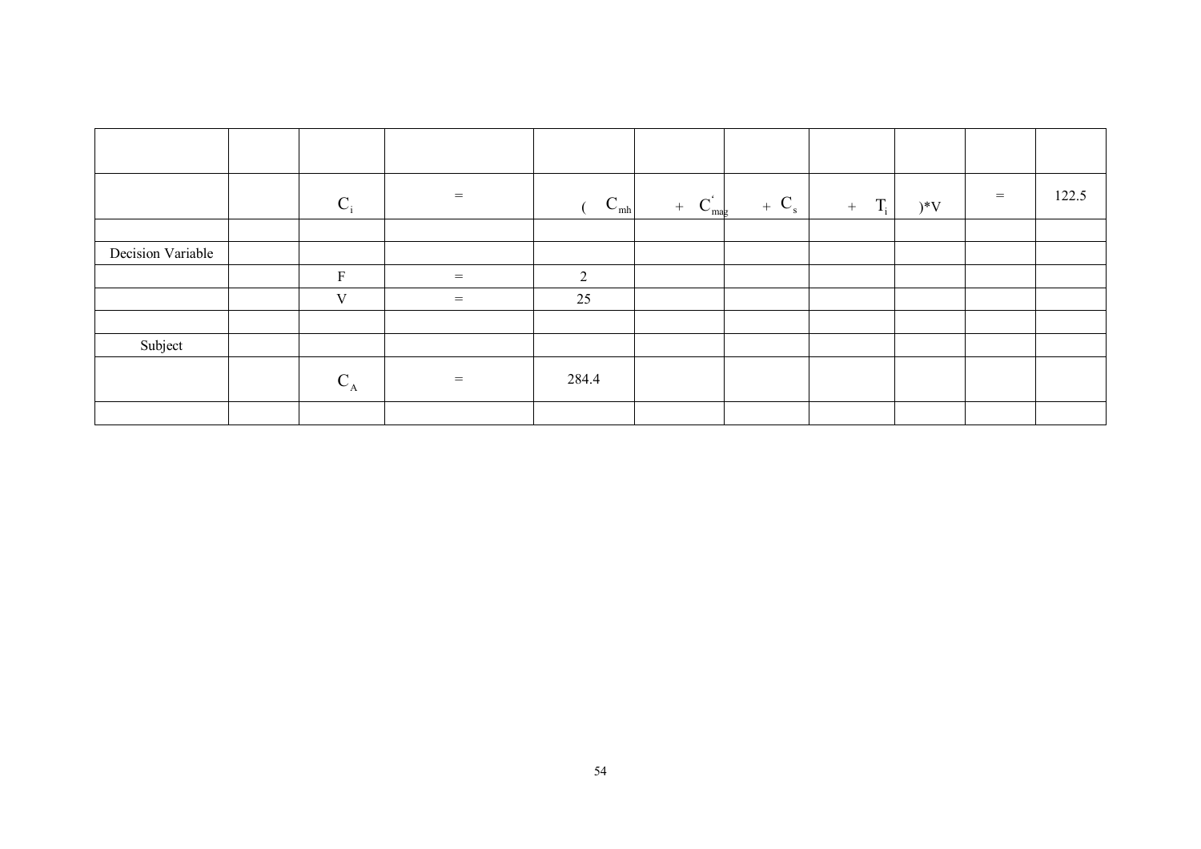| | | | | | | | | | | |
|---|---|---|---|---|---|---|---|---|---|---|
| | | $C_i$ | = | ( $C_{mh}$ | + $C'_{mag}$ | + $C_s$ | + $T_i$ | )*V | = | 122.5 |
| | | | | | | | | | | |
| Decision Variable | | | | | | | | | | |
| | | F | = | 2 | | | | | | |
| | | V | = | 25 | | | | | | |
| | | | | | | | | | | |
| Subject | | | | | | | | | | |
| | | $C_A$ | = | 284.4 | | | | | | |
| | | | | | | | | | | |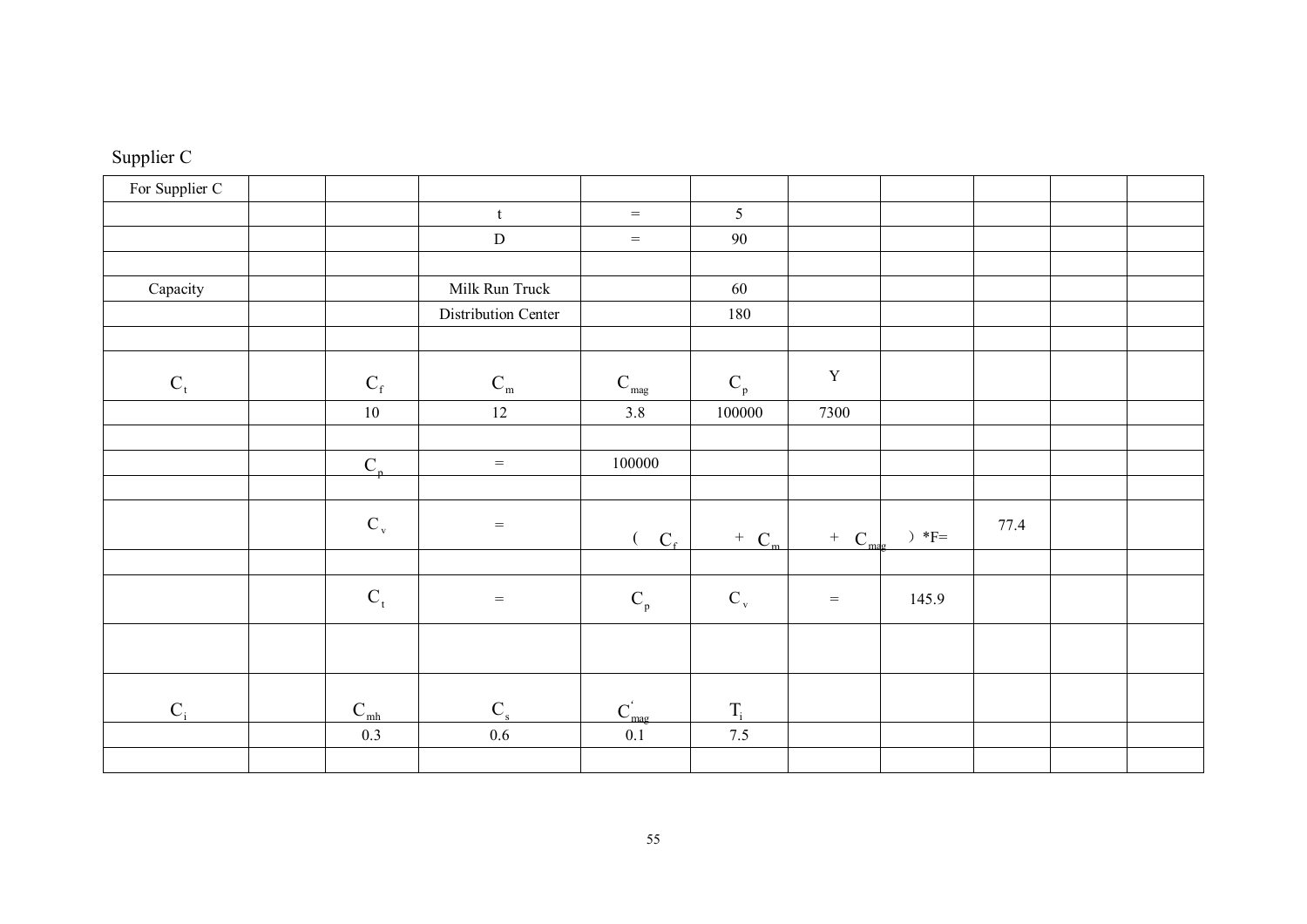Supplier C

| For Supplier C | | | | | | | | | | |
|---|---|---|---|---|---|---|---|---|---|---|
| | | | t | = | 5 | | | | | |
| | | | D | = | 90 | | | | | |
| | | | | | | | | | | |
| Capacity | | | Milk Run Truck | | 60 | | | | | |
| | | | Distribution Center | | 180 | | | | | |
| | | | | | | | | | | |
| $C_t$ | | $C_f$ | $C_m$ | $C_{mag}$ | $C_p$ | Y | | | | |
| | | 10 | 12 | 3.8 | 100000 | 7300 | | | | |
| | | | | | | | | | | |
| | | $C_p$ | = | 100000 | | | | | | |
| | | | | | | | | | | |
| | | $C_v$ | = | ( $C_f$ | + $C_m$ | + $C_{mag}$ | ) *F= | 77.4 | | |
| | | | | | | | | | | |
| | | $C_t$ | = | $C_p$ | $C_v$ | = | 145.9 | | | |
| | | | | | | | | | | |
| $C_i$ | | $C_{mh}$ | $C_s$ | $C'_{mag}$ | $T_i$ | | | | | |
| | | 0.3 | 0.6 | 0.1 | 7.5 | | | | | |
| | | | | | | | | | | |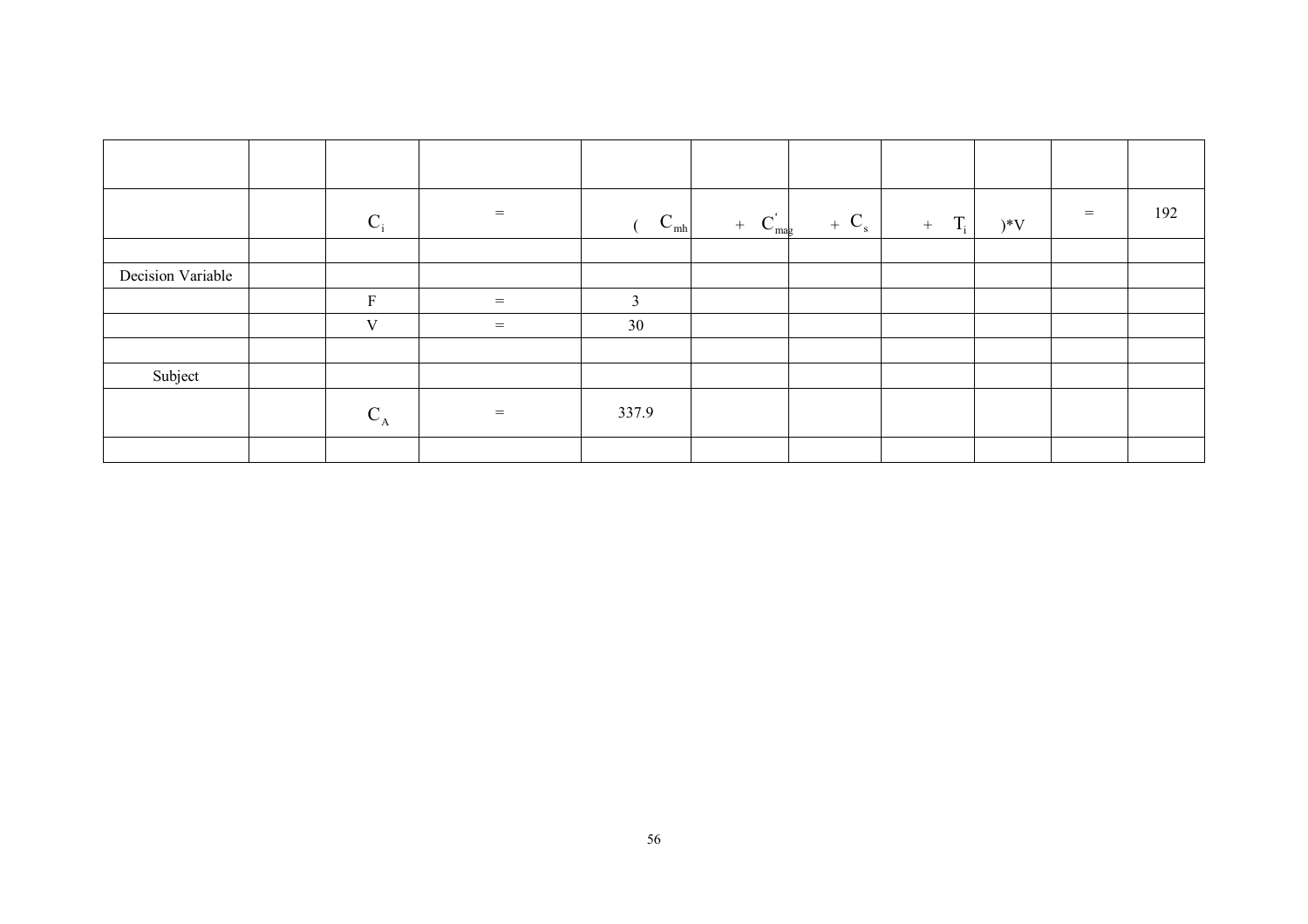| | | | | | | | | | | |
|---|---|---|---|---|---|---|---|---|---|---|
| | | $C_i$ | = | ( $C_{mh}$ | + $C'_{mag}$ | + $C_s$ | + $T_i$ | )*V | = | 192 |
| | | | | | | | | | | |
| Decision Variable | | | | | | | | | | |
| | | F | = | 3 | | | | | | |
| | | V | = | 30 | | | | | | |
| | | | | | | | | | | |
| Subject | | | | | | | | | | |
| | | $C_A$ | = | 337.9 | | | | | | |
| | | | | | | | | | | |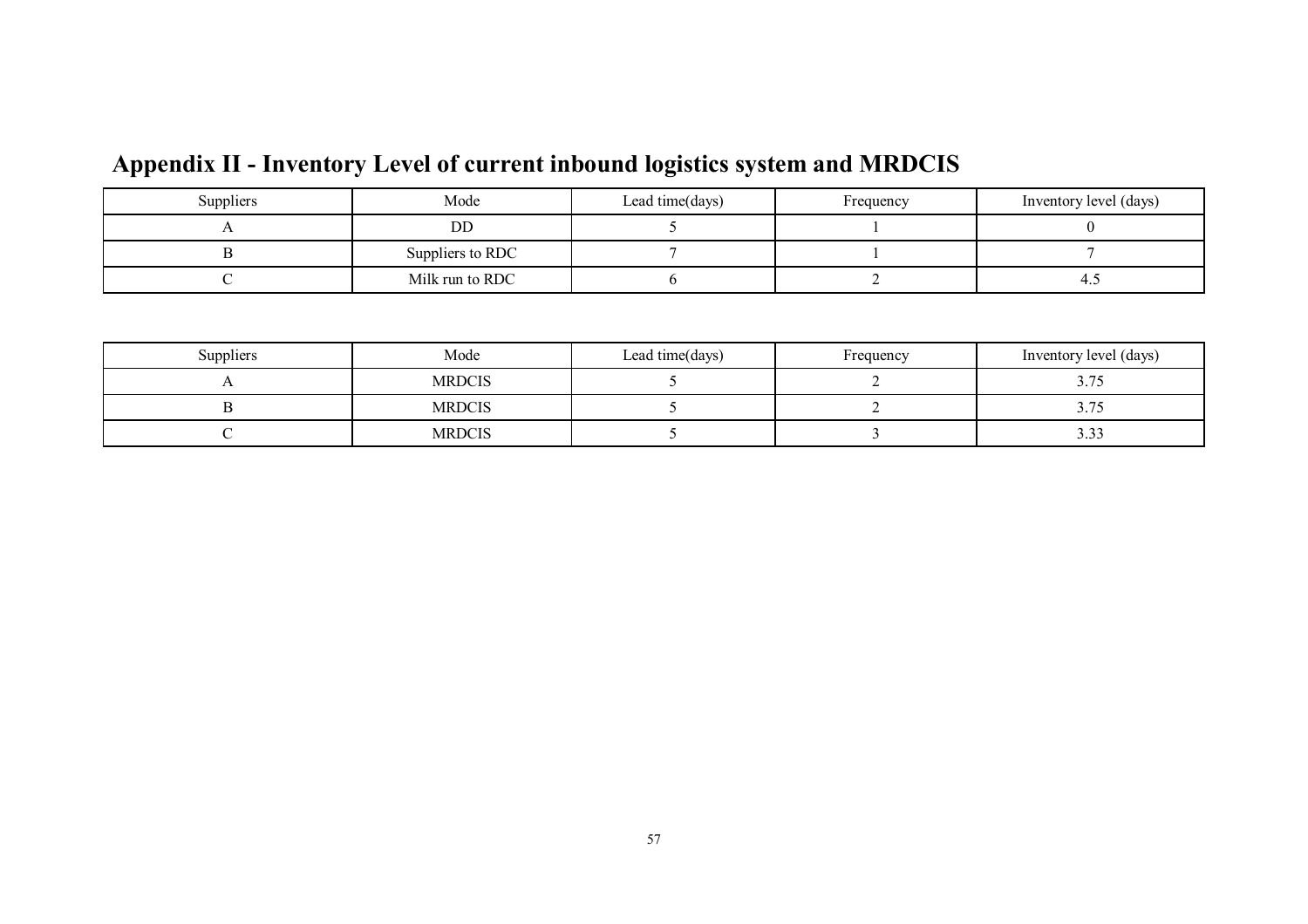# Appendix II - Inventory Level of current inbound logistics system and MRDCIS

| Suppliers | Mode | Lead time(days) | Frequency | Inventory level (days) |
|---|---|---|---|---|
| A | DD | 5 | 1 | 0 |
| B | Suppliers to RDC | 7 | 1 | 7 |
| C | Milk run to RDC | 6 | 2 | 4.5 |

| Suppliers | Mode | Lead time(days) | Frequency | Inventory level (days) |
|---|---|---|---|---|
| A | MRDCIS | 5 | 2 | 3.75 |
| B | MRDCIS | 5 | 2 | 3.75 |
| C | MRDCIS | 5 | 3 | 3.33 |